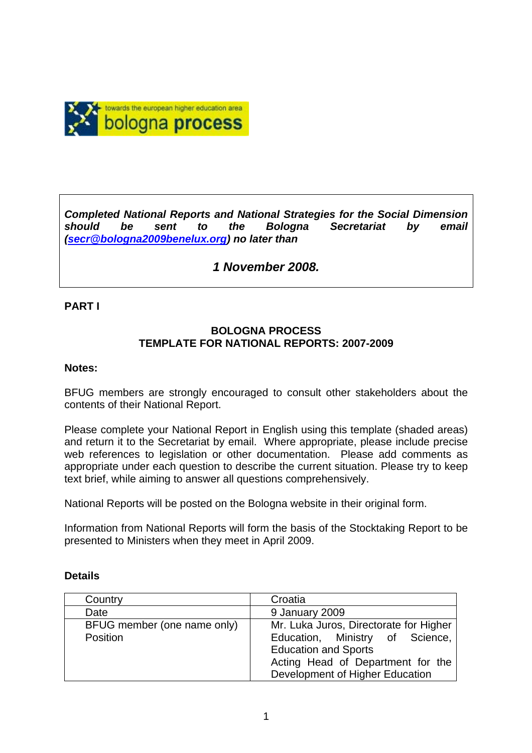***Completed National Reports and National Strategies for the Social Dimension should be sent to the Bologna Secretariat by email ([secr@bologna2009benelux.org](mailto:secr@bologna2009benelux.org)) no later than***

***1 November 2008.***

**PART I**

**BOLOGNA PROCESS**
**TEMPLATE FOR NATIONAL REPORTS: 2007-2009**

**Notes:**

BFUG members are strongly encouraged to consult other stakeholders about the contents of their National Report.

Please complete your National Report in English using this template (shaded areas) and return it to the Secretariat by email. Where appropriate, please include precise web references to legislation or other documentation. Please add comments as appropriate under each question to describe the current situation. Please try to keep text brief, while aiming to answer all questions comprehensively.

National Reports will be posted on the Bologna website in their original form.

Information from National Reports will form the basis of the Stocktaking Report to be presented to Ministers when they meet in April 2009.

**Details**

| | |
|---|---|
| Country | Croatia |
| Date | 9 January 2009 |
| BFUG member (one name only)<br>Position | Mr. Luka Juros, Directorate for Higher Education, Ministry of Science, Education and Sports<br>Acting Head of Department for the Development of Higher Education |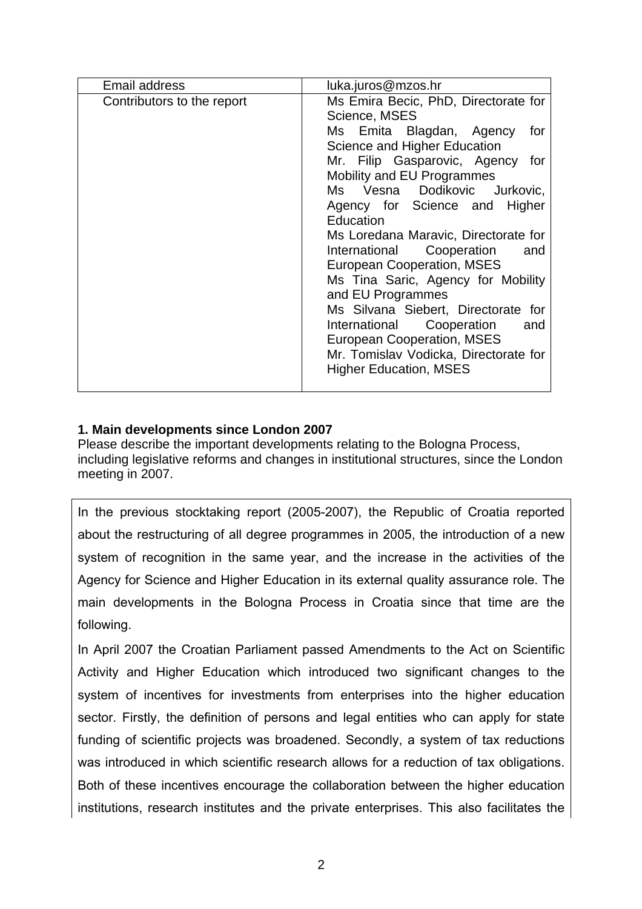| Email address | luka.juros@mzos.hr |
| --- | --- |
| Contributors to the report | Ms Emira Becic, PhD, Directorate for Science, MSES<br>Ms Emita Blagdan, Agency for Science and Higher Education<br>Mr. Filip Gasparovic, Agency for Mobility and EU Programmes<br>Ms Vesna Dodikovic Jurkovic, Agency for Science and Higher Education<br>Ms Loredana Maravic, Directorate for International Cooperation and European Cooperation, MSES<br>Ms Tina Saric, Agency for Mobility and EU Programmes<br>Ms Silvana Siebert, Directorate for International Cooperation and European Cooperation, MSES<br>Mr. Tomislav Vodicka, Directorate for Higher Education, MSES |

**1. Main developments since London 2007**

Please describe the important developments relating to the Bologna Process, including legislative reforms and changes in institutional structures, since the London meeting in 2007.

In the previous stocktaking report (2005-2007), the Republic of Croatia reported about the restructuring of all degree programmes in 2005, the introduction of a new system of recognition in the same year, and the increase in the activities of the Agency for Science and Higher Education in its external quality assurance role. The main developments in the Bologna Process in Croatia since that time are the following.

In April 2007 the Croatian Parliament passed Amendments to the Act on Scientific Activity and Higher Education which introduced two significant changes to the system of incentives for investments from enterprises into the higher education sector. Firstly, the definition of persons and legal entities who can apply for state funding of scientific projects was broadened. Secondly, a system of tax reductions was introduced in which scientific research allows for a reduction of tax obligations. Both of these incentives encourage the collaboration between the higher education institutions, research institutes and the private enterprises. This also facilitates the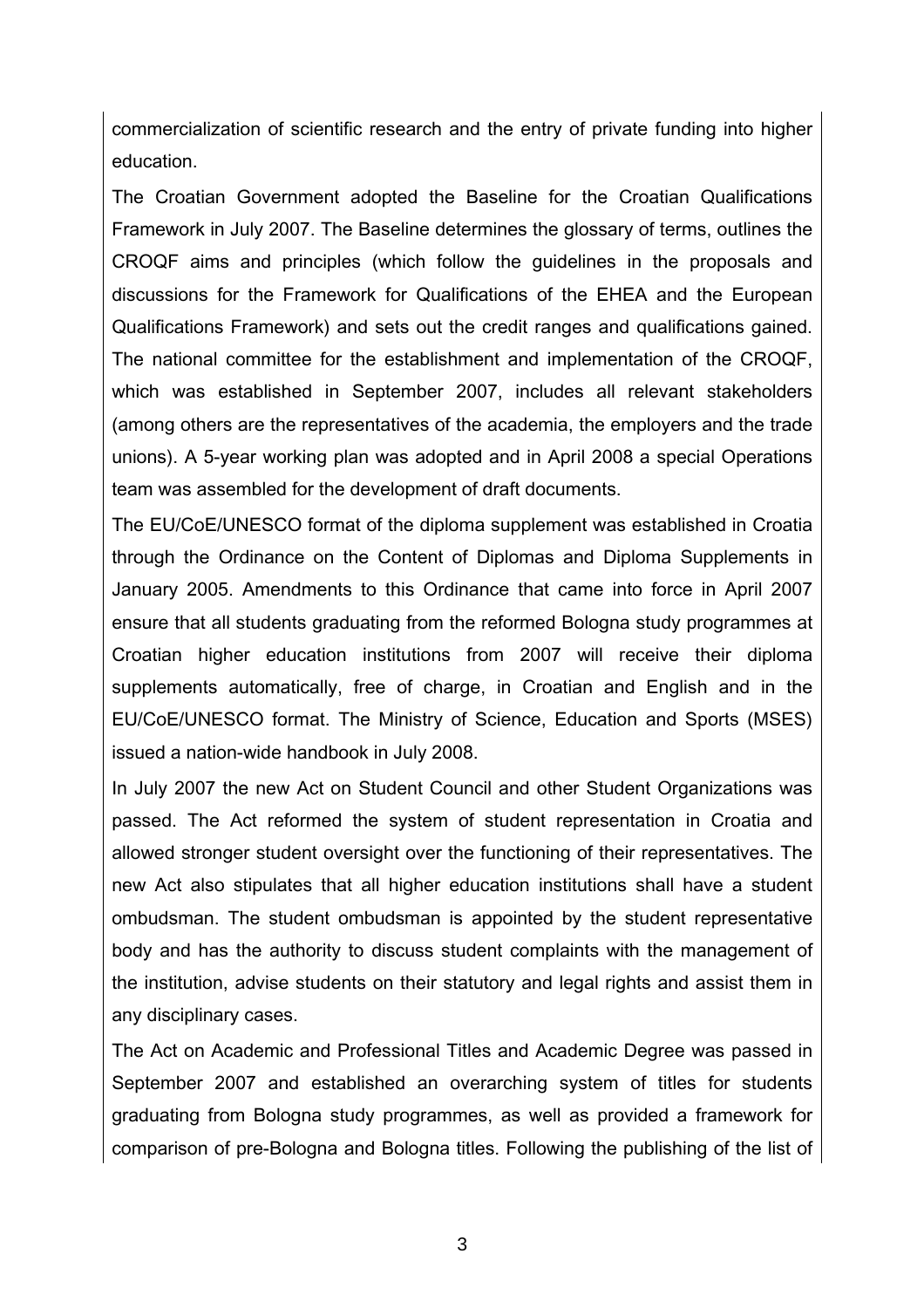commercialization of scientific research and the entry of private funding into higher education.

The Croatian Government adopted the Baseline for the Croatian Qualifications Framework in July 2007. The Baseline determines the glossary of terms, outlines the CROQF aims and principles (which follow the guidelines in the proposals and discussions for the Framework for Qualifications of the EHEA and the European Qualifications Framework) and sets out the credit ranges and qualifications gained. The national committee for the establishment and implementation of the CROQF, which was established in September 2007, includes all relevant stakeholders (among others are the representatives of the academia, the employers and the trade unions). A 5-year working plan was adopted and in April 2008 a special Operations team was assembled for the development of draft documents.

The EU/CoE/UNESCO format of the diploma supplement was established in Croatia through the Ordinance on the Content of Diplomas and Diploma Supplements in January 2005. Amendments to this Ordinance that came into force in April 2007 ensure that all students graduating from the reformed Bologna study programmes at Croatian higher education institutions from 2007 will receive their diploma supplements automatically, free of charge, in Croatian and English and in the EU/CoE/UNESCO format. The Ministry of Science, Education and Sports (MSES) issued a nation-wide handbook in July 2008.

In July 2007 the new Act on Student Council and other Student Organizations was passed. The Act reformed the system of student representation in Croatia and allowed stronger student oversight over the functioning of their representatives. The new Act also stipulates that all higher education institutions shall have a student ombudsman. The student ombudsman is appointed by the student representative body and has the authority to discuss student complaints with the management of the institution, advise students on their statutory and legal rights and assist them in any disciplinary cases.

The Act on Academic and Professional Titles and Academic Degree was passed in September 2007 and established an overarching system of titles for students graduating from Bologna study programmes, as well as provided a framework for comparison of pre-Bologna and Bologna titles. Following the publishing of the list of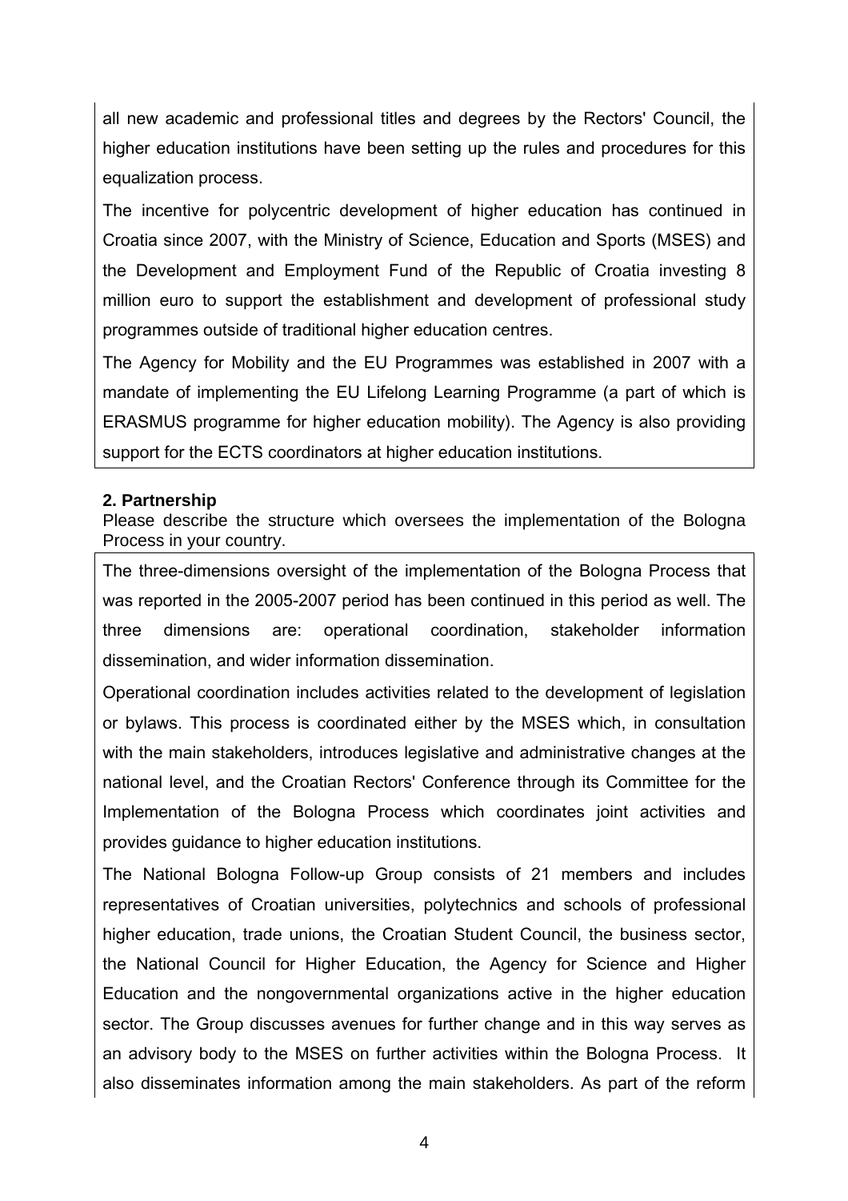all new academic and professional titles and degrees by the Rectors' Council, the higher education institutions have been setting up the rules and procedures for this equalization process.

The incentive for polycentric development of higher education has continued in Croatia since 2007, with the Ministry of Science, Education and Sports (MSES) and the Development and Employment Fund of the Republic of Croatia investing 8 million euro to support the establishment and development of professional study programmes outside of traditional higher education centres.

The Agency for Mobility and the EU Programmes was established in 2007 with a mandate of implementing the EU Lifelong Learning Programme (a part of which is ERASMUS programme for higher education mobility). The Agency is also providing support for the ECTS coordinators at higher education institutions.

**2. Partnership**

Please describe the structure which oversees the implementation of the Bologna Process in your country.

The three-dimensions oversight of the implementation of the Bologna Process that was reported in the 2005-2007 period has been continued in this period as well. The three dimensions are: operational coordination, stakeholder information dissemination, and wider information dissemination.

Operational coordination includes activities related to the development of legislation or bylaws. This process is coordinated either by the MSES which, in consultation with the main stakeholders, introduces legislative and administrative changes at the national level, and the Croatian Rectors' Conference through its Committee for the Implementation of the Bologna Process which coordinates joint activities and provides guidance to higher education institutions.

The National Bologna Follow-up Group consists of 21 members and includes representatives of Croatian universities, polytechnics and schools of professional higher education, trade unions, the Croatian Student Council, the business sector, the National Council for Higher Education, the Agency for Science and Higher Education and the nongovernmental organizations active in the higher education sector. The Group discusses avenues for further change and in this way serves as an advisory body to the MSES on further activities within the Bologna Process. It also disseminates information among the main stakeholders. As part of the reform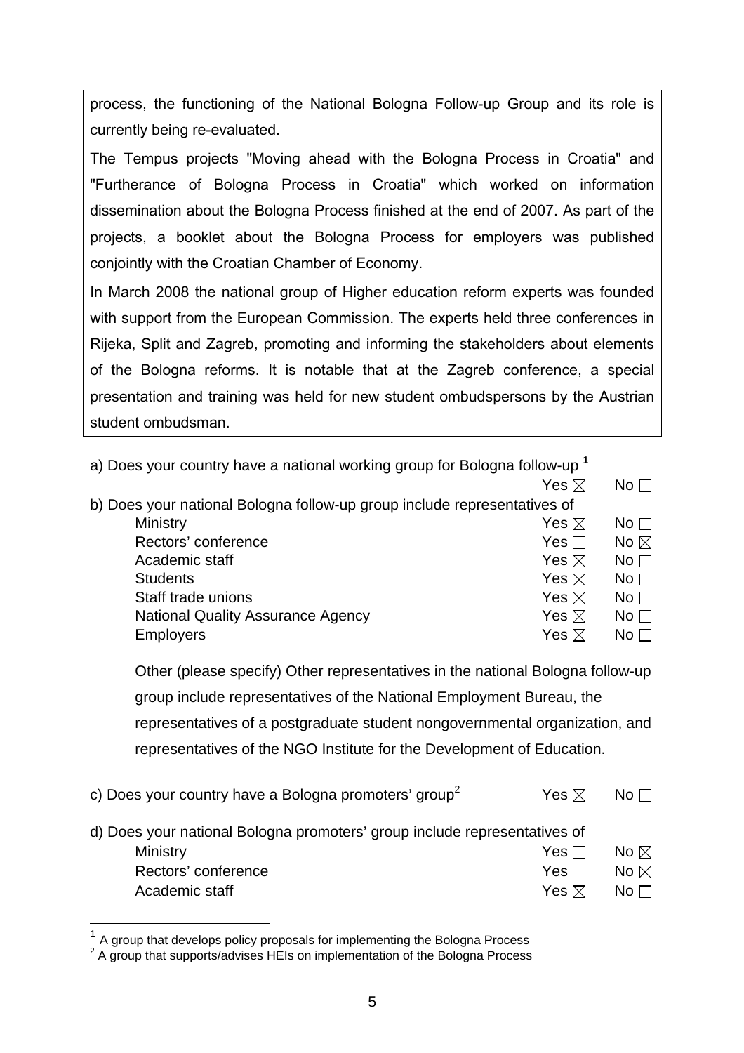process, the functioning of the National Bologna Follow-up Group and its role is currently being re-evaluated.

The Tempus projects "Moving ahead with the Bologna Process in Croatia" and "Furtherance of Bologna Process in Croatia" which worked on information dissemination about the Bologna Process finished at the end of 2007. As part of the projects, a booklet about the Bologna Process for employers was published conjointly with the Croatian Chamber of Economy.

In March 2008 the national group of Higher education reform experts was founded with support from the European Commission. The experts held three conferences in Rijeka, Split and Zagreb, promoting and informing the stakeholders about elements of the Bologna reforms. It is notable that at the Zagreb conference, a special presentation and training was held for new student ombudspersons by the Austrian student ombudsman.

a) Does your country have a national working group for Bologna follow-up [1] Yes ☒ No ☐

b) Does your national Bologna follow-up group include representatives of

| | | |
|---|---|---|
| Ministry | Yes ☒ | No ☐ |
| Rectors' conference | Yes ☐ | No ☒ |
| Academic staff | Yes ☒ | No ☐ |
| Students | Yes ☒ | No ☐ |
| Staff trade unions | Yes ☒ | No ☐ |
| National Quality Assurance Agency | Yes ☒ | No ☐ |
| Employers | Yes ☒ | No ☐ |

Other (please specify) Other representatives in the national Bologna follow-up group include representatives of the National Employment Bureau, the representatives of a postgraduate student nongovernmental organization, and representatives of the NGO Institute for the Development of Education.

c) Does your country have a Bologna promoters' group[2] Yes ☒ No ☐

d) Does your national Bologna promoters' group include representatives of

| | | |
|---|---|---|
| Ministry | Yes ☐ | No ☒ |
| Rectors' conference | Yes ☐ | No ☒ |
| Academic staff | Yes ☒ | No ☐ |

[1] A group that develops policy proposals for implementing the Bologna Process

[2] A group that supports/advises HEIs on implementation of the Bologna Process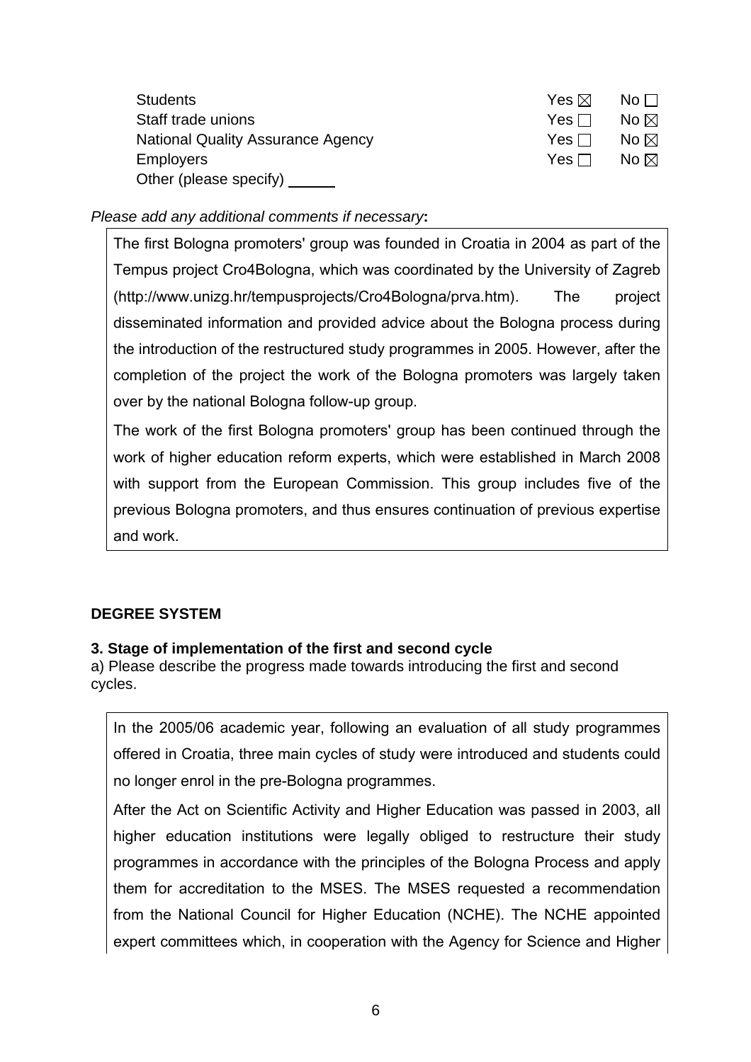| | | |
|---|---|---|
| Students | Yes ☒ | No ☐ |
| Staff trade unions | Yes ☐ | No ☒ |
| National Quality Assurance Agency | Yes ☐ | No ☒ |
| Employers | Yes ☐ | No ☒ |
| Other (please specify) ______ | | |

*Please add any additional comments if necessary***:**

The first Bologna promoters' group was founded in Croatia in 2004 as part of the Tempus project Cro4Bologna, which was coordinated by the University of Zagreb (http://www.unizg.hr/tempusprojects/Cro4Bologna/prva.htm). The project disseminated information and provided advice about the Bologna process during the introduction of the restructured study programmes in 2005. However, after the completion of the project the work of the Bologna promoters was largely taken over by the national Bologna follow-up group.

The work of the first Bologna promoters' group has been continued through the work of higher education reform experts, which were established in March 2008 with support from the European Commission. This group includes five of the previous Bologna promoters, and thus ensures continuation of previous expertise and work.

## DEGREE SYSTEM

### 3. Stage of implementation of the first and second cycle

a) Please describe the progress made towards introducing the first and second cycles.

In the 2005/06 academic year, following an evaluation of all study programmes offered in Croatia, three main cycles of study were introduced and students could no longer enrol in the pre-Bologna programmes.

After the Act on Scientific Activity and Higher Education was passed in 2003, all higher education institutions were legally obliged to restructure their study programmes in accordance with the principles of the Bologna Process and apply them for accreditation to the MSES. The MSES requested a recommendation from the National Council for Higher Education (NCHE). The NCHE appointed expert committees which, in cooperation with the Agency for Science and Higher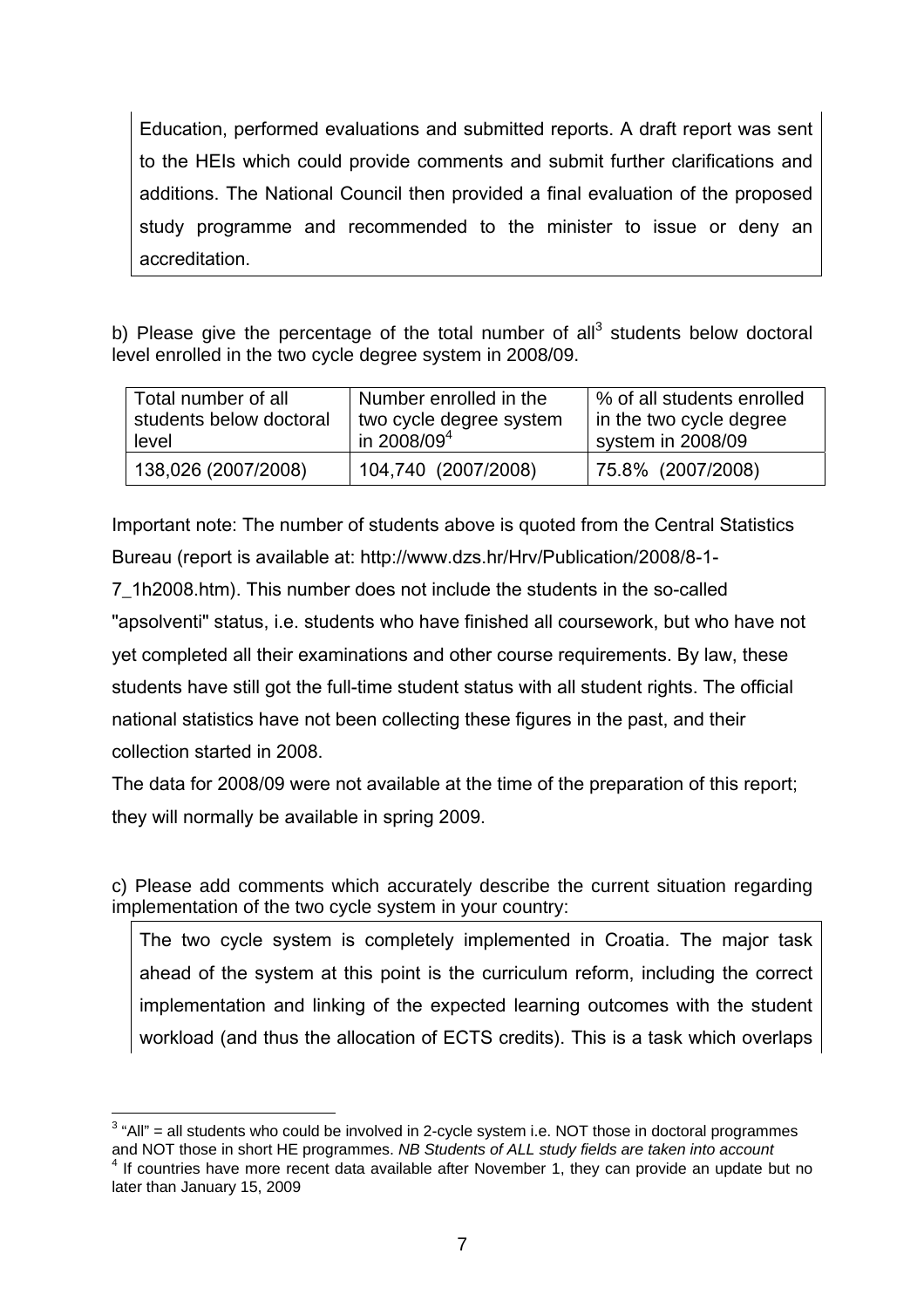Education, performed evaluations and submitted reports. A draft report was sent to the HEIs which could provide comments and submit further clarifications and additions. The National Council then provided a final evaluation of the proposed study programme and recommended to the minister to issue or deny an accreditation.

b) Please give the percentage of the total number of all[3] students below doctoral level enrolled in the two cycle degree system in 2008/09.

| Total number of all students below doctoral level | Number enrolled in the two cycle degree system in 2008/09[4] | % of all students enrolled in the two cycle degree system in 2008/09 |
|---|---|---|
| 138,026 (2007/2008) | 104,740 (2007/2008) | 75.8% (2007/2008) |

Important note: The number of students above is quoted from the Central Statistics Bureau (report is available at: http://www.dzs.hr/Hrv/Publication/2008/8-1-7_1h2008.htm). This number does not include the students in the so-called "apsolventi" status, i.e. students who have finished all coursework, but who have not yet completed all their examinations and other course requirements. By law, these students have still got the full-time student status with all student rights. The official national statistics have not been collecting these figures in the past, and their collection started in 2008.

The data for 2008/09 were not available at the time of the preparation of this report; they will normally be available in spring 2009.

c) Please add comments which accurately describe the current situation regarding implementation of the two cycle system in your country:

The two cycle system is completely implemented in Croatia. The major task ahead of the system at this point is the curriculum reform, including the correct implementation and linking of the expected learning outcomes with the student workload (and thus the allocation of ECTS credits). This is a task which overlaps

---

[3] "All" = all students who could be involved in 2-cycle system i.e. NOT those in doctoral programmes and NOT those in short HE programmes. *NB Students of ALL study fields are taken into account*

[4] If countries have more recent data available after November 1, they can provide an update but no later than January 15, 2009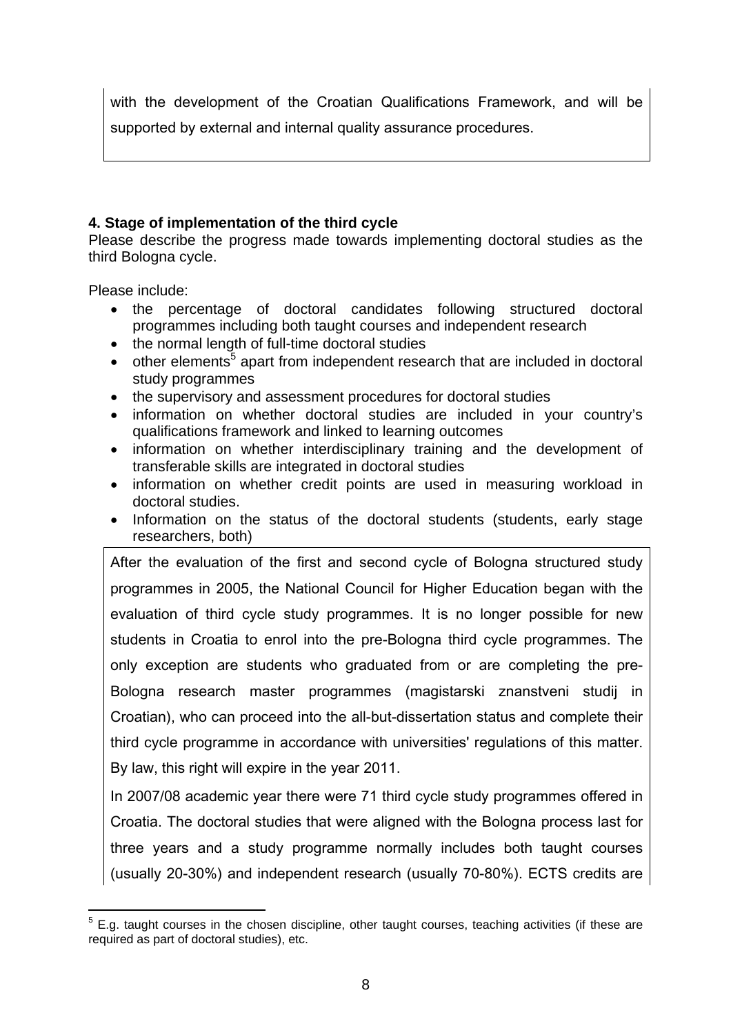with the development of the Croatian Qualifications Framework, and will be supported by external and internal quality assurance procedures.

**4. Stage of implementation of the third cycle**

Please describe the progress made towards implementing doctoral studies as the third Bologna cycle.

Please include:

- the percentage of doctoral candidates following structured doctoral programmes including both taught courses and independent research
- the normal length of full-time doctoral studies
- other elements[5] apart from independent research that are included in doctoral study programmes
- the supervisory and assessment procedures for doctoral studies
- information on whether doctoral studies are included in your country's qualifications framework and linked to learning outcomes
- information on whether interdisciplinary training and the development of transferable skills are integrated in doctoral studies
- information on whether credit points are used in measuring workload in doctoral studies.
- Information on the status of the doctoral students (students, early stage researchers, both)

After the evaluation of the first and second cycle of Bologna structured study programmes in 2005, the National Council for Higher Education began with the evaluation of third cycle study programmes. It is no longer possible for new students in Croatia to enrol into the pre-Bologna third cycle programmes. The only exception are students who graduated from or are completing the pre-Bologna research master programmes (magistarski znanstveni studij in Croatian), who can proceed into the all-but-dissertation status and complete their third cycle programme in accordance with universities' regulations of this matter. By law, this right will expire in the year 2011.

In 2007/08 academic year there were 71 third cycle study programmes offered in Croatia. The doctoral studies that were aligned with the Bologna process last for three years and a study programme normally includes both taught courses (usually 20-30%) and independent research (usually 70-80%). ECTS credits are

[5] E.g. taught courses in the chosen discipline, other taught courses, teaching activities (if these are required as part of doctoral studies), etc.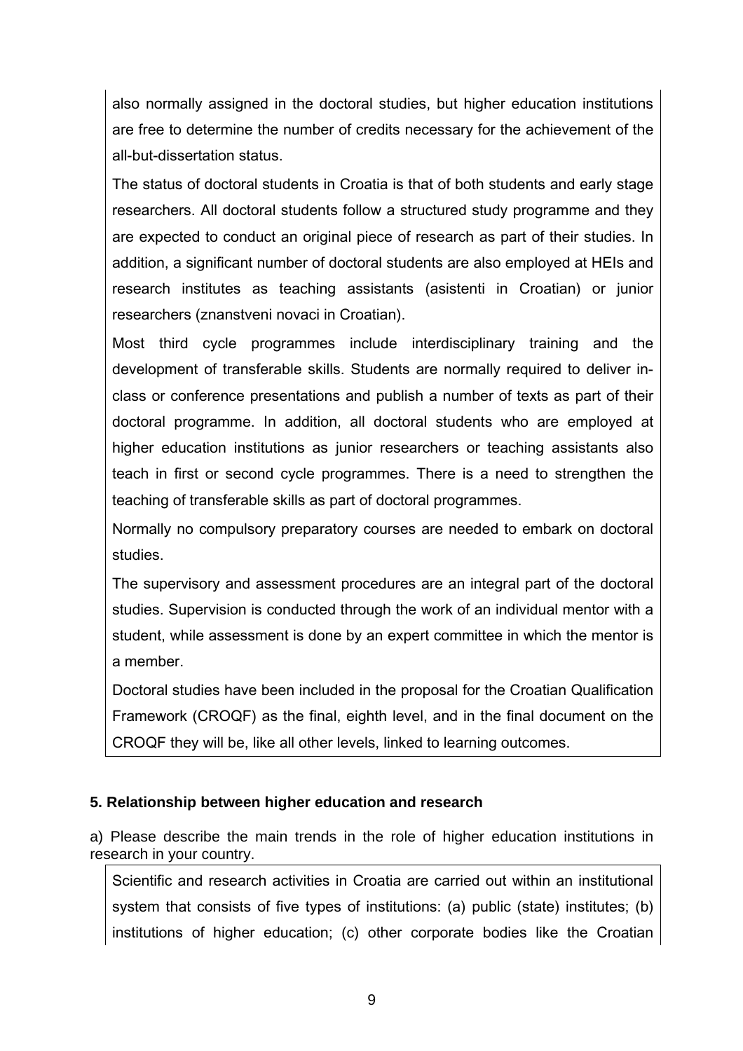also normally assigned in the doctoral studies, but higher education institutions are free to determine the number of credits necessary for the achievement of the all-but-dissertation status.

The status of doctoral students in Croatia is that of both students and early stage researchers. All doctoral students follow a structured study programme and they are expected to conduct an original piece of research as part of their studies. In addition, a significant number of doctoral students are also employed at HEIs and research institutes as teaching assistants (asistenti in Croatian) or junior researchers (znanstveni novaci in Croatian).

Most third cycle programmes include interdisciplinary training and the development of transferable skills. Students are normally required to deliver in-class or conference presentations and publish a number of texts as part of their doctoral programme. In addition, all doctoral students who are employed at higher education institutions as junior researchers or teaching assistants also teach in first or second cycle programmes. There is a need to strengthen the teaching of transferable skills as part of doctoral programmes.

Normally no compulsory preparatory courses are needed to embark on doctoral studies.

The supervisory and assessment procedures are an integral part of the doctoral studies. Supervision is conducted through the work of an individual mentor with a student, while assessment is done by an expert committee in which the mentor is a member.

Doctoral studies have been included in the proposal for the Croatian Qualification Framework (CROQF) as the final, eighth level, and in the final document on the CROQF they will be, like all other levels, linked to learning outcomes.

### 5. Relationship between higher education and research

a) Please describe the main trends in the role of higher education institutions in research in your country.

Scientific and research activities in Croatia are carried out within an institutional system that consists of five types of institutions: (a) public (state) institutes; (b) institutions of higher education; (c) other corporate bodies like the Croatian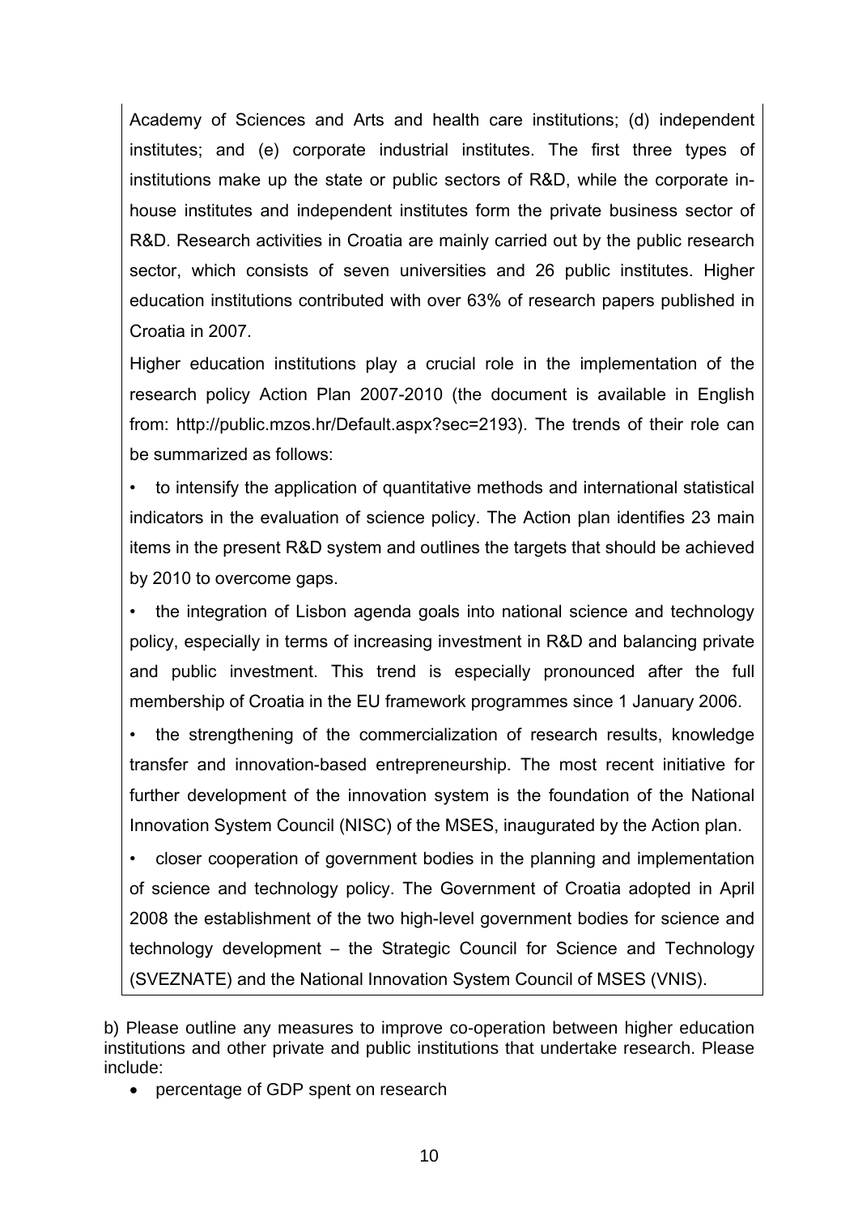Academy of Sciences and Arts and health care institutions; (d) independent institutes; and (e) corporate industrial institutes. The first three types of institutions make up the state or public sectors of R&D, while the corporate in-house institutes and independent institutes form the private business sector of R&D. Research activities in Croatia are mainly carried out by the public research sector, which consists of seven universities and 26 public institutes. Higher education institutions contributed with over 63% of research papers published in Croatia in 2007.

Higher education institutions play a crucial role in the implementation of the research policy Action Plan 2007-2010 (the document is available in English from: http://public.mzos.hr/Default.aspx?sec=2193). The trends of their role can be summarized as follows:

- to intensify the application of quantitative methods and international statistical indicators in the evaluation of science policy. The Action plan identifies 23 main items in the present R&D system and outlines the targets that should be achieved by 2010 to overcome gaps.
- the integration of Lisbon agenda goals into national science and technology policy, especially in terms of increasing investment in R&D and balancing private and public investment. This trend is especially pronounced after the full membership of Croatia in the EU framework programmes since 1 January 2006.
- the strengthening of the commercialization of research results, knowledge transfer and innovation-based entrepreneurship. The most recent initiative for further development of the innovation system is the foundation of the National Innovation System Council (NISC) of the MSES, inaugurated by the Action plan.
- closer cooperation of government bodies in the planning and implementation of science and technology policy. The Government of Croatia adopted in April 2008 the establishment of the two high-level government bodies for science and technology development – the Strategic Council for Science and Technology (SVEZNATE) and the National Innovation System Council of MSES (VNIS).

b) Please outline any measures to improve co-operation between higher education institutions and other private and public institutions that undertake research. Please include:

- percentage of GDP spent on research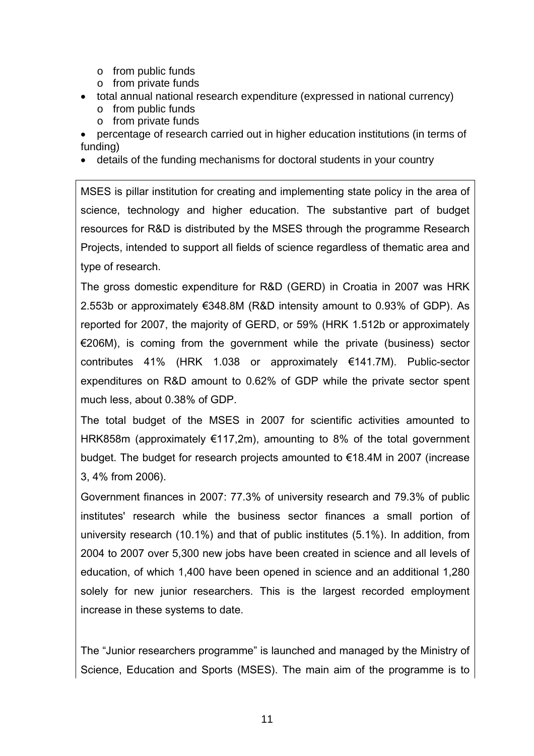- from public funds
    - from private funds
- total annual national research expenditure (expressed in national currency)
    - from public funds
    - from private funds
- percentage of research carried out in higher education institutions (in terms of funding)
- details of the funding mechanisms for doctoral students in your country

MSES is pillar institution for creating and implementing state policy in the area of science, technology and higher education. The substantive part of budget resources for R&D is distributed by the MSES through the programme Research Projects, intended to support all fields of science regardless of thematic area and type of research.

The gross domestic expenditure for R&D (GERD) in Croatia in 2007 was HRK 2.553b or approximately €348.8M (R&D intensity amount to 0.93% of GDP). As reported for 2007, the majority of GERD, or 59% (HRK 1.512b or approximately €206M), is coming from the government while the private (business) sector contributes 41% (HRK 1.038 or approximately €141.7M). Public-sector expenditures on R&D amount to 0.62% of GDP while the private sector spent much less, about 0.38% of GDP.

The total budget of the MSES in 2007 for scientific activities amounted to HRK858m (approximately €117,2m), amounting to 8% of the total government budget. The budget for research projects amounted to €18.4M in 2007 (increase 3, 4% from 2006).

Government finances in 2007: 77.3% of university research and 79.3% of public institutes' research while the business sector finances a small portion of university research (10.1%) and that of public institutes (5.1%). In addition, from 2004 to 2007 over 5,300 new jobs have been created in science and all levels of education, of which 1,400 have been opened in science and an additional 1,280 solely for new junior researchers. This is the largest recorded employment increase in these systems to date.

The "Junior researchers programme" is launched and managed by the Ministry of Science, Education and Sports (MSES). The main aim of the programme is to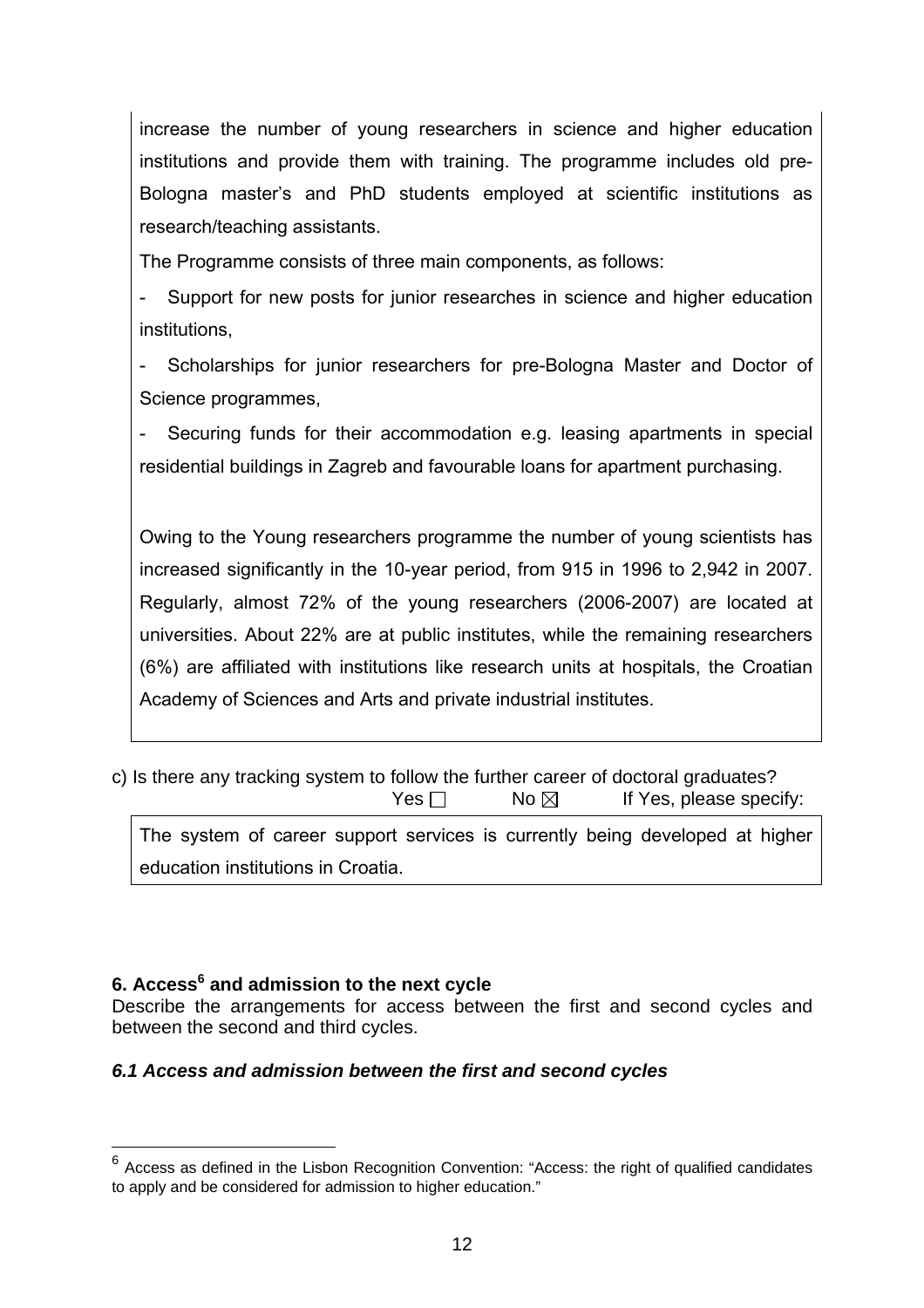increase the number of young researchers in science and higher education institutions and provide them with training. The programme includes old pre-Bologna master's and PhD students employed at scientific institutions as research/teaching assistants.

The Programme consists of three main components, as follows:

- Support for new posts for junior researches in science and higher education institutions,
- Scholarships for junior researchers for pre-Bologna Master and Doctor of Science programmes,
- Securing funds for their accommodation e.g. leasing apartments in special residential buildings in Zagreb and favourable loans for apartment purchasing.

Owing to the Young researchers programme the number of young scientists has increased significantly in the 10-year period, from 915 in 1996 to 2,942 in 2007. Regularly, almost 72% of the young researchers (2006-2007) are located at universities. About 22% are at public institutes, while the remaining researchers (6%) are affiliated with institutions like research units at hospitals, the Croatian Academy of Sciences and Arts and private industrial institutes.

c) Is there any tracking system to follow the further career of doctoral graduates?

Yes ☐ No ☒ If Yes, please specify:

The system of career support services is currently being developed at higher education institutions in Croatia.

### 6. Access[6] and admission to the next cycle

Describe the arrangements for access between the first and second cycles and between the second and third cycles.

#### *6.1 Access and admission between the first and second cycles*

---

[6] Access as defined in the Lisbon Recognition Convention: "Access: the right of qualified candidates to apply and be considered for admission to higher education."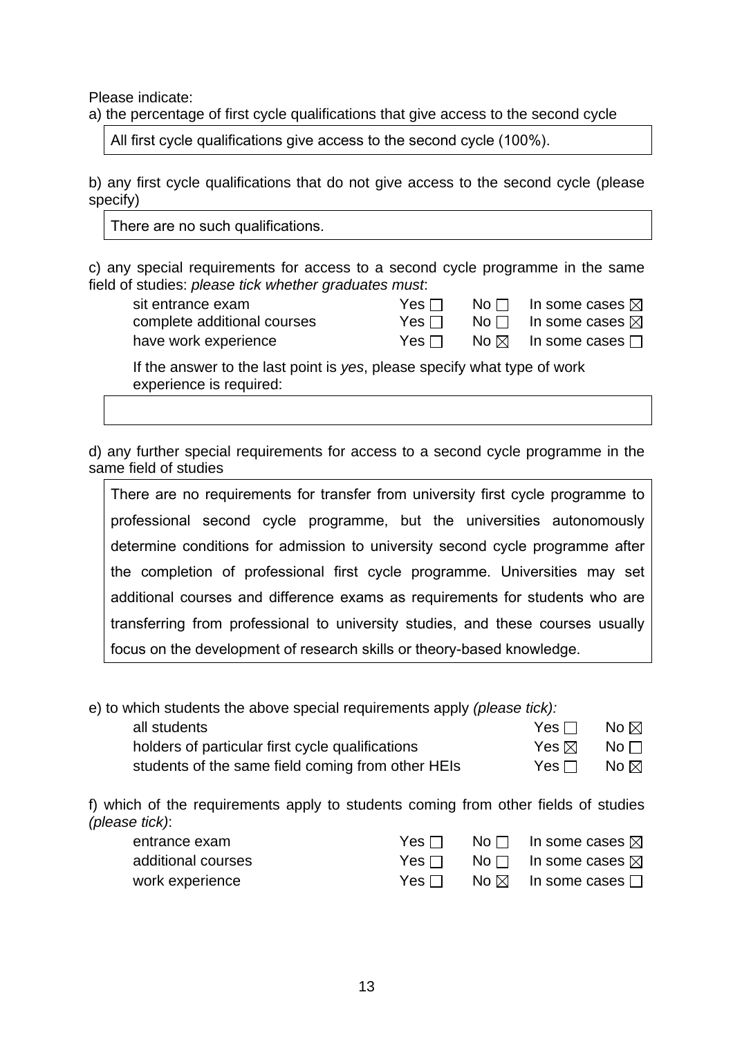Please indicate:

a) the percentage of first cycle qualifications that give access to the second cycle

> All first cycle qualifications give access to the second cycle (100%).

b) any first cycle qualifications that do not give access to the second cycle (please specify)

> There are no such qualifications.

c) any special requirements for access to a second cycle programme in the same field of studies: *please tick whether graduates must*:

| | | | |
|---|---|---|---|
| sit entrance exam | Yes ☐ | No ☐ | In some cases ☒ |
| complete additional courses | Yes ☐ | No ☐ | In some cases ☒ |
| have work experience | Yes ☐ | No ☒ | In some cases ☐ |

If the answer to the last point is *yes*, please specify what type of work experience is required:

d) any further special requirements for access to a second cycle programme in the same field of studies

> There are no requirements for transfer from university first cycle programme to professional second cycle programme, but the universities autonomously determine conditions for admission to university second cycle programme after the completion of professional first cycle programme. Universities may set additional courses and difference exams as requirements for students who are transferring from professional to university studies, and these courses usually focus on the development of research skills or theory-based knowledge.

e) to which students the above special requirements apply *(please tick):*

| | | |
|---|---|---|
| all students | Yes ☐ | No ☒ |
| holders of particular first cycle qualifications | Yes ☒ | No ☐ |
| students of the same field coming from other HEIs | Yes ☐ | No ☒ |

f) which of the requirements apply to students coming from other fields of studies *(please tick)*:

| | | | |
|---|---|---|---|
| entrance exam | Yes ☐ | No ☐ | In some cases ☒ |
| additional courses | Yes ☐ | No ☐ | In some cases ☒ |
| work experience | Yes ☐ | No ☒ | In some cases ☐ |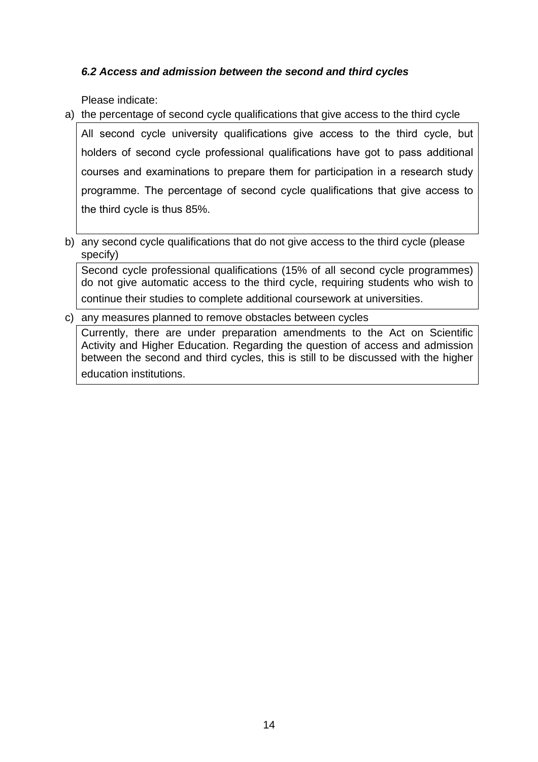### *6.2 Access and admission between the second and third cycles*

Please indicate:

a) the percentage of second cycle qualifications that give access to the third cycle

All second cycle university qualifications give access to the third cycle, but holders of second cycle professional qualifications have got to pass additional courses and examinations to prepare them for participation in a research study programme. The percentage of second cycle qualifications that give access to the third cycle is thus 85%.

b) any second cycle qualifications that do not give access to the third cycle (please specify)

Second cycle professional qualifications (15% of all second cycle programmes) do not give automatic access to the third cycle, requiring students who wish to continue their studies to complete additional coursework at universities.

c) any measures planned to remove obstacles between cycles

Currently, there are under preparation amendments to the Act on Scientific Activity and Higher Education. Regarding the question of access and admission between the second and third cycles, this is still to be discussed with the higher education institutions.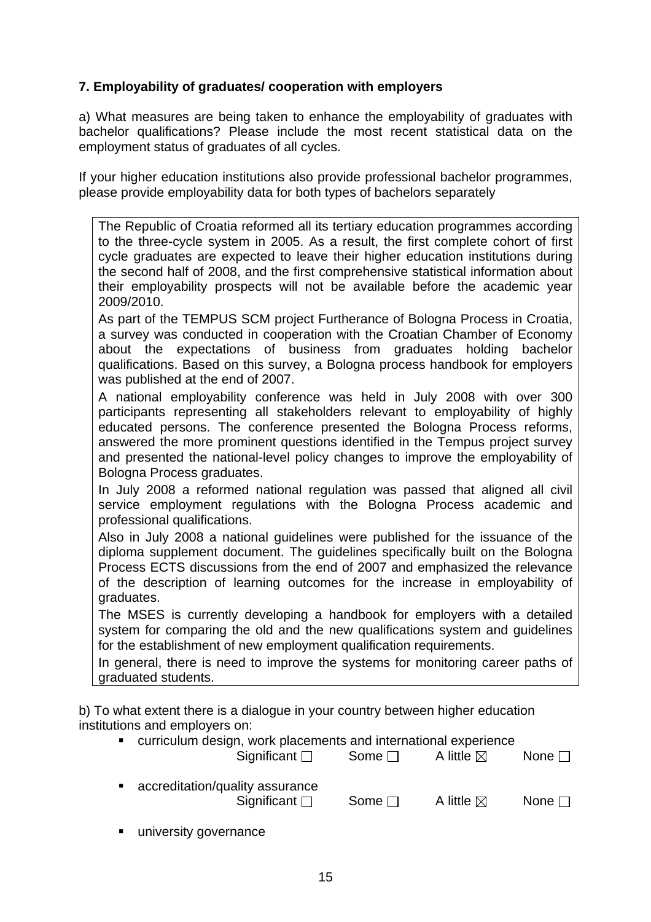**7. Employability of graduates/ cooperation with employers**

a) What measures are being taken to enhance the employability of graduates with bachelor qualifications? Please include the most recent statistical data on the employment status of graduates of all cycles.

If your higher education institutions also provide professional bachelor programmes, please provide employability data for both types of bachelors separately

The Republic of Croatia reformed all its tertiary education programmes according to the three-cycle system in 2005. As a result, the first complete cohort of first cycle graduates are expected to leave their higher education institutions during the second half of 2008, and the first comprehensive statistical information about their employability prospects will not be available before the academic year 2009/2010.

As part of the TEMPUS SCM project Furtherance of Bologna Process in Croatia, a survey was conducted in cooperation with the Croatian Chamber of Economy about the expectations of business from graduates holding bachelor qualifications. Based on this survey, a Bologna process handbook for employers was published at the end of 2007.

A national employability conference was held in July 2008 with over 300 participants representing all stakeholders relevant to employability of highly educated persons. The conference presented the Bologna Process reforms, answered the more prominent questions identified in the Tempus project survey and presented the national-level policy changes to improve the employability of Bologna Process graduates.

In July 2008 a reformed national regulation was passed that aligned all civil service employment regulations with the Bologna Process academic and professional qualifications.

Also in July 2008 a national guidelines were published for the issuance of the diploma supplement document. The guidelines specifically built on the Bologna Process ECTS discussions from the end of 2007 and emphasized the relevance of the description of learning outcomes for the increase in employability of graduates.

The MSES is currently developing a handbook for employers with a detailed system for comparing the old and the new qualifications system and guidelines for the establishment of new employment qualification requirements.

In general, there is need to improve the systems for monitoring career paths of graduated students.

b) To what extent there is a dialogue in your country between higher education institutions and employers on:

- curriculum design, work placements and international experience
  Significant ☐ Some ☐ A little ☒ None ☐
- accreditation/quality assurance
  Significant ☐ Some ☐ A little ☒ None ☐
- university governance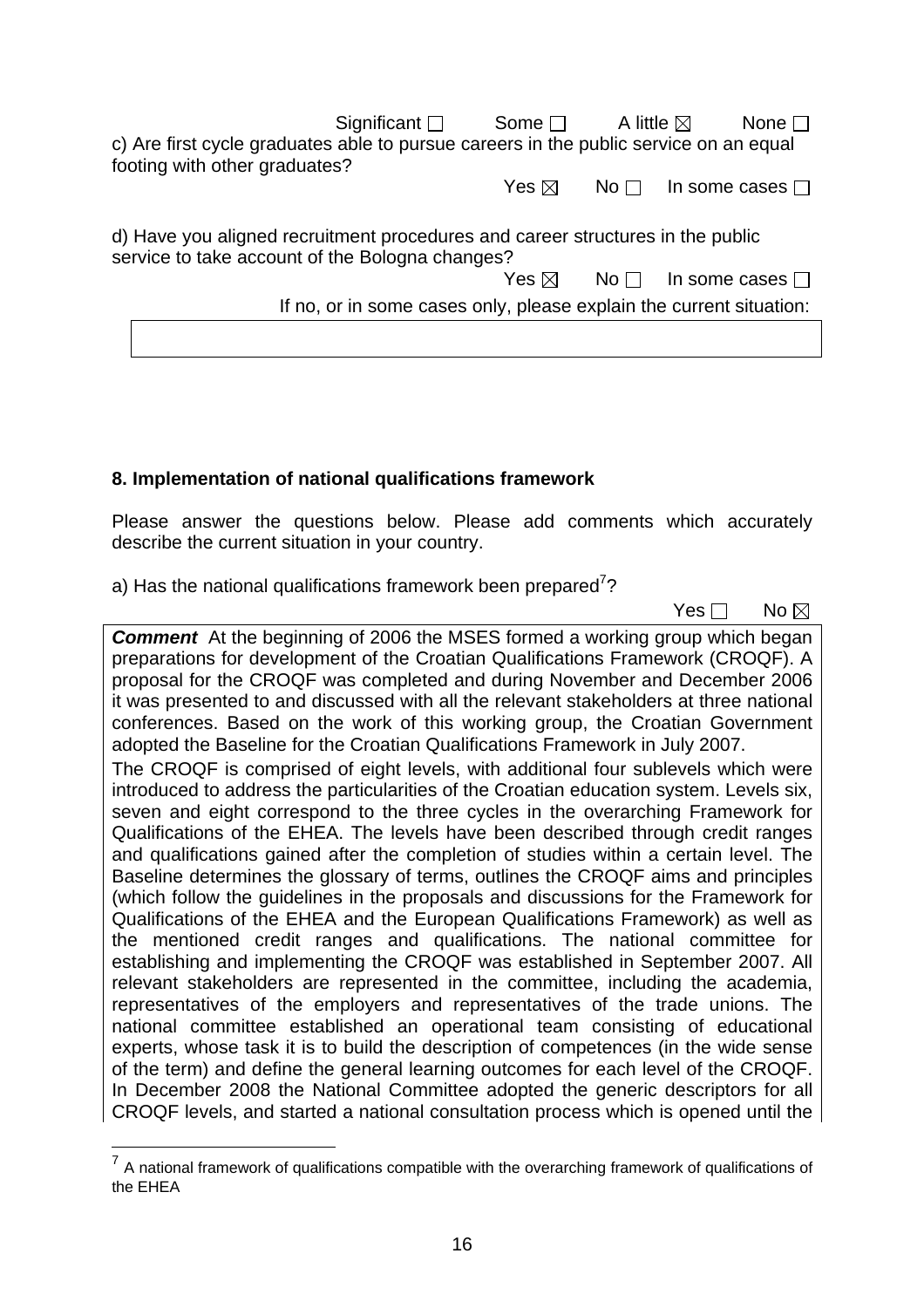Significant ☐ Some ☐ A little ☒ None ☐

c) Are first cycle graduates able to pursue careers in the public service on an equal footing with other graduates?

Yes ☒ No ☐ In some cases ☐

d) Have you aligned recruitment procedures and career structures in the public service to take account of the Bologna changes?

Yes ☒ No ☐ In some cases ☐

If no, or in some cases only, please explain the current situation:

### 8. Implementation of national qualifications framework

Please answer the questions below. Please add comments which accurately describe the current situation in your country.

a) Has the national qualifications framework been prepared[7]?

Yes ☐ No ☒

***Comment*** At the beginning of 2006 the MSES formed a working group which began preparations for development of the Croatian Qualifications Framework (CROQF). A proposal for the CROQF was completed and during November and December 2006 it was presented to and discussed with all the relevant stakeholders at three national conferences. Based on the work of this working group, the Croatian Government adopted the Baseline for the Croatian Qualifications Framework in July 2007.

The CROQF is comprised of eight levels, with additional four sublevels which were introduced to address the particularities of the Croatian education system. Levels six, seven and eight correspond to the three cycles in the overarching Framework for Qualifications of the EHEA. The levels have been described through credit ranges and qualifications gained after the completion of studies within a certain level. The Baseline determines the glossary of terms, outlines the CROQF aims and principles (which follow the guidelines in the proposals and discussions for the Framework for Qualifications of the EHEA and the European Qualifications Framework) as well as the mentioned credit ranges and qualifications. The national committee for establishing and implementing the CROQF was established in September 2007. All relevant stakeholders are represented in the committee, including the academia, representatives of the employers and representatives of the trade unions. The national committee established an operational team consisting of educational experts, whose task it is to build the description of competences (in the wide sense of the term) and define the general learning outcomes for each level of the CROQF. In December 2008 the National Committee adopted the generic descriptors for all CROQF levels, and started a national consultation process which is opened until the

[7] A national framework of qualifications compatible with the overarching framework of qualifications of the EHEA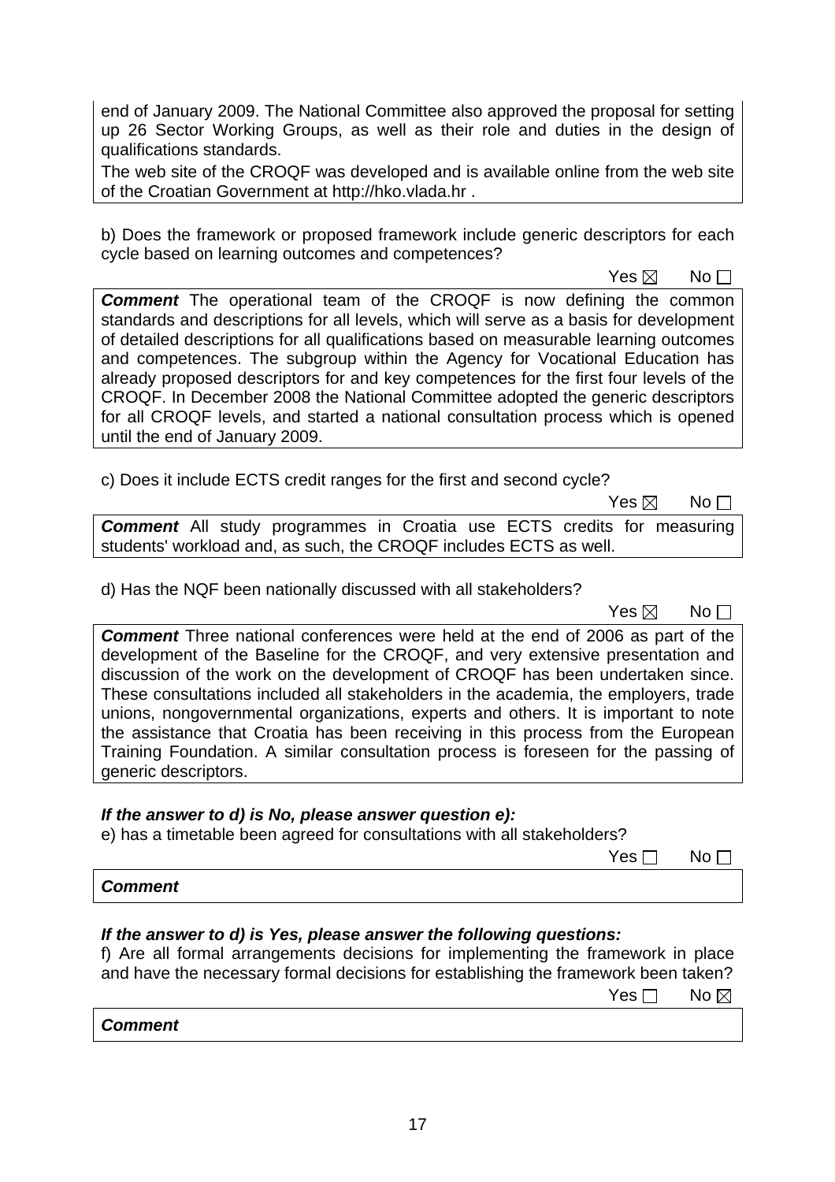end of January 2009. The National Committee also approved the proposal for setting up 26 Sector Working Groups, as well as their role and duties in the design of qualifications standards.

The web site of the CROQF was developed and is available online from the web site of the Croatian Government at http://hko.vlada.hr .

b) Does the framework or proposed framework include generic descriptors for each cycle based on learning outcomes and competences?

Yes ☒ No ☐

***Comment*** The operational team of the CROQF is now defining the common standards and descriptions for all levels, which will serve as a basis for development of detailed descriptions for all qualifications based on measurable learning outcomes and competences. The subgroup within the Agency for Vocational Education has already proposed descriptors for and key competences for the first four levels of the CROQF. In December 2008 the National Committee adopted the generic descriptors for all CROQF levels, and started a national consultation process which is opened until the end of January 2009.

c) Does it include ECTS credit ranges for the first and second cycle?

Yes ☒ No ☐

***Comment*** All study programmes in Croatia use ECTS credits for measuring students' workload and, as such, the CROQF includes ECTS as well.

d) Has the NQF been nationally discussed with all stakeholders?

Yes ☒ No ☐

***Comment*** Three national conferences were held at the end of 2006 as part of the development of the Baseline for the CROQF, and very extensive presentation and discussion of the work on the development of CROQF has been undertaken since. These consultations included all stakeholders in the academia, the employers, trade unions, nongovernmental organizations, experts and others. It is important to note the assistance that Croatia has been receiving in this process from the European Training Foundation. A similar consultation process is foreseen for the passing of generic descriptors.

***If the answer to d) is No, please answer question e):***

e) has a timetable been agreed for consultations with all stakeholders?

Yes ☐ No ☐

***Comment***

***If the answer to d) is Yes, please answer the following questions:***

f) Are all formal arrangements decisions for implementing the framework in place and have the necessary formal decisions for establishing the framework been taken?

Yes ☐ No ☒

***Comment***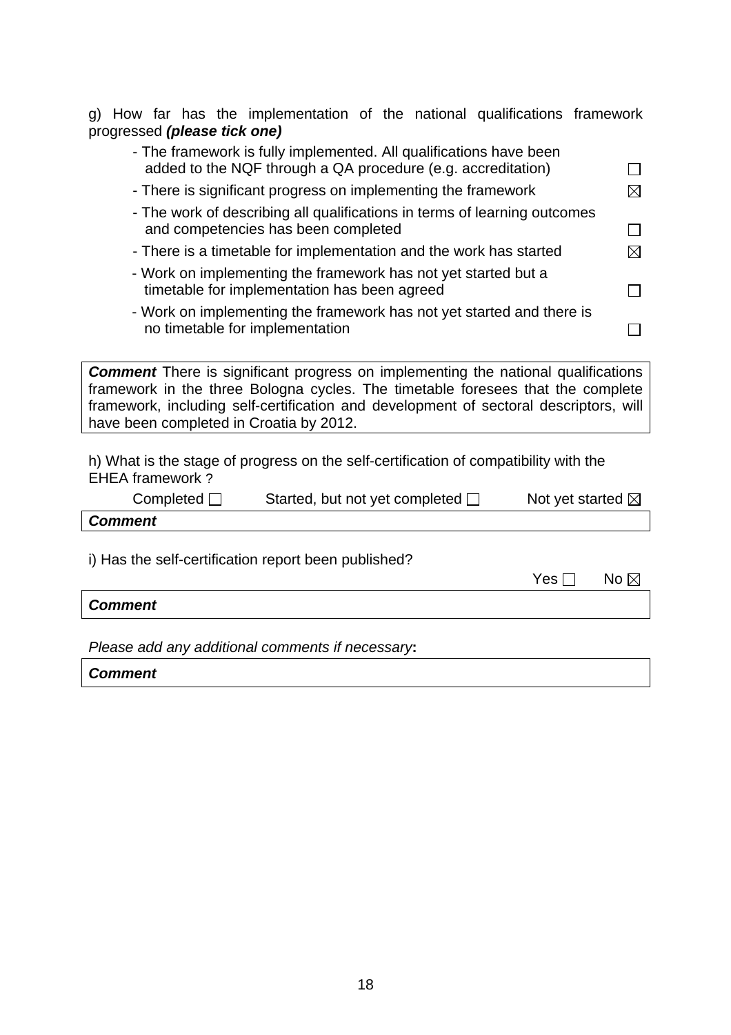g) How far has the implementation of the national qualifications framework progressed ***(please tick one)***

- The framework is fully implemented. All qualifications have been added to the NQF through a QA procedure (e.g. accreditation) ☐
- There is significant progress on implementing the framework ☒
- The work of describing all qualifications in terms of learning outcomes and competencies has been completed ☐
- There is a timetable for implementation and the work has started ☒
- Work on implementing the framework has not yet started but a timetable for implementation has been agreed ☐
- Work on implementing the framework has not yet started and there is no timetable for implementation ☐

***Comment*** There is significant progress on implementing the national qualifications framework in the three Bologna cycles. The timetable foresees that the complete framework, including self-certification and development of sectoral descriptors, will have been completed in Croatia by 2012.

h) What is the stage of progress on the self-certification of compatibility with the EHEA framework ?

Completed ☐ Started, but not yet completed ☐ Not yet started ☒

***Comment***

i) Has the self-certification report been published?

Yes ☐ No ☒

***Comment***

*Please add any additional comments if necessary***:**

***Comment***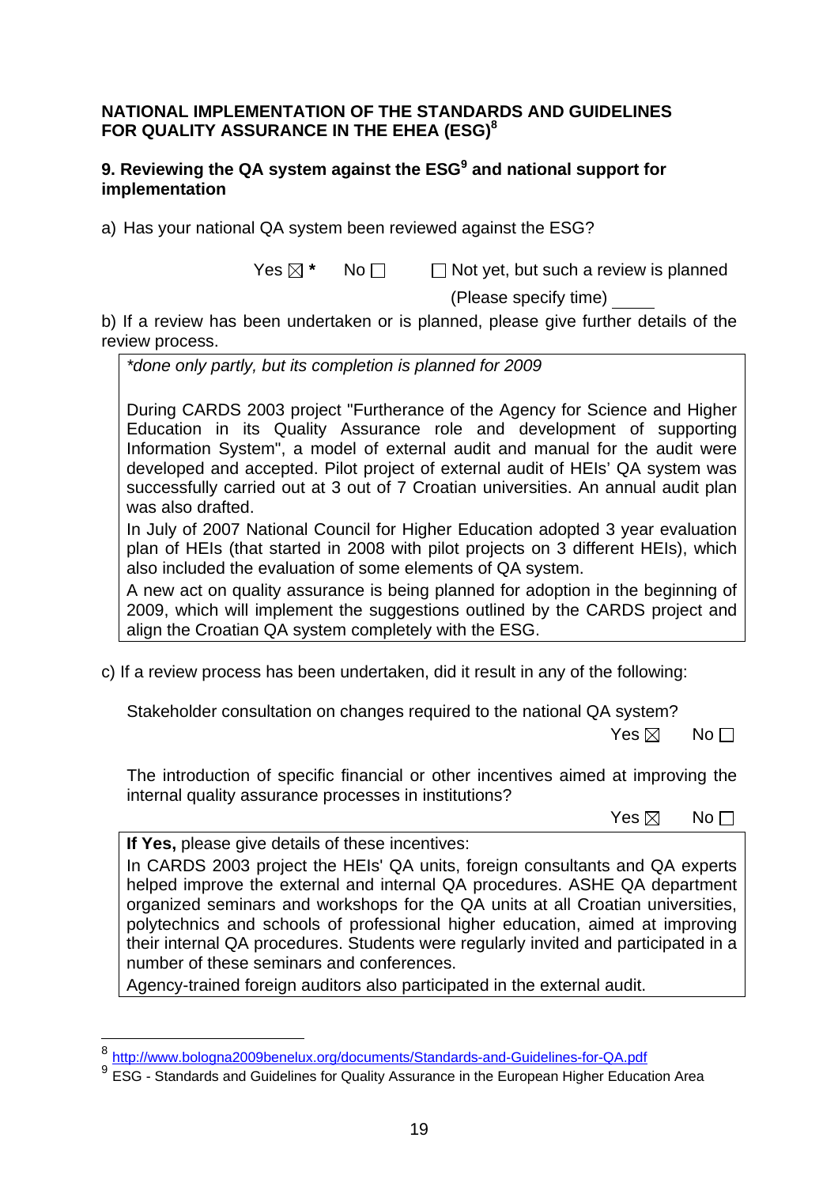**NATIONAL IMPLEMENTATION OF THE STANDARDS AND GUIDELINES FOR QUALITY ASSURANCE IN THE EHEA (ESG)[8]**

**9. Reviewing the QA system against the ESG[9] and national support for implementation**

a) Has your national QA system been reviewed against the ESG?

Yes ☒ * No ☐ ☐ Not yet, but such a review is planned

(Please specify time) ____

b) If a review has been undertaken or is planned, please give further details of the review process.

*\*done only partly, but its completion is planned for 2009*

During CARDS 2003 project "Furtherance of the Agency for Science and Higher Education in its Quality Assurance role and development of supporting Information System", a model of external audit and manual for the audit were developed and accepted. Pilot project of external audit of HEIs' QA system was successfully carried out at 3 out of 7 Croatian universities. An annual audit plan was also drafted.

In July of 2007 National Council for Higher Education adopted 3 year evaluation plan of HEIs (that started in 2008 with pilot projects on 3 different HEIs), which also included the evaluation of some elements of QA system.

A new act on quality assurance is being planned for adoption in the beginning of 2009, which will implement the suggestions outlined by the CARDS project and align the Croatian QA system completely with the ESG.

c) If a review process has been undertaken, did it result in any of the following:

Stakeholder consultation on changes required to the national QA system?

Yes ☒ No ☐

The introduction of specific financial or other incentives aimed at improving the internal quality assurance processes in institutions?

Yes ☒ No ☐

**If Yes,** please give details of these incentives:

In CARDS 2003 project the HEIs' QA units, foreign consultants and QA experts helped improve the external and internal QA procedures. ASHE QA department organized seminars and workshops for the QA units at all Croatian universities, polytechnics and schools of professional higher education, aimed at improving their internal QA procedures. Students were regularly invited and participated in a number of these seminars and conferences.

Agency-trained foreign auditors also participated in the external audit.

---

[8] http://www.bologna2009benelux.org/documents/Standards-and-Guidelines-for-QA.pdf

[9] ESG - Standards and Guidelines for Quality Assurance in the European Higher Education Area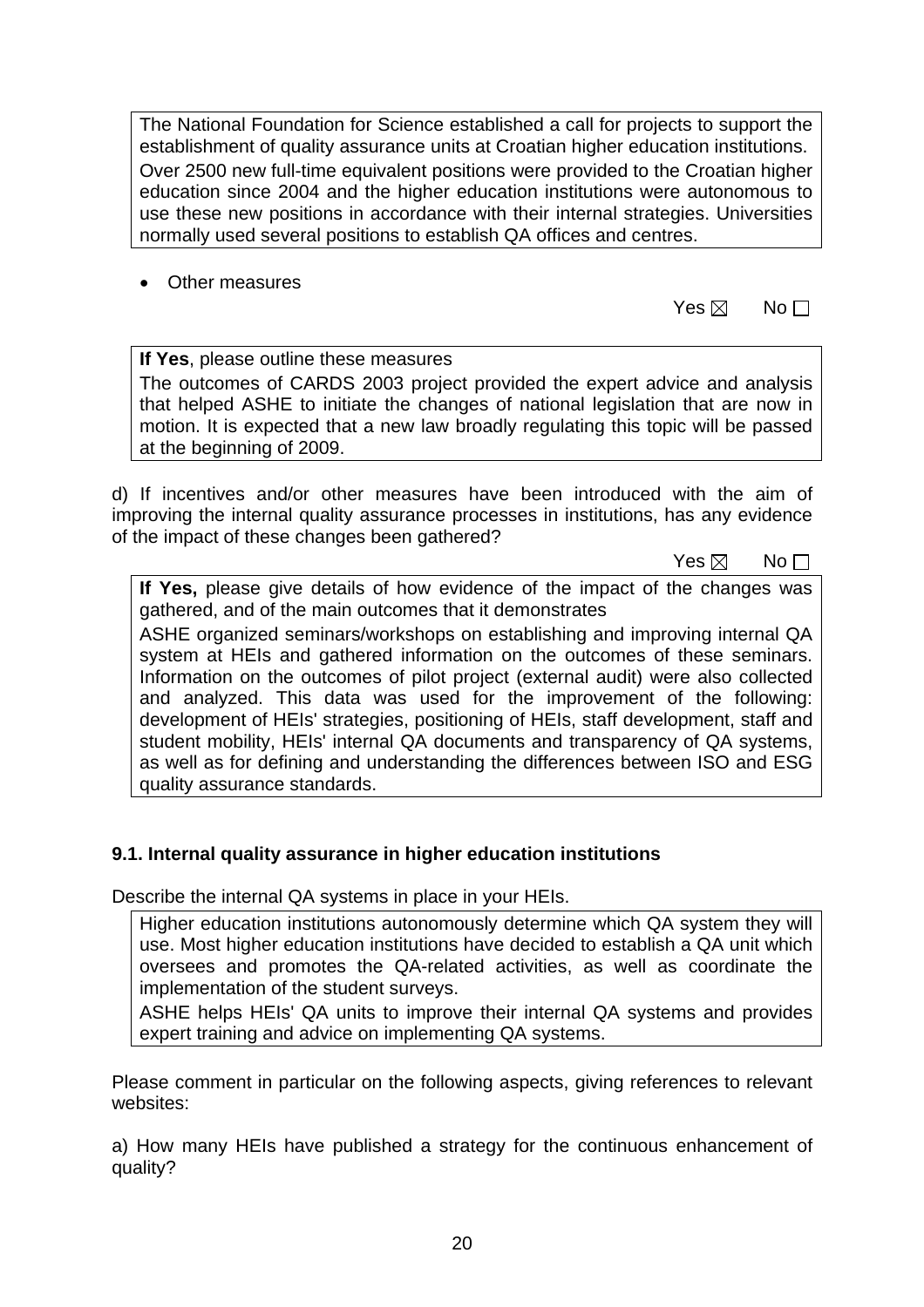The National Foundation for Science established a call for projects to support the establishment of quality assurance units at Croatian higher education institutions.

Over 2500 new full-time equivalent positions were provided to the Croatian higher education since 2004 and the higher education institutions were autonomous to use these new positions in accordance with their internal strategies. Universities normally used several positions to establish QA offices and centres.

- Other measures

Yes ☒ No ☐

**If Yes**, please outline these measures

The outcomes of CARDS 2003 project provided the expert advice and analysis that helped ASHE to initiate the changes of national legislation that are now in motion. It is expected that a new law broadly regulating this topic will be passed at the beginning of 2009.

d) If incentives and/or other measures have been introduced with the aim of improving the internal quality assurance processes in institutions, has any evidence of the impact of these changes been gathered?

Yes ☒ No ☐

**If Yes,** please give details of how evidence of the impact of the changes was gathered, and of the main outcomes that it demonstrates

ASHE organized seminars/workshops on establishing and improving internal QA system at HEIs and gathered information on the outcomes of these seminars. Information on the outcomes of pilot project (external audit) were also collected and analyzed. This data was used for the improvement of the following: development of HEIs' strategies, positioning of HEIs, staff development, staff and student mobility, HEIs' internal QA documents and transparency of QA systems, as well as for defining and understanding the differences between ISO and ESG quality assurance standards.

### 9.1. Internal quality assurance in higher education institutions

Describe the internal QA systems in place in your HEIs.

Higher education institutions autonomously determine which QA system they will use. Most higher education institutions have decided to establish a QA unit which oversees and promotes the QA-related activities, as well as coordinate the implementation of the student surveys.

ASHE helps HEIs' QA units to improve their internal QA systems and provides expert training and advice on implementing QA systems.

Please comment in particular on the following aspects, giving references to relevant websites:

a) How many HEIs have published a strategy for the continuous enhancement of quality?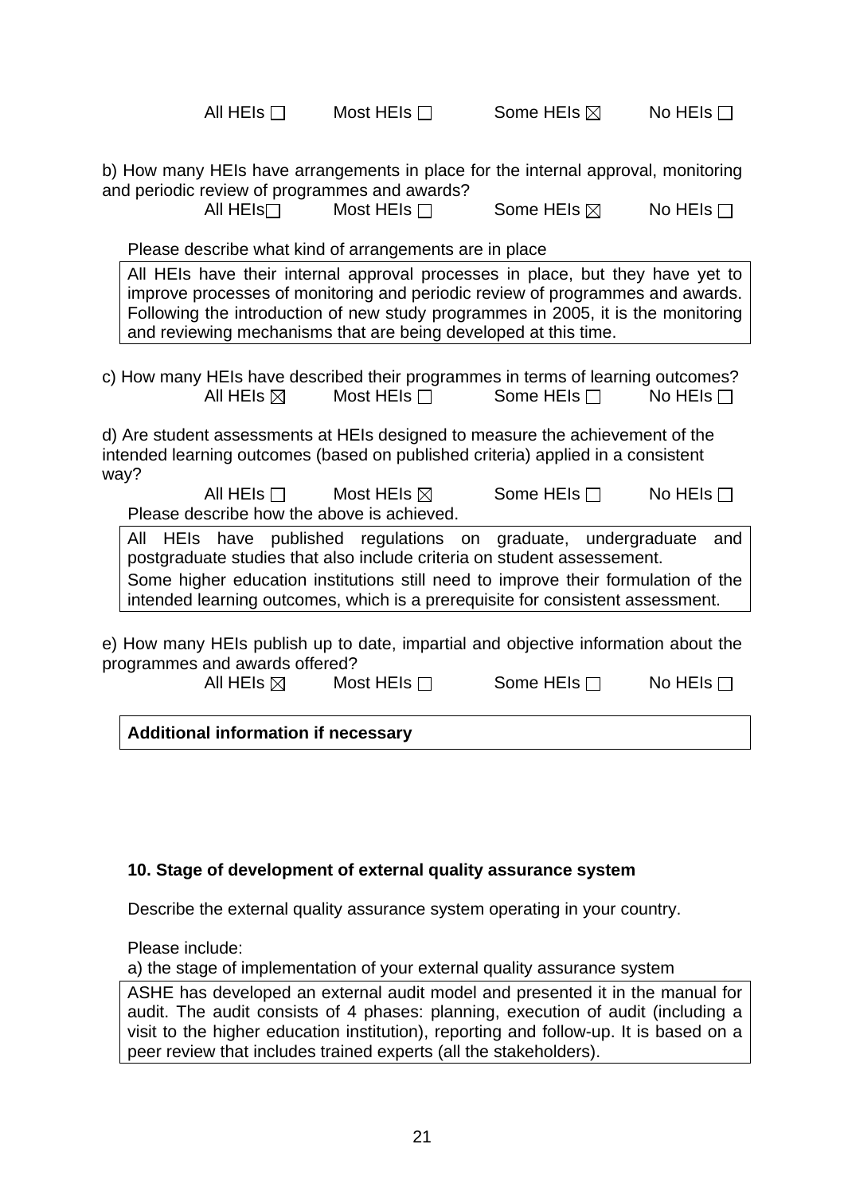All HEIs ☐ Most HEIs ☐ Some HEIs ☒ No HEIs ☐

b) How many HEIs have arrangements in place for the internal approval, monitoring and periodic review of programmes and awards?

All HEIs ☐ Most HEIs ☐ Some HEIs ☒ No HEIs ☐

Please describe what kind of arrangements are in place

| All HEIs have their internal approval processes in place, but they have yet to improve processes of monitoring and periodic review of programmes and awards. Following the introduction of new study programmes in 2005, it is the monitoring and reviewing mechanisms that are being developed at this time. |
|---|

c) How many HEIs have described their programmes in terms of learning outcomes?

All HEIs ☒ Most HEIs ☐ Some HEIs ☐ No HEIs ☐

d) Are student assessments at HEIs designed to measure the achievement of the intended learning outcomes (based on published criteria) applied in a consistent way?

All HEIs ☐ Most HEIs ☒ Some HEIs ☐ No HEIs ☐

Please describe how the above is achieved.

| All HEIs have published regulations on graduate, undergraduate and postgraduate studies that also include criteria on student assessement. Some higher education institutions still need to improve their formulation of the intended learning outcomes, which is a prerequisite for consistent assessment. |
|---|

e) How many HEIs publish up to date, impartial and objective information about the programmes and awards offered?

All HEIs ☒ Most HEIs ☐ Some HEIs ☐ No HEIs ☐

| **Additional information if necessary** |
|---|

**10. Stage of development of external quality assurance system**

Describe the external quality assurance system operating in your country.

Please include:

a) the stage of implementation of your external quality assurance system

| ASHE has developed an external audit model and presented it in the manual for audit. The audit consists of 4 phases: planning, execution of audit (including a visit to the higher education institution), reporting and follow-up. It is based on a peer review that includes trained experts (all the stakeholders). |
|---|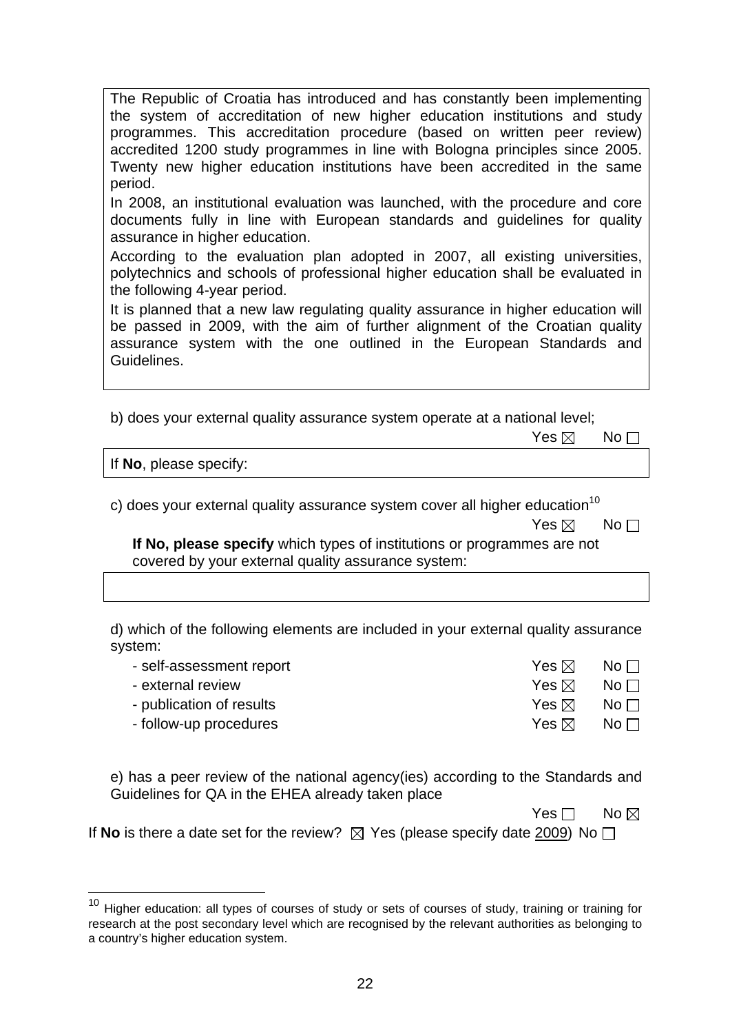The Republic of Croatia has introduced and has constantly been implementing the system of accreditation of new higher education institutions and study programmes. This accreditation procedure (based on written peer review) accredited 1200 study programmes in line with Bologna principles since 2005. Twenty new higher education institutions have been accredited in the same period.

In 2008, an institutional evaluation was launched, with the procedure and core documents fully in line with European standards and guidelines for quality assurance in higher education.

According to the evaluation plan adopted in 2007, all existing universities, polytechnics and schools of professional higher education shall be evaluated in the following 4-year period.

It is planned that a new law regulating quality assurance in higher education will be passed in 2009, with the aim of further alignment of the Croatian quality assurance system with the one outlined in the European Standards and Guidelines.

b) does your external quality assurance system operate at a national level;

Yes ☒ No ☐

If **No**, please specify:

c) does your external quality assurance system cover all higher education[10]

Yes ☒ No ☐

**If No, please specify** which types of institutions or programmes are not covered by your external quality assurance system:

d) which of the following elements are included in your external quality assurance system:

| | | |
|---|---|---|
| - self-assessment report | Yes ☒ | No ☐ |
| - external review | Yes ☒ | No ☐ |
| - publication of results | Yes ☒ | No ☐ |
| - follow-up procedures | Yes ☒ | No ☐ |

e) has a peer review of the national agency(ies) according to the Standards and Guidelines for QA in the EHEA already taken place

Yes ☐ No ☒

If **No** is there a date set for the review? ☒ Yes (please specify date 2009) No ☐

[10] Higher education: all types of courses of study or sets of courses of study, training or training for research at the post secondary level which are recognised by the relevant authorities as belonging to a country's higher education system.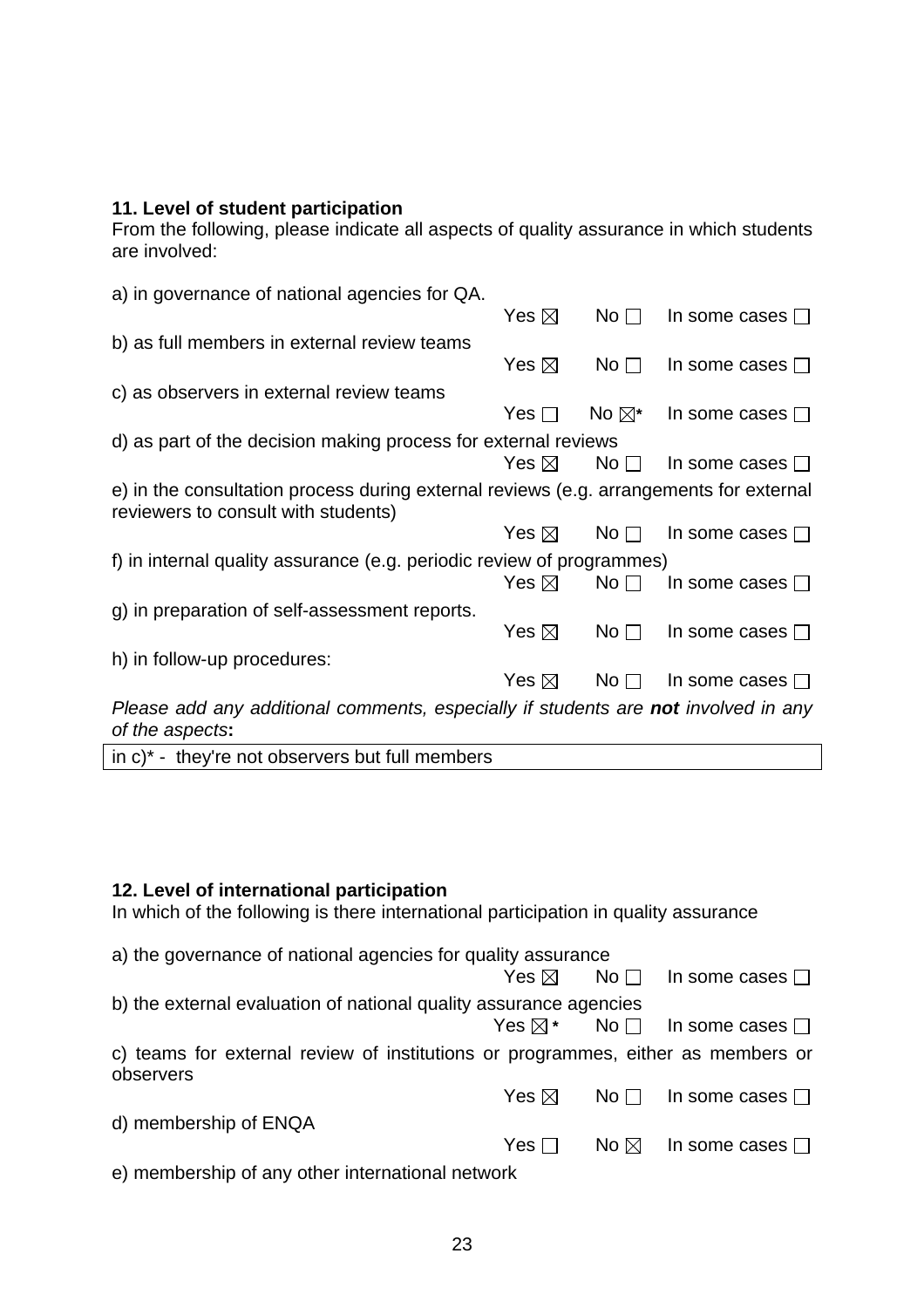**11. Level of student participation**
From the following, please indicate all aspects of quality assurance in which students are involved:

a) in governance of national agencies for QA.
Yes ☒ No ☐ In some cases ☐

b) as full members in external review teams
Yes ☒ No ☐ In some cases ☐

c) as observers in external review teams
Yes ☐ No ☒* In some cases ☐

d) as part of the decision making process for external reviews
Yes ☒ No ☐ In some cases ☐

e) in the consultation process during external reviews (e.g. arrangements for external reviewers to consult with students)
Yes ☒ No ☐ In some cases ☐

f) in internal quality assurance (e.g. periodic review of programmes)
Yes ☒ No ☐ In some cases ☐

g) in preparation of self-assessment reports.
Yes ☒ No ☐ In some cases ☐

h) in follow-up procedures:
Yes ☒ No ☐ In some cases ☐

*Please add any additional comments, especially if students are **not** involved in any of the aspects*:

| in c)* - they're not observers but full members |
|---|

**12. Level of international participation**
In which of the following is there international participation in quality assurance

a) the governance of national agencies for quality assurance
Yes ☒ No ☐ In some cases ☐

b) the external evaluation of national quality assurance agencies
Yes ☒* No ☐ In some cases ☐

c) teams for external review of institutions or programmes, either as members or observers
Yes ☒ No ☐ In some cases ☐

d) membership of ENQA
Yes ☐ No ☒ In some cases ☐

e) membership of any other international network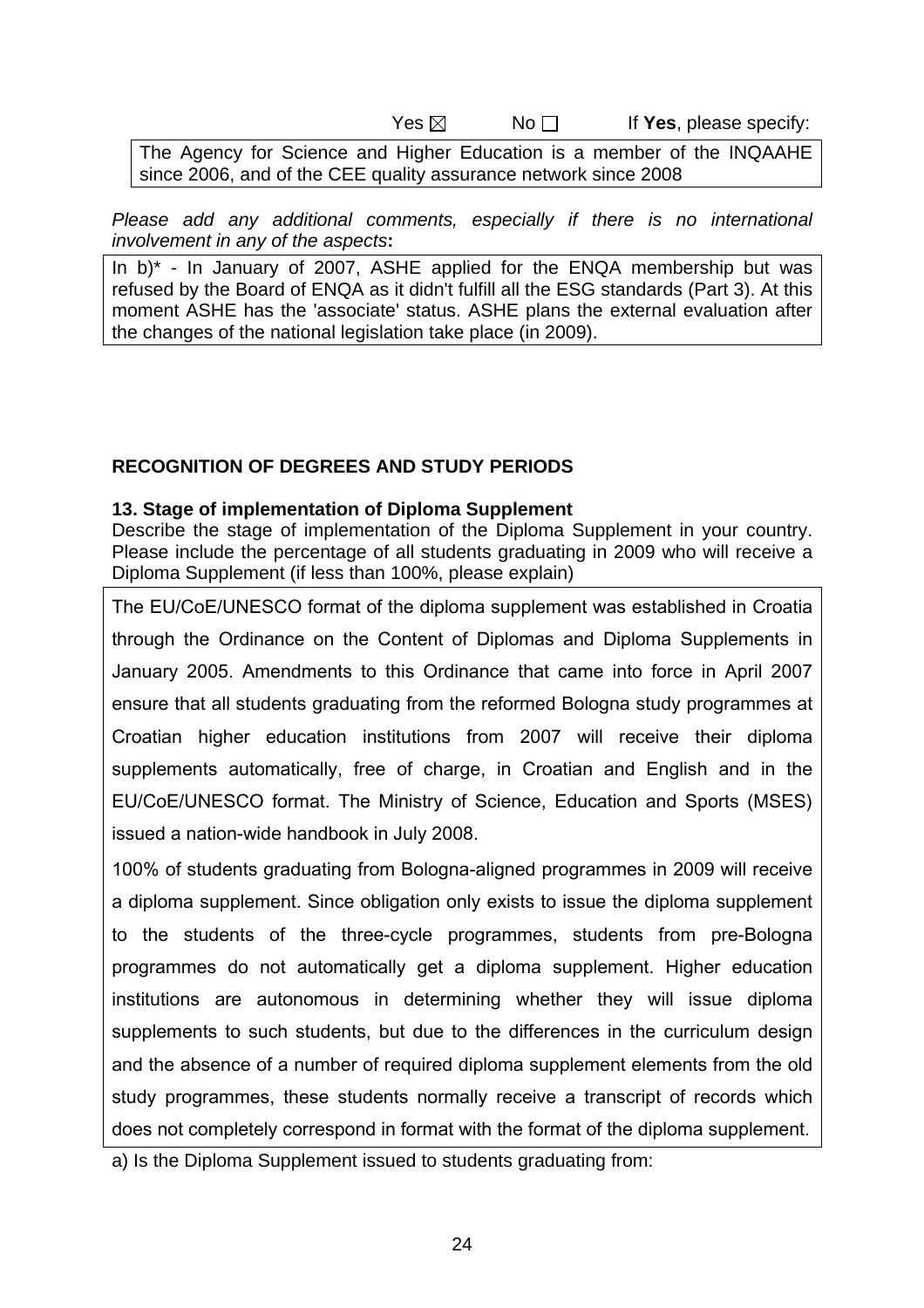Yes ☒ No ☐ If **Yes**, please specify:

The Agency for Science and Higher Education is a member of the INQAAHE since 2006, and of the CEE quality assurance network since 2008

*Please add any additional comments, especially if there is no international involvement in any of the aspects***:**

In b)* - In January of 2007, ASHE applied for the ENQA membership but was refused by the Board of ENQA as it didn't fulfill all the ESG standards (Part 3). At this moment ASHE has the 'associate' status. ASHE plans the external evaluation after the changes of the national legislation take place (in 2009).

**RECOGNITION OF DEGREES AND STUDY PERIODS**

**13. Stage of implementation of Diploma Supplement**

Describe the stage of implementation of the Diploma Supplement in your country. Please include the percentage of all students graduating in 2009 who will receive a Diploma Supplement (if less than 100%, please explain)

The EU/CoE/UNESCO format of the diploma supplement was established in Croatia through the Ordinance on the Content of Diplomas and Diploma Supplements in January 2005. Amendments to this Ordinance that came into force in April 2007 ensure that all students graduating from the reformed Bologna study programmes at Croatian higher education institutions from 2007 will receive their diploma supplements automatically, free of charge, in Croatian and English and in the EU/CoE/UNESCO format. The Ministry of Science, Education and Sports (MSES) issued a nation-wide handbook in July 2008.

100% of students graduating from Bologna-aligned programmes in 2009 will receive a diploma supplement. Since obligation only exists to issue the diploma supplement to the students of the three-cycle programmes, students from pre-Bologna programmes do not automatically get a diploma supplement. Higher education institutions are autonomous in determining whether they will issue diploma supplements to such students, but due to the differences in the curriculum design and the absence of a number of required diploma supplement elements from the old study programmes, these students normally receive a transcript of records which does not completely correspond in format with the format of the diploma supplement.

a) Is the Diploma Supplement issued to students graduating from: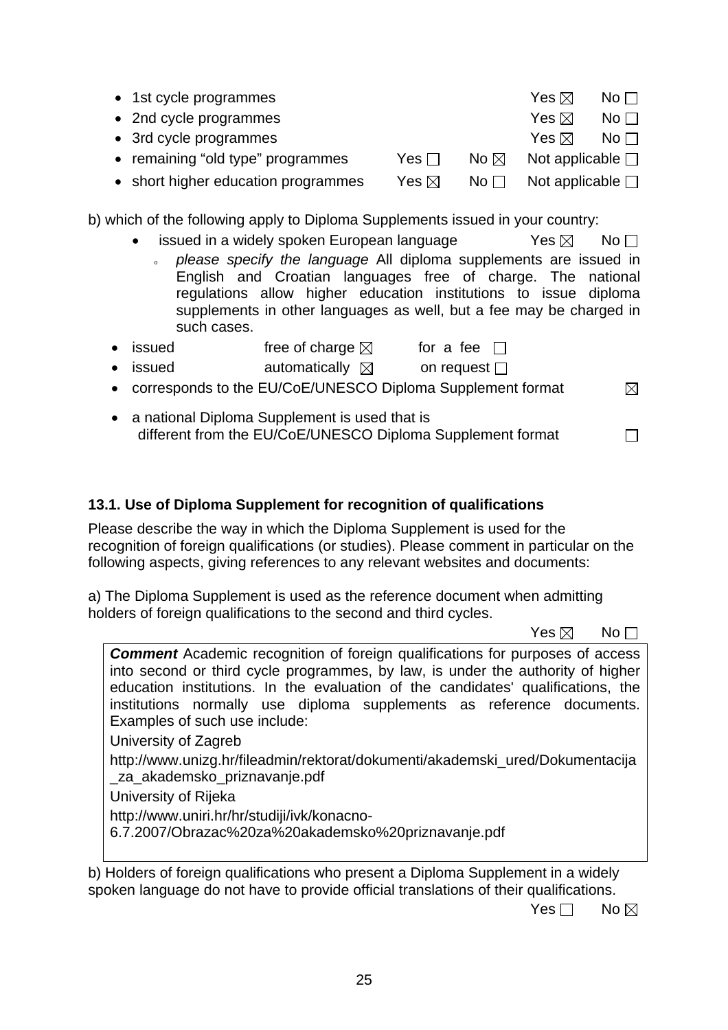- 1st cycle programmes Yes ☒ No ☐
- 2nd cycle programmes Yes ☒ No ☐
- 3rd cycle programmes Yes ☒ No ☐
- remaining "old type" programmes Yes ☐ No ☒ Not applicable ☐
- short higher education programmes Yes ☒ No ☐ Not applicable ☐

b) which of the following apply to Diploma Supplements issued in your country:

- issued in a widely spoken European language Yes ☒ No ☐
  - *please specify the language* All diploma supplements are issued in English and Croatian languages free of charge. The national regulations allow higher education institutions to issue diploma supplements in other languages as well, but a fee may be charged in such cases.
- issued free of charge ☒ for a fee ☐
- issued automatically ☒ on request ☐
- corresponds to the EU/CoE/UNESCO Diploma Supplement format ☒
- a national Diploma Supplement is used that is different from the EU/CoE/UNESCO Diploma Supplement format ☐

### 13.1. Use of Diploma Supplement for recognition of qualifications

Please describe the way in which the Diploma Supplement is used for the recognition of foreign qualifications (or studies). Please comment in particular on the following aspects, giving references to any relevant websites and documents:

a) The Diploma Supplement is used as the reference document when admitting holders of foreign qualifications to the second and third cycles.

Yes ☒ No ☐

***Comment*** Academic recognition of foreign qualifications for purposes of access into second or third cycle programmes, by law, is under the authority of higher education institutions. In the evaluation of the candidates' qualifications, the institutions normally use diploma supplements as reference documents. Examples of such use include:

University of Zagreb

http://www.unizg.hr/fileadmin/rektorat/dokumenti/akademski_ured/Dokumentacija_za_akademsko_priznavanje.pdf

University of Rijeka

http://www.uniri.hr/hr/studiji/ivk/konacno-6.7.2007/Obrazac%20za%20akademsko%20priznavanje.pdf

b) Holders of foreign qualifications who present a Diploma Supplement in a widely spoken language do not have to provide official translations of their qualifications.

Yes ☐ No ☒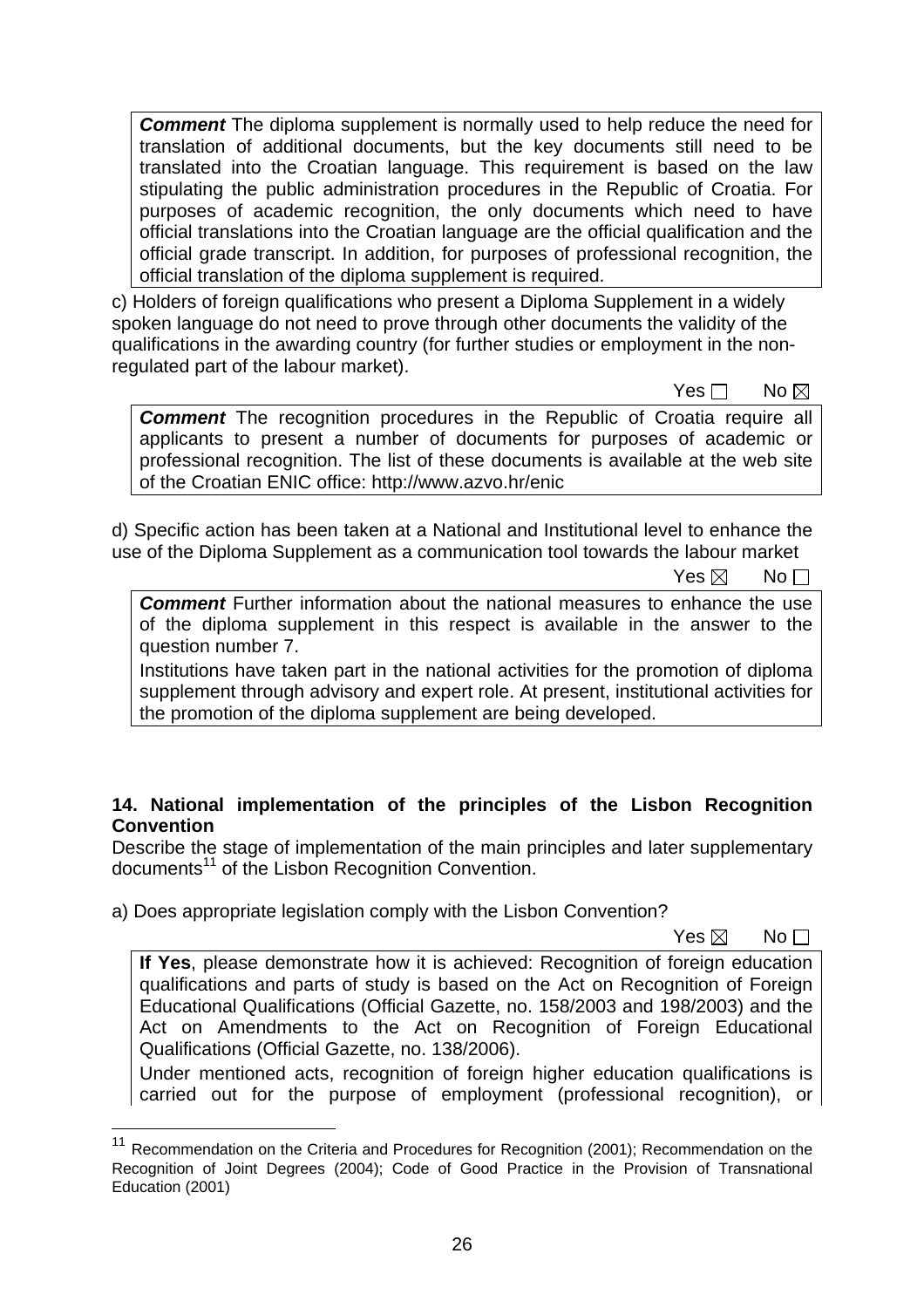***Comment*** The diploma supplement is normally used to help reduce the need for translation of additional documents, but the key documents still need to be translated into the Croatian language. This requirement is based on the law stipulating the public administration procedures in the Republic of Croatia. For purposes of academic recognition, the only documents which need to have official translations into the Croatian language are the official qualification and the official grade transcript. In addition, for purposes of professional recognition, the official translation of the diploma supplement is required.

c) Holders of foreign qualifications who present a Diploma Supplement in a widely spoken language do not need to prove through other documents the validity of the qualifications in the awarding country (for further studies or employment in the non-regulated part of the labour market).

Yes ☐ No ☒

***Comment*** The recognition procedures in the Republic of Croatia require all applicants to present a number of documents for purposes of academic or professional recognition. The list of these documents is available at the web site of the Croatian ENIC office: http://www.azvo.hr/enic

d) Specific action has been taken at a National and Institutional level to enhance the use of the Diploma Supplement as a communication tool towards the labour market

Yes ☒ No ☐

***Comment*** Further information about the national measures to enhance the use of the diploma supplement in this respect is available in the answer to the question number 7.

Institutions have taken part in the national activities for the promotion of diploma supplement through advisory and expert role. At present, institutional activities for the promotion of the diploma supplement are being developed.

**14. National implementation of the principles of the Lisbon Recognition Convention**

Describe the stage of implementation of the main principles and later supplementary documents[11] of the Lisbon Recognition Convention.

a) Does appropriate legislation comply with the Lisbon Convention?

Yes ☒ No ☐

**If Yes**, please demonstrate how it is achieved: Recognition of foreign education qualifications and parts of study is based on the Act on Recognition of Foreign Educational Qualifications (Official Gazette, no. 158/2003 and 198/2003) and the Act on Amendments to the Act on Recognition of Foreign Educational Qualifications (Official Gazette, no. 138/2006).

Under mentioned acts, recognition of foreign higher education qualifications is carried out for the purpose of employment (professional recognition), or

[11] Recommendation on the Criteria and Procedures for Recognition (2001); Recommendation on the Recognition of Joint Degrees (2004); Code of Good Practice in the Provision of Transnational Education (2001)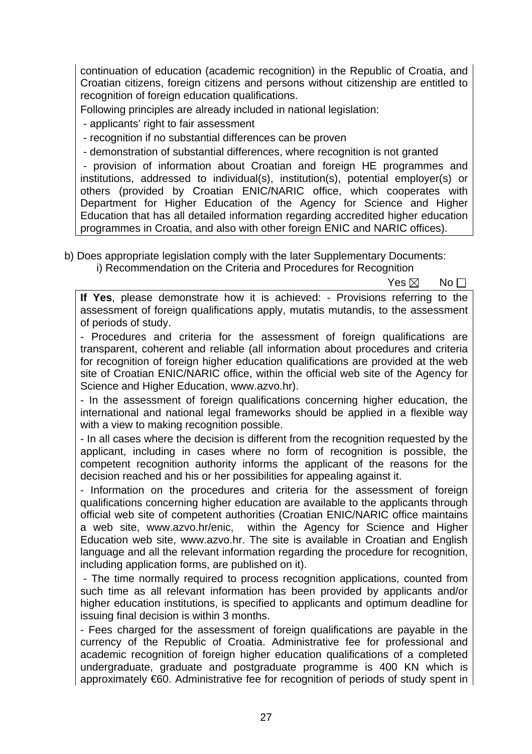continuation of education (academic recognition) in the Republic of Croatia, and Croatian citizens, foreign citizens and persons without citizenship are entitled to recognition of foreign education qualifications.

Following principles are already included in national legislation:

- applicants' right to fair assessment
- recognition if no substantial differences can be proven
- demonstration of substantial differences, where recognition is not granted
- provision of information about Croatian and foreign HE programmes and institutions, addressed to individual(s), institution(s), potential employer(s) or others (provided by Croatian ENIC/NARIC office, which cooperates with Department for Higher Education of the Agency for Science and Higher Education that has all detailed information regarding accredited higher education programmes in Croatia, and also with other foreign ENIC and NARIC offices).

b) Does appropriate legislation comply with the later Supplementary Documents:

i) Recommendation on the Criteria and Procedures for Recognition

Yes ☒ No ☐

**If Yes**, please demonstrate how it is achieved: - Provisions referring to the assessment of foreign qualifications apply, mutatis mutandis, to the assessment of periods of study.

- Procedures and criteria for the assessment of foreign qualifications are transparent, coherent and reliable (all information about procedures and criteria for recognition of foreign higher education qualifications are provided at the web site of Croatian ENIC/NARIC office, within the official web site of the Agency for Science and Higher Education, www.azvo.hr).

- In the assessment of foreign qualifications concerning higher education, the international and national legal frameworks should be applied in a flexible way with a view to making recognition possible.

- In all cases where the decision is different from the recognition requested by the applicant, including in cases where no form of recognition is possible, the competent recognition authority informs the applicant of the reasons for the decision reached and his or her possibilities for appealing against it.

- Information on the procedures and criteria for the assessment of foreign qualifications concerning higher education are available to the applicants through official web site of competent authorities (Croatian ENIC/NARIC office maintains a web site, www.azvo.hr/enic, within the Agency for Science and Higher Education web site, www.azvo.hr. The site is available in Croatian and English language and all the relevant information regarding the procedure for recognition, including application forms, are published on it).

- The time normally required to process recognition applications, counted from such time as all relevant information has been provided by applicants and/or higher education institutions, is specified to applicants and optimum deadline for issuing final decision is within 3 months.

- Fees charged for the assessment of foreign qualifications are payable in the currency of the Republic of Croatia. Administrative fee for professional and academic recognition of foreign higher education qualifications of a completed undergraduate, graduate and postgraduate programme is 400 KN which is approximately €60. Administrative fee for recognition of periods of study spent in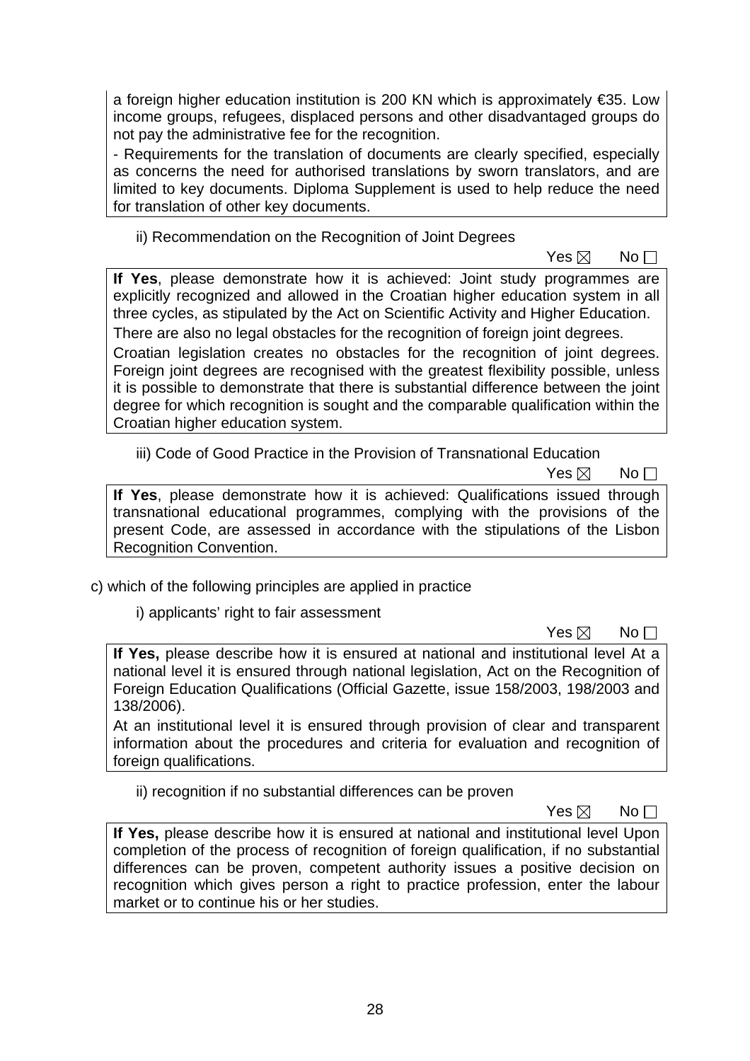a foreign higher education institution is 200 KN which is approximately €35. Low income groups, refugees, displaced persons and other disadvantaged groups do not pay the administrative fee for the recognition.

- Requirements for the translation of documents are clearly specified, especially as concerns the need for authorised translations by sworn translators, and are limited to key documents. Diploma Supplement is used to help reduce the need for translation of other key documents.

ii) Recommendation on the Recognition of Joint Degrees

Yes ☒ No ☐

**If Yes**, please demonstrate how it is achieved: Joint study programmes are explicitly recognized and allowed in the Croatian higher education system in all three cycles, as stipulated by the Act on Scientific Activity and Higher Education.

There are also no legal obstacles for the recognition of foreign joint degrees.

Croatian legislation creates no obstacles for the recognition of joint degrees. Foreign joint degrees are recognised with the greatest flexibility possible, unless it is possible to demonstrate that there is substantial difference between the joint degree for which recognition is sought and the comparable qualification within the Croatian higher education system.

iii) Code of Good Practice in the Provision of Transnational Education

Yes ☒ No ☐

**If Yes**, please demonstrate how it is achieved: Qualifications issued through transnational educational programmes, complying with the provisions of the present Code, are assessed in accordance with the stipulations of the Lisbon Recognition Convention.

c) which of the following principles are applied in practice

i) applicants' right to fair assessment

Yes ☒ No ☐

**If Yes,** please describe how it is ensured at national and institutional level At a national level it is ensured through national legislation, Act on the Recognition of Foreign Education Qualifications (Official Gazette, issue 158/2003, 198/2003 and 138/2006).

At an institutional level it is ensured through provision of clear and transparent information about the procedures and criteria for evaluation and recognition of foreign qualifications.

ii) recognition if no substantial differences can be proven

Yes ☒ No ☐

**If Yes,** please describe how it is ensured at national and institutional level Upon completion of the process of recognition of foreign qualification, if no substantial differences can be proven, competent authority issues a positive decision on recognition which gives person a right to practice profession, enter the labour market or to continue his or her studies.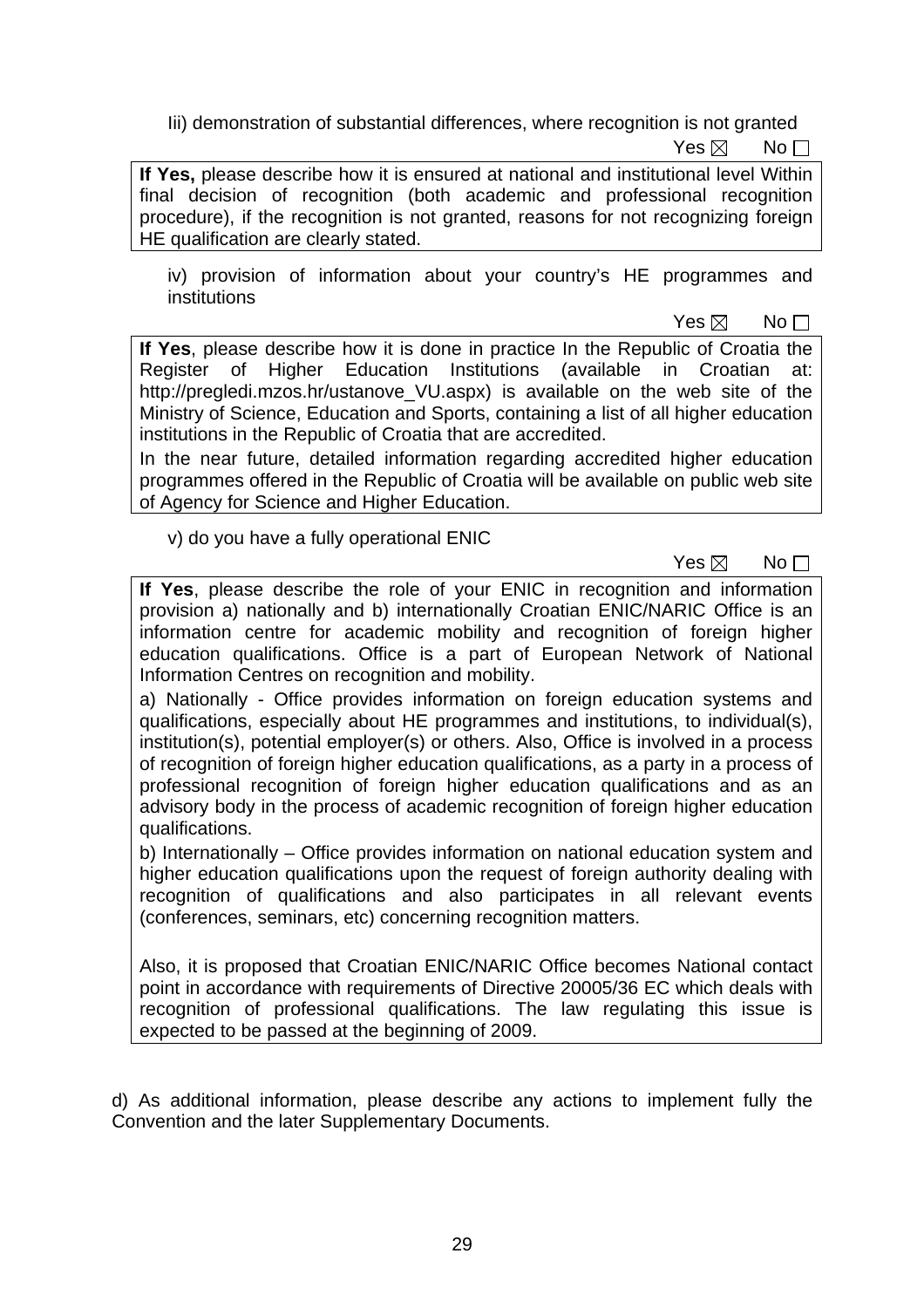Iii) demonstration of substantial differences, where recognition is not granted

Yes ☒ No ☐

**If Yes,** please describe how it is ensured at national and institutional level Within final decision of recognition (both academic and professional recognition procedure), if the recognition is not granted, reasons for not recognizing foreign HE qualification are clearly stated.

iv) provision of information about your country's HE programmes and institutions

Yes ☒ No ☐

**If Yes**, please describe how it is done in practice In the Republic of Croatia the Register of Higher Education Institutions (available in Croatian at: http://pregledi.mzos.hr/ustanove_VU.aspx) is available on the web site of the Ministry of Science, Education and Sports, containing a list of all higher education institutions in the Republic of Croatia that are accredited.

In the near future, detailed information regarding accredited higher education programmes offered in the Republic of Croatia will be available on public web site of Agency for Science and Higher Education.

v) do you have a fully operational ENIC

Yes ☒ No ☐

**If Yes**, please describe the role of your ENIC in recognition and information provision a) nationally and b) internationally Croatian ENIC/NARIC Office is an information centre for academic mobility and recognition of foreign higher education qualifications. Office is a part of European Network of National Information Centres on recognition and mobility.

a) Nationally - Office provides information on foreign education systems and qualifications, especially about HE programmes and institutions, to individual(s), institution(s), potential employer(s) or others. Also, Office is involved in a process of recognition of foreign higher education qualifications, as a party in a process of professional recognition of foreign higher education qualifications and as an advisory body in the process of academic recognition of foreign higher education qualifications.

b) Internationally – Office provides information on national education system and higher education qualifications upon the request of foreign authority dealing with recognition of qualifications and also participates in all relevant events (conferences, seminars, etc) concerning recognition matters.

Also, it is proposed that Croatian ENIC/NARIC Office becomes National contact point in accordance with requirements of Directive 20005/36 EC which deals with recognition of professional qualifications. The law regulating this issue is expected to be passed at the beginning of 2009.

d) As additional information, please describe any actions to implement fully the Convention and the later Supplementary Documents.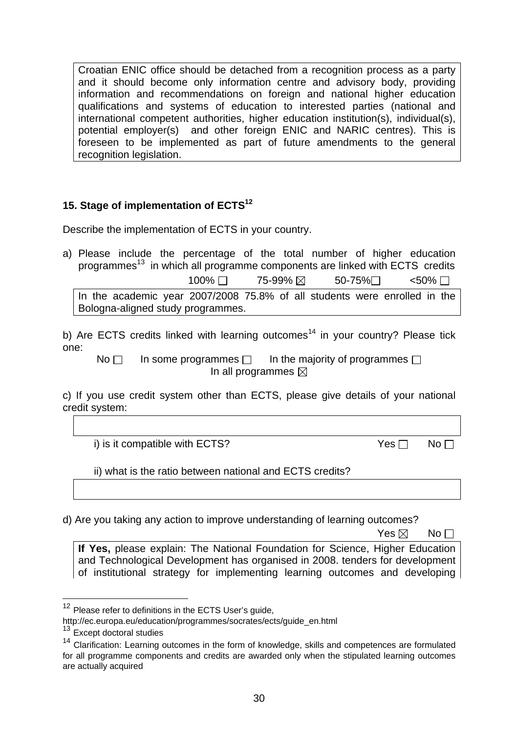Croatian ENIC office should be detached from a recognition process as a party and it should become only information centre and advisory body, providing information and recommendations on foreign and national higher education qualifications and systems of education to interested parties (national and international competent authorities, higher education institution(s), individual(s), potential employer(s) and other foreign ENIC and NARIC centres). This is foreseen to be implemented as part of future amendments to the general recognition legislation.

### 15. Stage of implementation of ECTS[12]

Describe the implementation of ECTS in your country.

a) Please include the percentage of the total number of higher education programmes[13] in which all programme components are linked with ECTS credits

100% ☐ 75-99% ☒ 50-75% ☐ <50% ☐

In the academic year 2007/2008 75.8% of all students were enrolled in the Bologna-aligned study programmes.

b) Are ECTS credits linked with learning outcomes[14] in your country? Please tick one:

No ☐ In some programmes ☐ In the majority of programmes ☐ In all programmes ☒

c) If you use credit system other than ECTS, please give details of your national credit system:

i) is it compatible with ECTS? Yes ☐ No ☐

ii) what is the ratio between national and ECTS credits?

d) Are you taking any action to improve understanding of learning outcomes?

Yes ☒ No ☐

**If Yes,** please explain: The National Foundation for Science, Higher Education and Technological Development has organised in 2008. tenders for development of institutional strategy for implementing learning outcomes and developing

---

[12] Please refer to definitions in the ECTS User's guide, http://ec.europa.eu/education/programmes/socrates/ects/guide_en.html

[13] Except doctoral studies

[14] Clarification: Learning outcomes in the form of knowledge, skills and competences are formulated for all programme components and credits are awarded only when the stipulated learning outcomes are actually acquired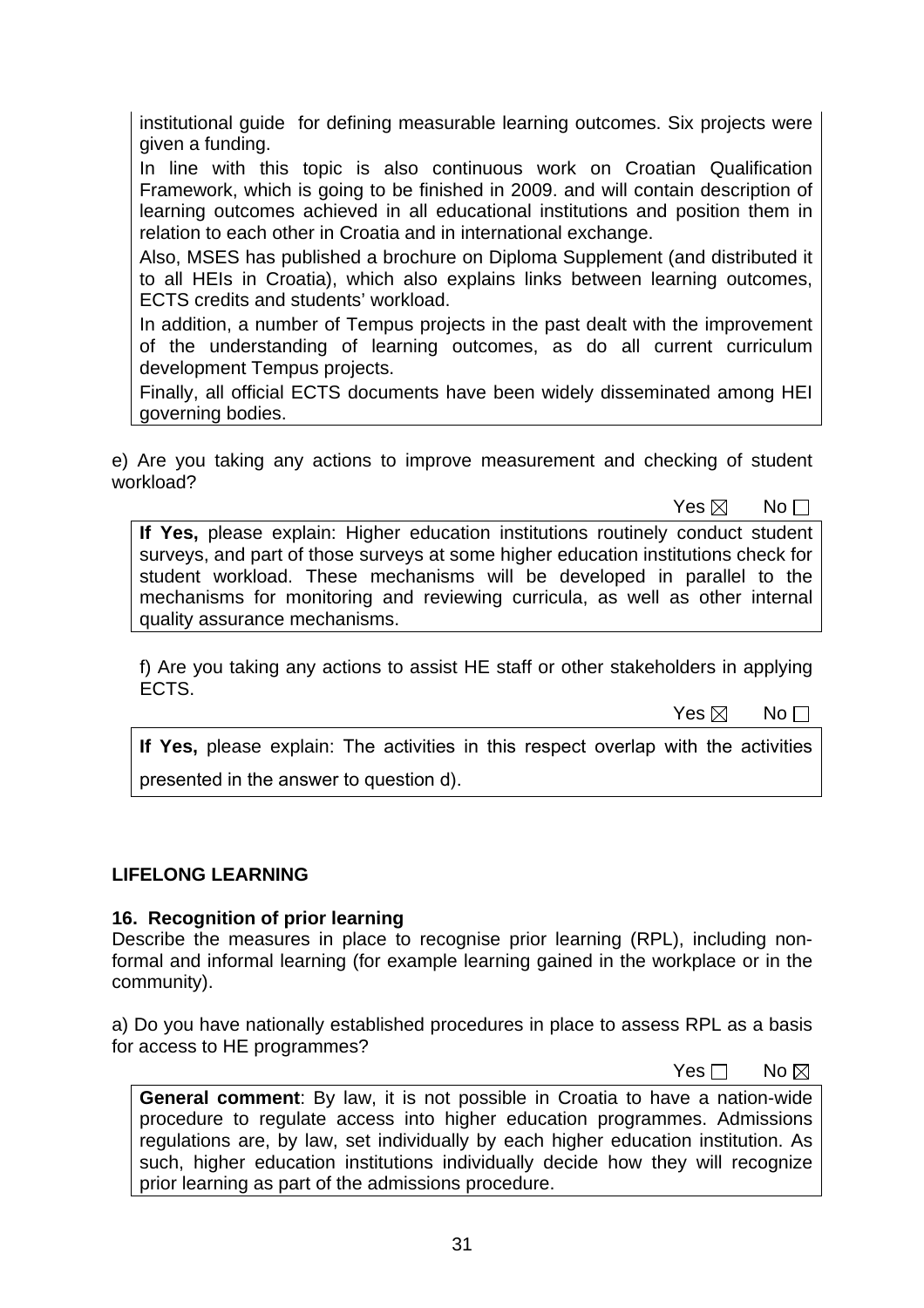institutional guide for defining measurable learning outcomes. Six projects were given a funding.

In line with this topic is also continuous work on Croatian Qualification Framework, which is going to be finished in 2009. and will contain description of learning outcomes achieved in all educational institutions and position them in relation to each other in Croatia and in international exchange.

Also, MSES has published a brochure on Diploma Supplement (and distributed it to all HEIs in Croatia), which also explains links between learning outcomes, ECTS credits and students' workload.

In addition, a number of Tempus projects in the past dealt with the improvement of the understanding of learning outcomes, as do all current curriculum development Tempus projects.

Finally, all official ECTS documents have been widely disseminated among HEI governing bodies.

e) Are you taking any actions to improve measurement and checking of student workload?

Yes ☒ No ☐

**If Yes,** please explain: Higher education institutions routinely conduct student surveys, and part of those surveys at some higher education institutions check for student workload. These mechanisms will be developed in parallel to the mechanisms for monitoring and reviewing curricula, as well as other internal quality assurance mechanisms.

f) Are you taking any actions to assist HE staff or other stakeholders in applying ECTS.

Yes ☒ No ☐

**If Yes,** please explain: The activities in this respect overlap with the activities presented in the answer to question d).

## LIFELONG LEARNING

### 16. Recognition of prior learning

Describe the measures in place to recognise prior learning (RPL), including non-formal and informal learning (for example learning gained in the workplace or in the community).

a) Do you have nationally established procedures in place to assess RPL as a basis for access to HE programmes?

Yes ☐ No ☒

**General comment**: By law, it is not possible in Croatia to have a nation-wide procedure to regulate access into higher education programmes. Admissions regulations are, by law, set individually by each higher education institution. As such, higher education institutions individually decide how they will recognize prior learning as part of the admissions procedure.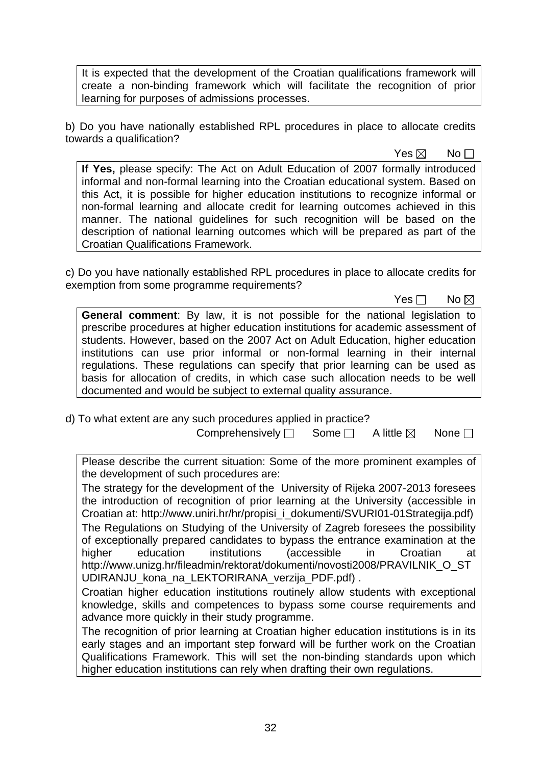It is expected that the development of the Croatian qualifications framework will create a non-binding framework which will facilitate the recognition of prior learning for purposes of admissions processes.

b) Do you have nationally established RPL procedures in place to allocate credits towards a qualification?

Yes ☒ No ☐

**If Yes,** please specify: The Act on Adult Education of 2007 formally introduced informal and non-formal learning into the Croatian educational system. Based on this Act, it is possible for higher education institutions to recognize informal or non-formal learning and allocate credit for learning outcomes achieved in this manner. The national guidelines for such recognition will be based on the description of national learning outcomes which will be prepared as part of the Croatian Qualifications Framework.

c) Do you have nationally established RPL procedures in place to allocate credits for exemption from some programme requirements?

Yes ☐ No ☒

**General comment**: By law, it is not possible for the national legislation to prescribe procedures at higher education institutions for academic assessment of students. However, based on the 2007 Act on Adult Education, higher education institutions can use prior informal or non-formal learning in their internal regulations. These regulations can specify that prior learning can be used as basis for allocation of credits, in which case such allocation needs to be well documented and would be subject to external quality assurance.

d) To what extent are any such procedures applied in practice?

Comprehensively ☐ Some ☐ A little ☒ None ☐

Please describe the current situation: Some of the more prominent examples of the development of such procedures are:

The strategy for the development of the University of Rijeka 2007-2013 foresees the introduction of recognition of prior learning at the University (accessible in Croatian at: http://www.uniri.hr/hr/propisi_i_dokumenti/SVURI01-01Strategija.pdf)

The Regulations on Studying of the University of Zagreb foresees the possibility of exceptionally prepared candidates to bypass the entrance examination at the higher education institutions (accessible in Croatian at http://www.unizg.hr/fileadmin/rektorat/dokumenti/novosti2008/PRAVILNIK_O_STUDIRANJU_kona_na_LEKTORIRANA_verzija_PDF.pdf) .

Croatian higher education institutions routinely allow students with exceptional knowledge, skills and competences to bypass some course requirements and advance more quickly in their study programme.

The recognition of prior learning at Croatian higher education institutions is in its early stages and an important step forward will be further work on the Croatian Qualifications Framework. This will set the non-binding standards upon which higher education institutions can rely when drafting their own regulations.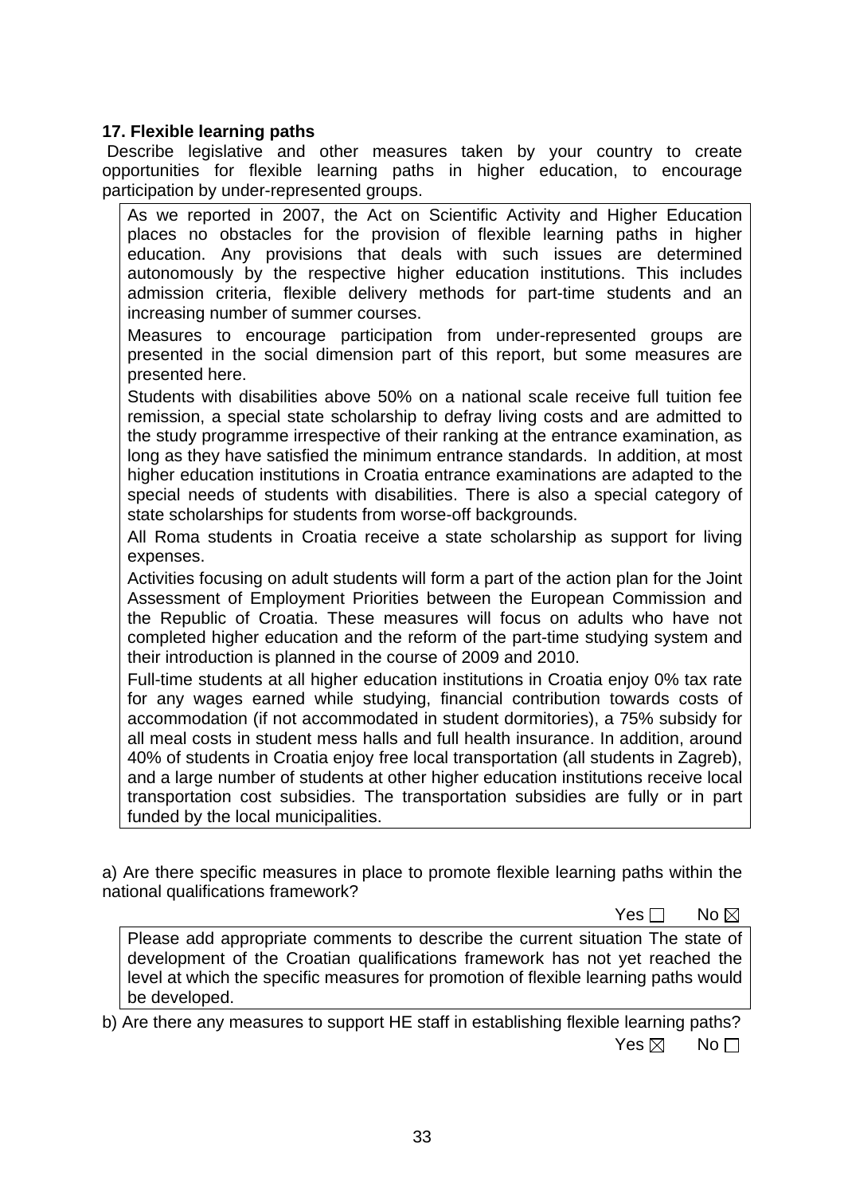**17. Flexible learning paths**

Describe legislative and other measures taken by your country to create opportunities for flexible learning paths in higher education, to encourage participation by under-represented groups.

As we reported in 2007, the Act on Scientific Activity and Higher Education places no obstacles for the provision of flexible learning paths in higher education. Any provisions that deals with such issues are determined autonomously by the respective higher education institutions. This includes admission criteria, flexible delivery methods for part-time students and an increasing number of summer courses.

Measures to encourage participation from under-represented groups are presented in the social dimension part of this report, but some measures are presented here.

Students with disabilities above 50% on a national scale receive full tuition fee remission, a special state scholarship to defray living costs and are admitted to the study programme irrespective of their ranking at the entrance examination, as long as they have satisfied the minimum entrance standards. In addition, at most higher education institutions in Croatia entrance examinations are adapted to the special needs of students with disabilities. There is also a special category of state scholarships for students from worse-off backgrounds.

All Roma students in Croatia receive a state scholarship as support for living expenses.

Activities focusing on adult students will form a part of the action plan for the Joint Assessment of Employment Priorities between the European Commission and the Republic of Croatia. These measures will focus on adults who have not completed higher education and the reform of the part-time studying system and their introduction is planned in the course of 2009 and 2010.

Full-time students at all higher education institutions in Croatia enjoy 0% tax rate for any wages earned while studying, financial contribution towards costs of accommodation (if not accommodated in student dormitories), a 75% subsidy for all meal costs in student mess halls and full health insurance. In addition, around 40% of students in Croatia enjoy free local transportation (all students in Zagreb), and a large number of students at other higher education institutions receive local transportation cost subsidies. The transportation subsidies are fully or in part funded by the local municipalities.

a) Are there specific measures in place to promote flexible learning paths within the national qualifications framework?

Yes ☐ No ☒

Please add appropriate comments to describe the current situation The state of development of the Croatian qualifications framework has not yet reached the level at which the specific measures for promotion of flexible learning paths would be developed.

b) Are there any measures to support HE staff in establishing flexible learning paths?

Yes ☒ No ☐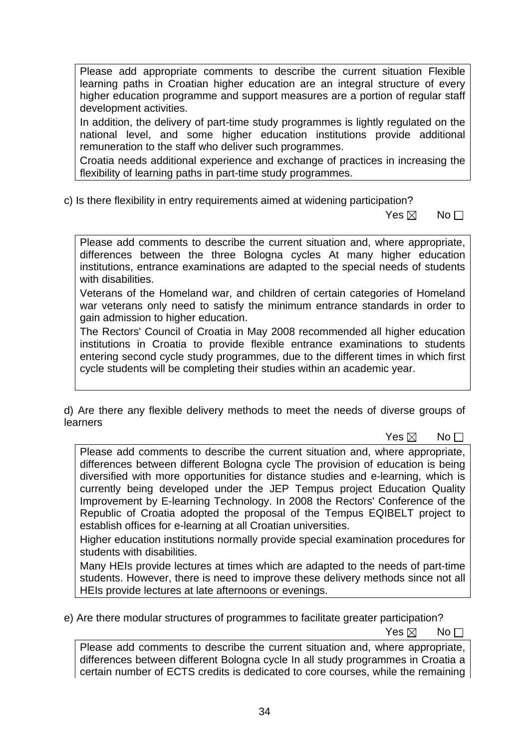Please add appropriate comments to describe the current situation Flexible learning paths in Croatian higher education are an integral structure of every higher education programme and support measures are a portion of regular staff development activities.

In addition, the delivery of part-time study programmes is lightly regulated on the national level, and some higher education institutions provide additional remuneration to the staff who deliver such programmes.

Croatia needs additional experience and exchange of practices in increasing the flexibility of learning paths in part-time study programmes.

c) Is there flexibility in entry requirements aimed at widening participation?

Yes ☒ No ☐

Please add comments to describe the current situation and, where appropriate, differences between the three Bologna cycles At many higher education institutions, entrance examinations are adapted to the special needs of students with disabilities.

Veterans of the Homeland war, and children of certain categories of Homeland war veterans only need to satisfy the minimum entrance standards in order to gain admission to higher education.

The Rectors' Council of Croatia in May 2008 recommended all higher education institutions in Croatia to provide flexible entrance examinations to students entering second cycle study programmes, due to the different times in which first cycle students will be completing their studies within an academic year.

d) Are there any flexible delivery methods to meet the needs of diverse groups of learners

Yes ☒ No ☐

Please add comments to describe the current situation and, where appropriate, differences between different Bologna cycles The provision of education is being diversified with more opportunities for distance studies and e-learning, which is currently being developed under the JEP Tempus project Education Quality Improvement by E-learning Technology. In 2008 the Rectors' Conference of the Republic of Croatia adopted the proposal of the Tempus EQIBELT project to establish offices for e-learning at all Croatian universities.

Higher education institutions normally provide special examination procedures for students with disabilities.

Many HEIs provide lectures at times which are adapted to the needs of part-time students. However, there is need to improve these delivery methods since not all HEIs provide lectures at late afternoons or evenings.

e) Are there modular structures of programmes to facilitate greater participation?

Yes ☒ No ☐

Please add comments to describe the current situation and, where appropriate, differences between different Bologna cycle In all study programmes in Croatia a certain number of ECTS credits is dedicated to core courses, while the remaining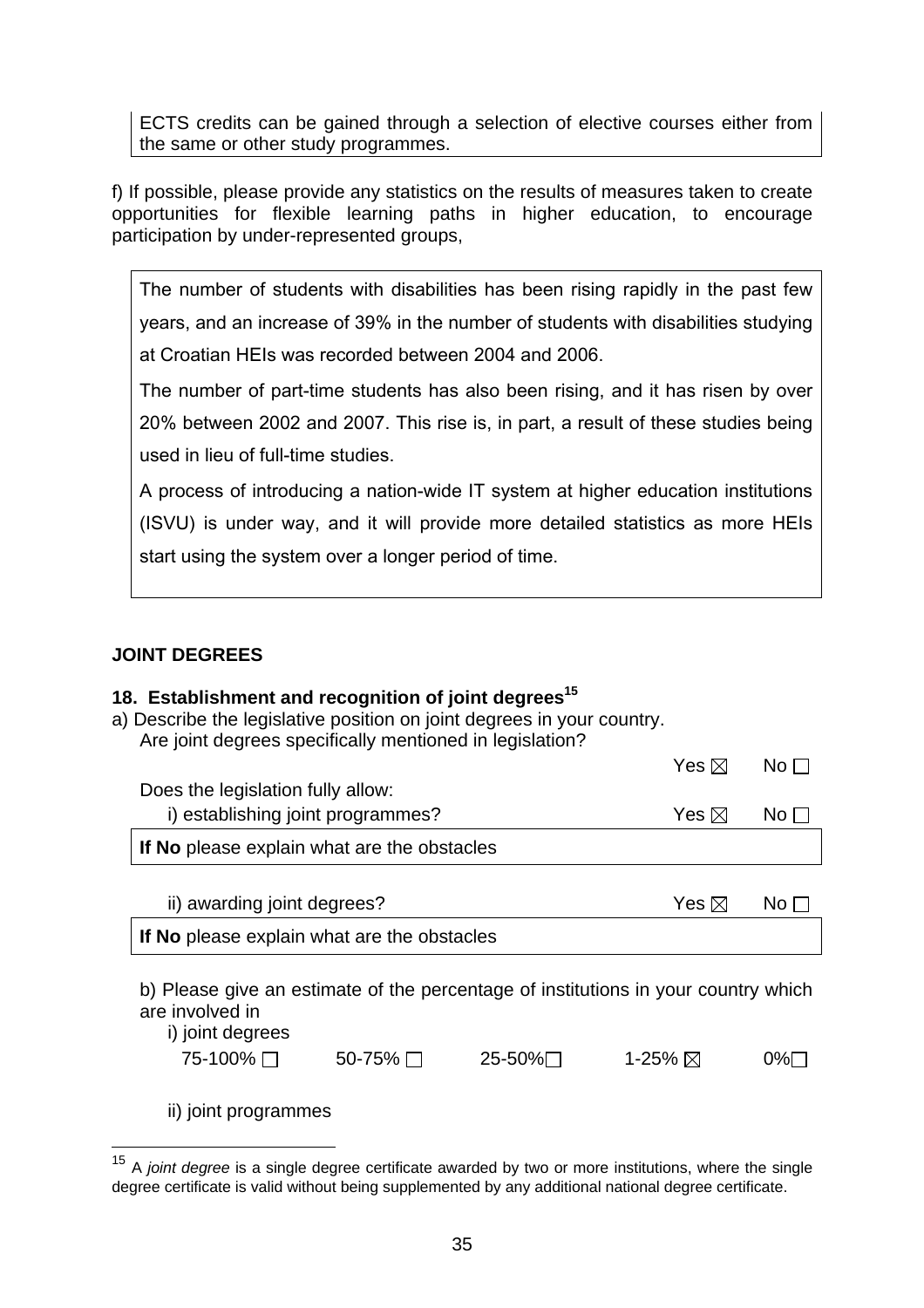ECTS credits can be gained through a selection of elective courses either from the same or other study programmes.

f) If possible, please provide any statistics on the results of measures taken to create opportunities for flexible learning paths in higher education, to encourage participation by under-represented groups,

> The number of students with disabilities has been rising rapidly in the past few years, and an increase of 39% in the number of students with disabilities studying at Croatian HEIs was recorded between 2004 and 2006.
>
> The number of part-time students has also been rising, and it has risen by over 20% between 2002 and 2007. This rise is, in part, a result of these studies being used in lieu of full-time studies.
>
> A process of introducing a nation-wide IT system at higher education institutions (ISVU) is under way, and it will provide more detailed statistics as more HEIs start using the system over a longer period of time.

## JOINT DEGREES

### 18. Establishment and recognition of joint degrees[15]

a) Describe the legislative position on joint degrees in your country.
Are joint degrees specifically mentioned in legislation? Yes ☒ No ☐

Does the legislation fully allow:

i) establishing joint programmes? Yes ☒ No ☐

**If No** please explain what are the obstacles

ii) awarding joint degrees? Yes ☒ No ☐

**If No** please explain what are the obstacles

b) Please give an estimate of the percentage of institutions in your country which are involved in

i) joint degrees

75-100% ☐ 50-75% ☐ 25-50% ☐ 1-25% ☒ 0% ☐

ii) joint programmes

---

[15] A *joint degree* is a single degree certificate awarded by two or more institutions, where the single degree certificate is valid without being supplemented by any additional national degree certificate.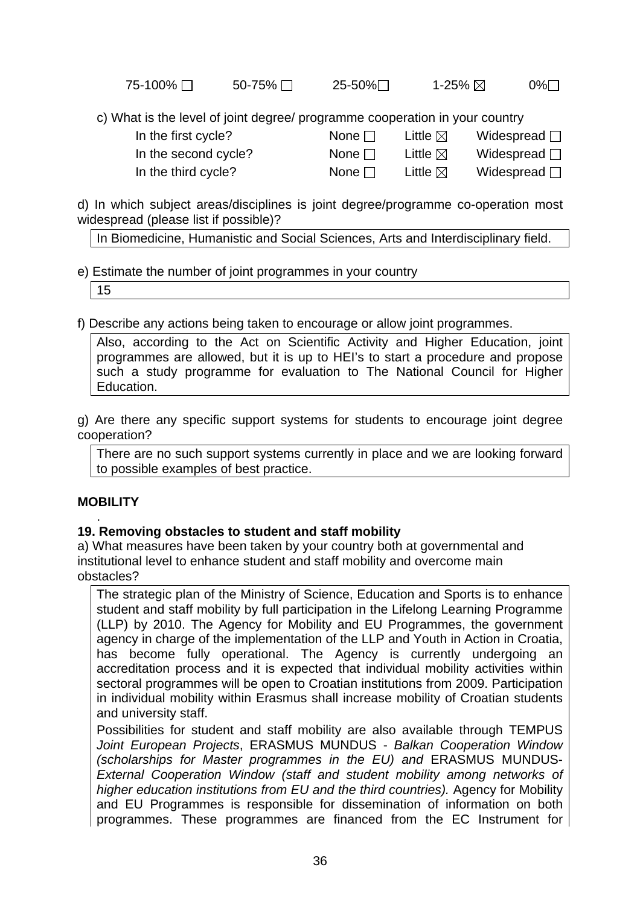75-100% ☐ 50-75% ☐ 25-50% ☐ 1-25% ☒ 0% ☐

c) What is the level of joint degree/ programme cooperation in your country

| | | | |
|---|---|---|---|
| In the first cycle? | None ☐ | Little ☒ | Widespread ☐ |
| In the second cycle? | None ☐ | Little ☒ | Widespread ☐ |
| In the third cycle? | None ☐ | Little ☒ | Widespread ☐ |

d) In which subject areas/disciplines is joint degree/programme co-operation most widespread (please list if possible)?

In Biomedicine, Humanistic and Social Sciences, Arts and Interdisciplinary field.

e) Estimate the number of joint programmes in your country

15

f) Describe any actions being taken to encourage or allow joint programmes.

Also, according to the Act on Scientific Activity and Higher Education, joint programmes are allowed, but it is up to HEI's to start a procedure and propose such a study programme for evaluation to The National Council for Higher Education.

g) Are there any specific support systems for students to encourage joint degree cooperation?

There are no such support systems currently in place and we are looking forward to possible examples of best practice.

**MOBILITY**

**19. Removing obstacles to student and staff mobility**

a) What measures have been taken by your country both at governmental and institutional level to enhance student and staff mobility and overcome main obstacles?

The strategic plan of the Ministry of Science, Education and Sports is to enhance student and staff mobility by full participation in the Lifelong Learning Programme (LLP) by 2010. The Agency for Mobility and EU Programmes, the government agency in charge of the implementation of the LLP and Youth in Action in Croatia, has become fully operational. The Agency is currently undergoing an accreditation process and it is expected that individual mobility activities within sectoral programmes will be open to Croatian institutions from 2009. Participation in individual mobility within Erasmus shall increase mobility of Croatian students and university staff.

Possibilities for student and staff mobility are also available through TEMPUS *Joint European Projects*, ERASMUS MUNDUS - *Balkan Cooperation Window (scholarships for Master programmes in the EU) and* ERASMUS MUNDUS-*External Cooperation Window (staff and student mobility among networks of higher education institutions from EU and the third countries).* Agency for Mobility and EU Programmes is responsible for dissemination of information on both programmes. These programmes are financed from the EC Instrument for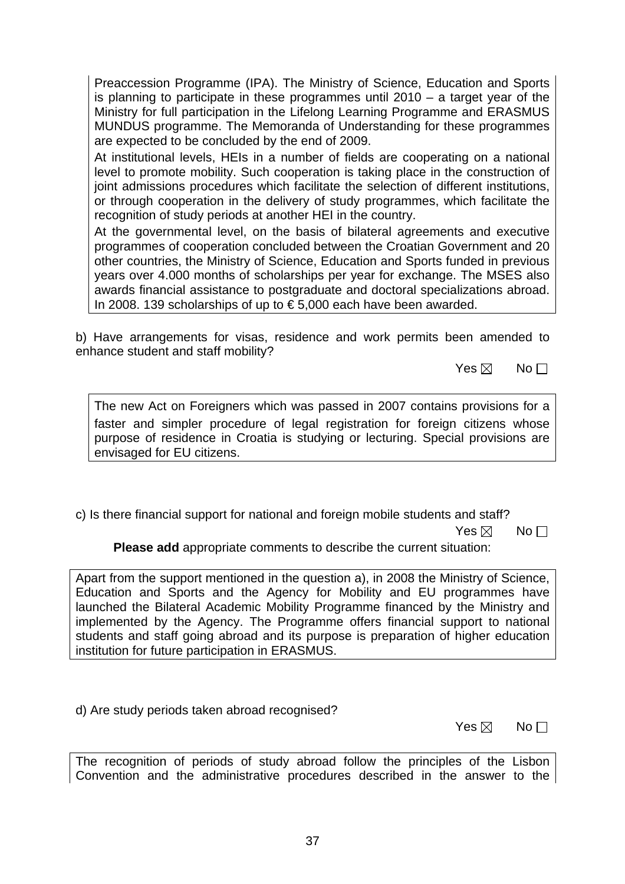Preaccession Programme (IPA). The Ministry of Science, Education and Sports is planning to participate in these programmes until 2010 – a target year of the Ministry for full participation in the Lifelong Learning Programme and ERASMUS MUNDUS programme. The Memoranda of Understanding for these programmes are expected to be concluded by the end of 2009.

At institutional levels, HEIs in a number of fields are cooperating on a national level to promote mobility. Such cooperation is taking place in the construction of joint admissions procedures which facilitate the selection of different institutions, or through cooperation in the delivery of study programmes, which facilitate the recognition of study periods at another HEI in the country.

At the governmental level, on the basis of bilateral agreements and executive programmes of cooperation concluded between the Croatian Government and 20 other countries, the Ministry of Science, Education and Sports funded in previous years over 4.000 months of scholarships per year for exchange. The MSES also awards financial assistance to postgraduate and doctoral specializations abroad. In 2008. 139 scholarships of up to € 5,000 each have been awarded.

b) Have arrangements for visas, residence and work permits been amended to enhance student and staff mobility?

Yes ☒ No ☐

The new Act on Foreigners which was passed in 2007 contains provisions for a faster and simpler procedure of legal registration for foreign citizens whose purpose of residence in Croatia is studying or lecturing. Special provisions are envisaged for EU citizens.

c) Is there financial support for national and foreign mobile students and staff?

Yes ☒ No ☐

**Please add** appropriate comments to describe the current situation:

Apart from the support mentioned in the question a), in 2008 the Ministry of Science, Education and Sports and the Agency for Mobility and EU programmes have launched the Bilateral Academic Mobility Programme financed by the Ministry and implemented by the Agency. The Programme offers financial support to national students and staff going abroad and its purpose is preparation of higher education institution for future participation in ERASMUS.

d) Are study periods taken abroad recognised?

Yes ☒ No ☐

The recognition of periods of study abroad follow the principles of the Lisbon Convention and the administrative procedures described in the answer to the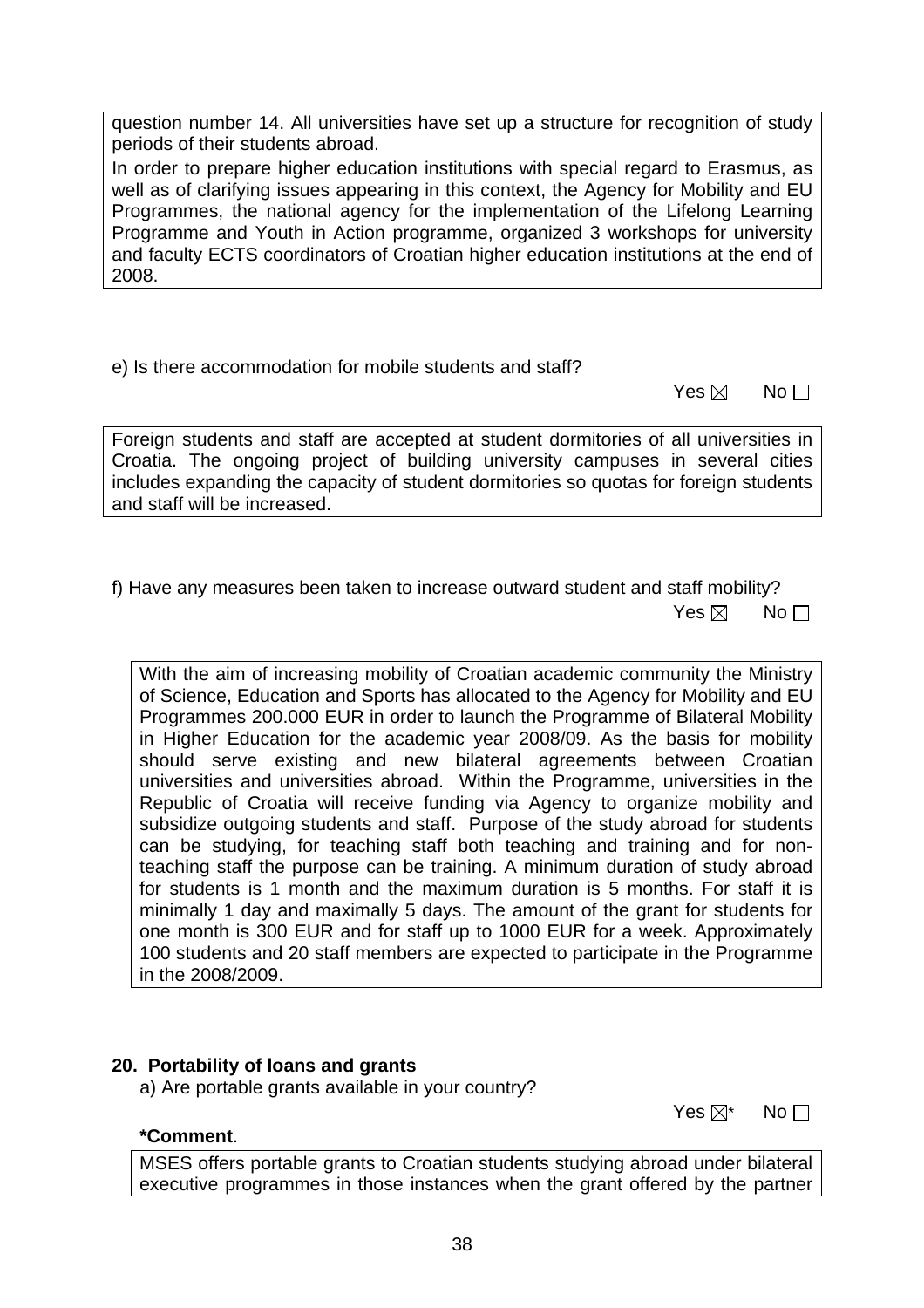question number 14. All universities have set up a structure for recognition of study periods of their students abroad.

In order to prepare higher education institutions with special regard to Erasmus, as well as of clarifying issues appearing in this context, the Agency for Mobility and EU Programmes, the national agency for the implementation of the Lifelong Learning Programme and Youth in Action programme, organized 3 workshops for university and faculty ECTS coordinators of Croatian higher education institutions at the end of 2008.

e) Is there accommodation for mobile students and staff?

Yes ☒ No ☐

Foreign students and staff are accepted at student dormitories of all universities in Croatia. The ongoing project of building university campuses in several cities includes expanding the capacity of student dormitories so quotas for foreign students and staff will be increased.

f) Have any measures been taken to increase outward student and staff mobility?

Yes ☒ No ☐

With the aim of increasing mobility of Croatian academic community the Ministry of Science, Education and Sports has allocated to the Agency for Mobility and EU Programmes 200.000 EUR in order to launch the Programme of Bilateral Mobility in Higher Education for the academic year 2008/09. As the basis for mobility should serve existing and new bilateral agreements between Croatian universities and universities abroad. Within the Programme, universities in the Republic of Croatia will receive funding via Agency to organize mobility and subsidize outgoing students and staff. Purpose of the study abroad for students can be studying, for teaching staff both teaching and training and for non-teaching staff the purpose can be training. A minimum duration of study abroad for students is 1 month and the maximum duration is 5 months. For staff it is minimally 1 day and maximally 5 days. The amount of the grant for students for one month is 300 EUR and for staff up to 1000 EUR for a week. Approximately 100 students and 20 staff members are expected to participate in the Programme in the 2008/2009.

**20. Portability of loans and grants**

a) Are portable grants available in your country?

Yes ☒* No ☐

***Comment**.

MSES offers portable grants to Croatian students studying abroad under bilateral executive programmes in those instances when the grant offered by the partner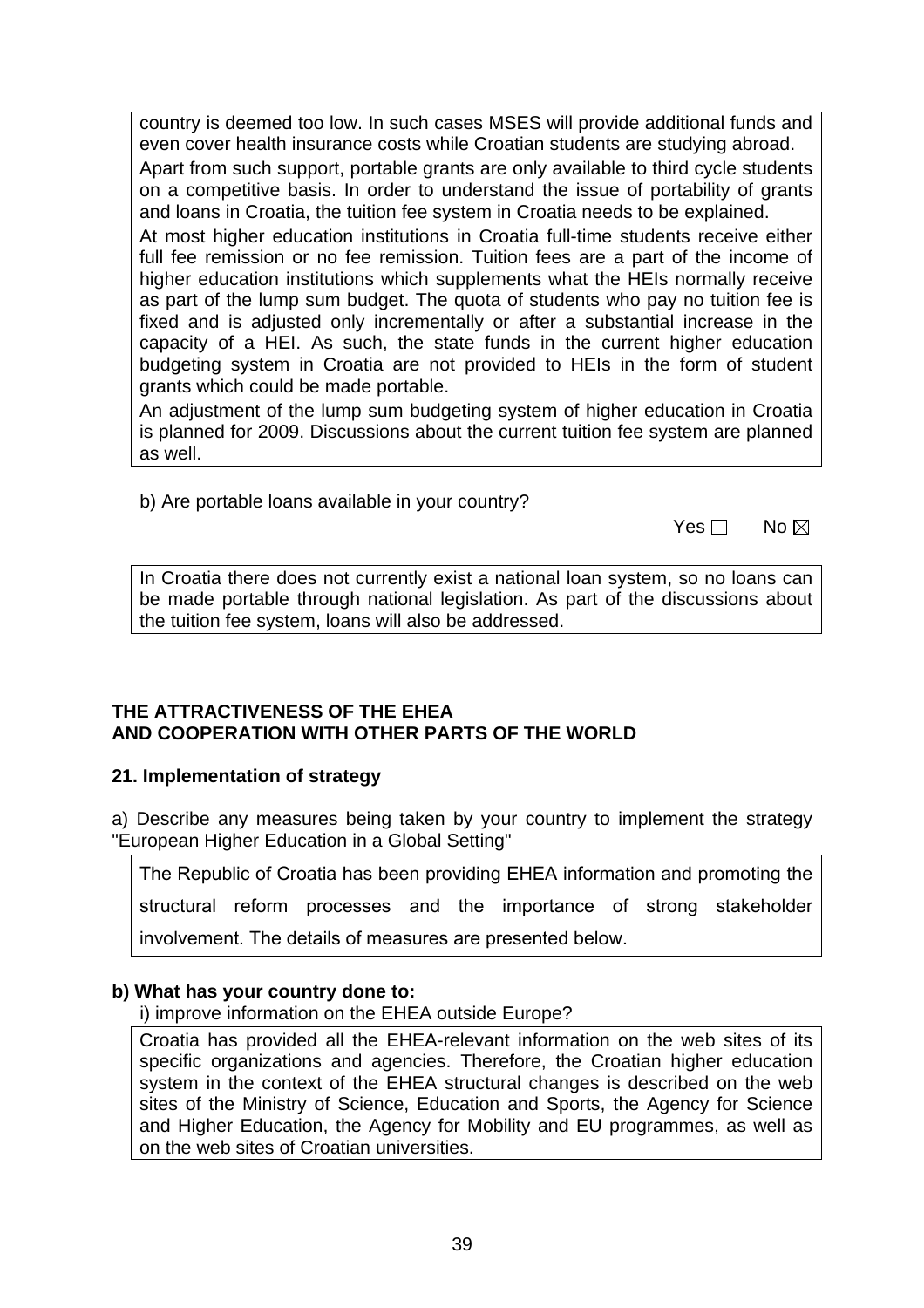country is deemed too low. In such cases MSES will provide additional funds and even cover health insurance costs while Croatian students are studying abroad.

Apart from such support, portable grants are only available to third cycle students on a competitive basis. In order to understand the issue of portability of grants and loans in Croatia, the tuition fee system in Croatia needs to be explained.

At most higher education institutions in Croatia full-time students receive either full fee remission or no fee remission. Tuition fees are a part of the income of higher education institutions which supplements what the HEIs normally receive as part of the lump sum budget. The quota of students who pay no tuition fee is fixed and is adjusted only incrementally or after a substantial increase in the capacity of a HEI. As such, the state funds in the current higher education budgeting system in Croatia are not provided to HEIs in the form of student grants which could be made portable.

An adjustment of the lump sum budgeting system of higher education in Croatia is planned for 2009. Discussions about the current tuition fee system are planned as well.

b) Are portable loans available in your country?

Yes ☐ No ☒

In Croatia there does not currently exist a national loan system, so no loans can be made portable through national legislation. As part of the discussions about the tuition fee system, loans will also be addressed.

## THE ATTRACTIVENESS OF THE EHEA AND COOPERATION WITH OTHER PARTS OF THE WORLD

### 21. Implementation of strategy

a) Describe any measures being taken by your country to implement the strategy "European Higher Education in a Global Setting"

The Republic of Croatia has been providing EHEA information and promoting the structural reform processes and the importance of strong stakeholder involvement. The details of measures are presented below.

**b) What has your country done to:**

i) improve information on the EHEA outside Europe?

Croatia has provided all the EHEA-relevant information on the web sites of its specific organizations and agencies. Therefore, the Croatian higher education system in the context of the EHEA structural changes is described on the web sites of the Ministry of Science, Education and Sports, the Agency for Science and Higher Education, the Agency for Mobility and EU programmes, as well as on the web sites of Croatian universities.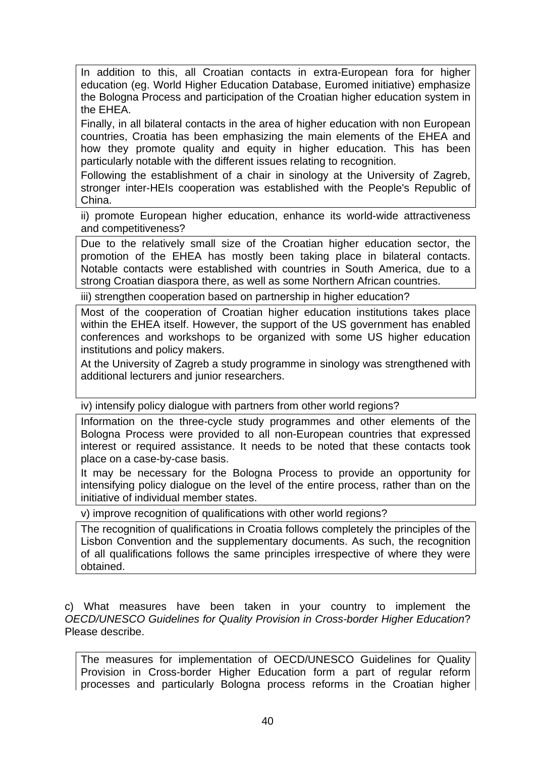In addition to this, all Croatian contacts in extra-European fora for higher education (eg. World Higher Education Database, Euromed initiative) emphasize the Bologna Process and participation of the Croatian higher education system in the EHEA.

Finally, in all bilateral contacts in the area of higher education with non European countries, Croatia has been emphasizing the main elements of the EHEA and how they promote quality and equity in higher education. This has been particularly notable with the different issues relating to recognition.

Following the establishment of a chair in sinology at the University of Zagreb, stronger inter-HEIs cooperation was established with the People's Republic of China.

ii) promote European higher education, enhance its world-wide attractiveness and competitiveness?

Due to the relatively small size of the Croatian higher education sector, the promotion of the EHEA has mostly been taking place in bilateral contacts. Notable contacts were established with countries in South America, due to a strong Croatian diaspora there, as well as some Northern African countries.

iii) strengthen cooperation based on partnership in higher education?

Most of the cooperation of Croatian higher education institutions takes place within the EHEA itself. However, the support of the US government has enabled conferences and workshops to be organized with some US higher education institutions and policy makers.

At the University of Zagreb a study programme in sinology was strengthened with additional lecturers and junior researchers.

iv) intensify policy dialogue with partners from other world regions?

Information on the three-cycle study programmes and other elements of the Bologna Process were provided to all non-European countries that expressed interest or required assistance. It needs to be noted that these contacts took place on a case-by-case basis.

It may be necessary for the Bologna Process to provide an opportunity for intensifying policy dialogue on the level of the entire process, rather than on the initiative of individual member states.

v) improve recognition of qualifications with other world regions?

The recognition of qualifications in Croatia follows completely the principles of the Lisbon Convention and the supplementary documents. As such, the recognition of all qualifications follows the same principles irrespective of where they were obtained.

c) What measures have been taken in your country to implement the *OECD/UNESCO Guidelines for Quality Provision in Cross-border Higher Education*? Please describe.

The measures for implementation of OECD/UNESCO Guidelines for Quality Provision in Cross-border Higher Education form a part of regular reform processes and particularly Bologna process reforms in the Croatian higher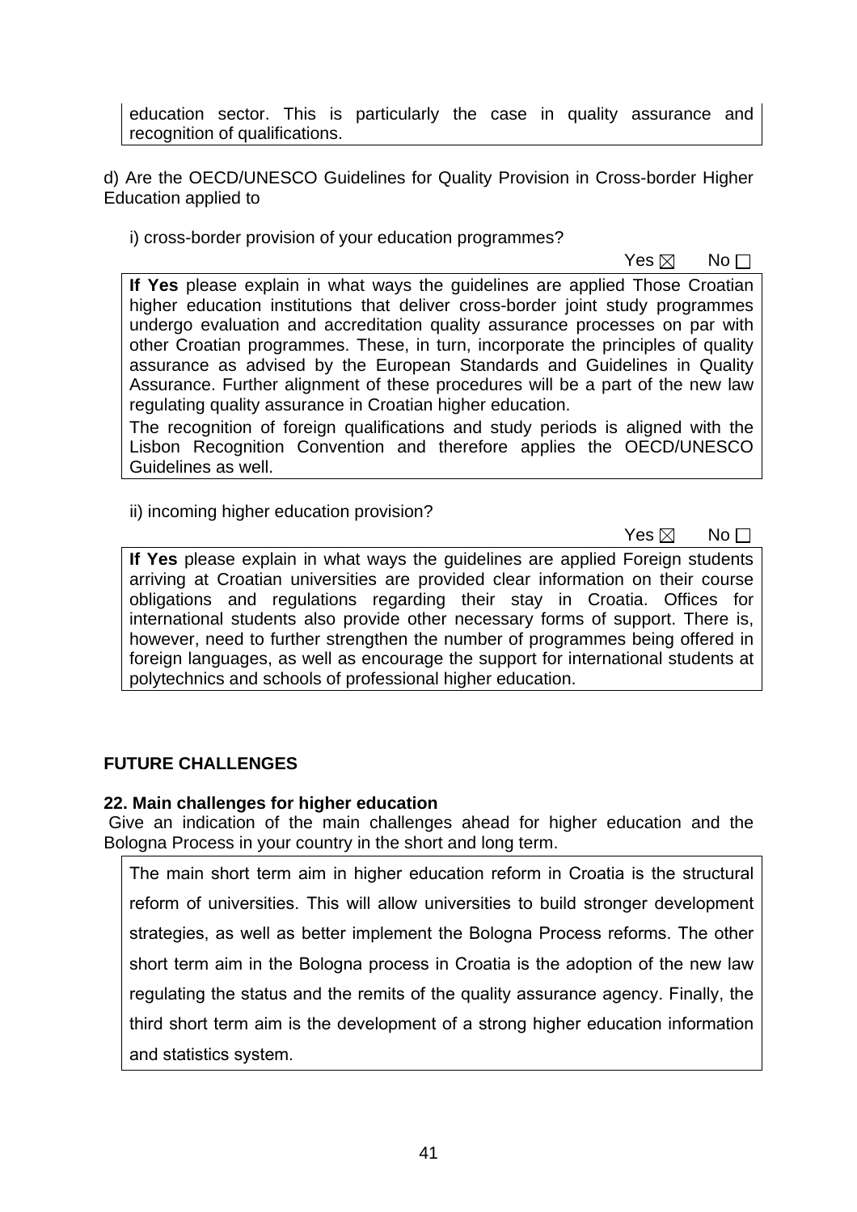education sector. This is particularly the case in quality assurance and recognition of qualifications.

d) Are the OECD/UNESCO Guidelines for Quality Provision in Cross-border Higher Education applied to

i) cross-border provision of your education programmes?

Yes ☒ No ☐

**If Yes** please explain in what ways the guidelines are applied Those Croatian higher education institutions that deliver cross-border joint study programmes undergo evaluation and accreditation quality assurance processes on par with other Croatian programmes. These, in turn, incorporate the principles of quality assurance as advised by the European Standards and Guidelines in Quality Assurance. Further alignment of these procedures will be a part of the new law regulating quality assurance in Croatian higher education.

The recognition of foreign qualifications and study periods is aligned with the Lisbon Recognition Convention and therefore applies the OECD/UNESCO Guidelines as well.

ii) incoming higher education provision?

Yes ☒ No ☐

**If Yes** please explain in what ways the guidelines are applied Foreign students arriving at Croatian universities are provided clear information on their course obligations and regulations regarding their stay in Croatia. Offices for international students also provide other necessary forms of support. There is, however, need to further strengthen the number of programmes being offered in foreign languages, as well as encourage the support for international students at polytechnics and schools of professional higher education.

**FUTURE CHALLENGES**

**22. Main challenges for higher education**

Give an indication of the main challenges ahead for higher education and the Bologna Process in your country in the short and long term.

The main short term aim in higher education reform in Croatia is the structural reform of universities. This will allow universities to build stronger development strategies, as well as better implement the Bologna Process reforms. The other short term aim in the Bologna process in Croatia is the adoption of the new law regulating the status and the remits of the quality assurance agency. Finally, the third short term aim is the development of a strong higher education information and statistics system.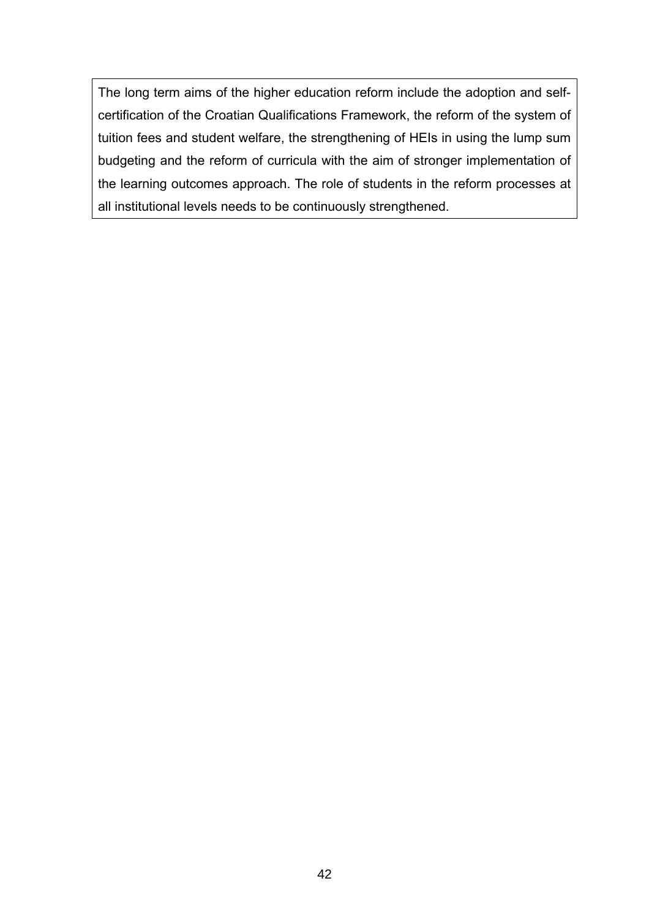The long term aims of the higher education reform include the adoption and self-certification of the Croatian Qualifications Framework, the reform of the system of tuition fees and student welfare, the strengthening of HEIs in using the lump sum budgeting and the reform of curricula with the aim of stronger implementation of the learning outcomes approach. The role of students in the reform processes at all institutional levels needs to be continuously strengthened.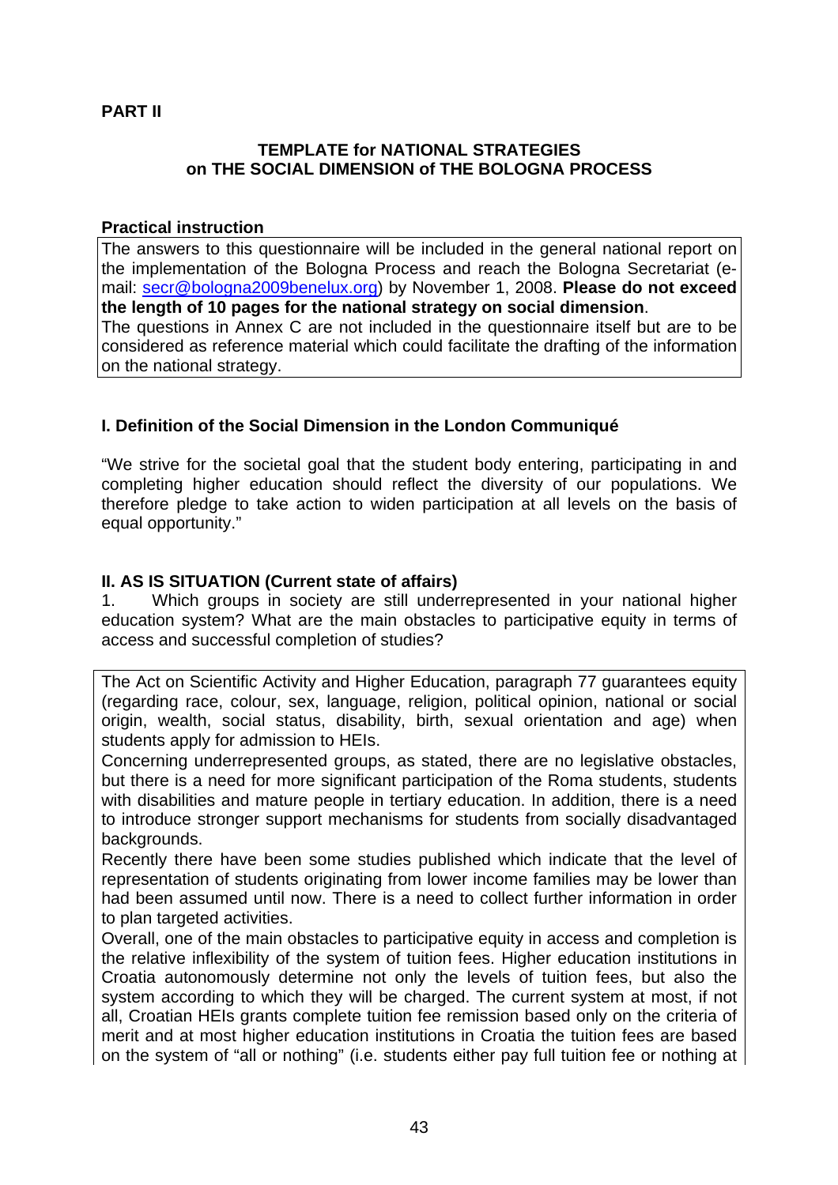**PART II**

**TEMPLATE for NATIONAL STRATEGIES**
**on THE SOCIAL DIMENSION of THE BOLOGNA PROCESS**

**Practical instruction**

The answers to this questionnaire will be included in the general national report on the implementation of the Bologna Process and reach the Bologna Secretariat (e-mail: secr@bologna2009benelux.org) by November 1, 2008. **Please do not exceed the length of 10 pages for the national strategy on social dimension**.
The questions in Annex C are not included in the questionnaire itself but are to be considered as reference material which could facilitate the drafting of the information on the national strategy.

## I. Definition of the Social Dimension in the London Communiqué

"We strive for the societal goal that the student body entering, participating in and completing higher education should reflect the diversity of our populations. We therefore pledge to take action to widen participation at all levels on the basis of equal opportunity."

## II. AS IS SITUATION (Current state of affairs)

1. Which groups in society are still underrepresented in your national higher education system? What are the main obstacles to participative equity in terms of access and successful completion of studies?

The Act on Scientific Activity and Higher Education, paragraph 77 guarantees equity (regarding race, colour, sex, language, religion, political opinion, national or social origin, wealth, social status, disability, birth, sexual orientation and age) when students apply for admission to HEIs.
Concerning underrepresented groups, as stated, there are no legislative obstacles, but there is a need for more significant participation of the Roma students, students with disabilities and mature people in tertiary education. In addition, there is a need to introduce stronger support mechanisms for students from socially disadvantaged backgrounds.
Recently there have been some studies published which indicate that the level of representation of students originating from lower income families may be lower than had been assumed until now. There is a need to collect further information in order to plan targeted activities.
Overall, one of the main obstacles to participative equity in access and completion is the relative inflexibility of the system of tuition fees. Higher education institutions in Croatia autonomously determine not only the levels of tuition fees, but also the system according to which they will be charged. The current system at most, if not all, Croatian HEIs grants complete tuition fee remission based only on the criteria of merit and at most higher education institutions in Croatia the tuition fees are based on the system of "all or nothing" (i.e. students either pay full tuition fee or nothing at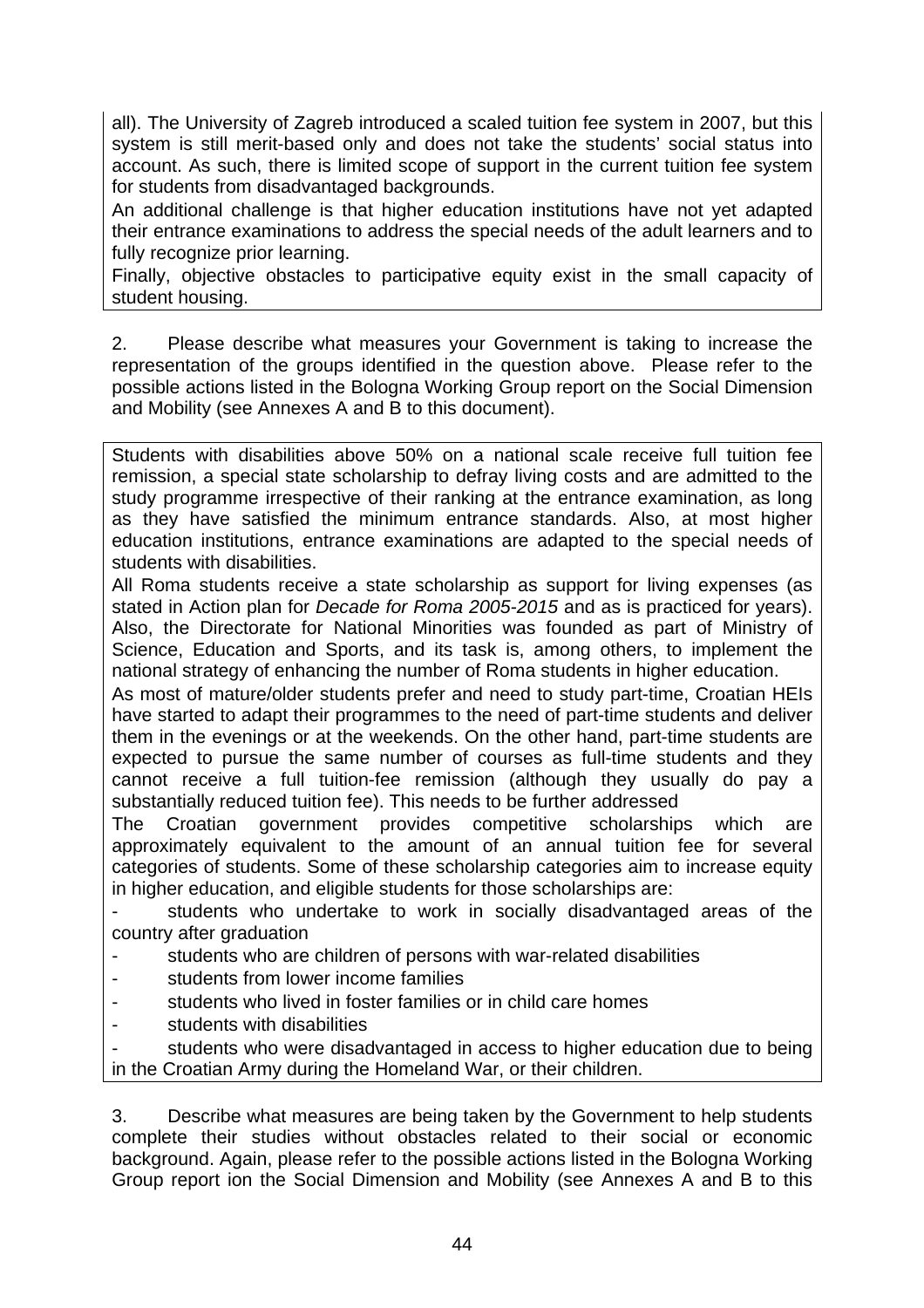all). The University of Zagreb introduced a scaled tuition fee system in 2007, but this system is still merit-based only and does not take the students' social status into account. As such, there is limited scope of support in the current tuition fee system for students from disadvantaged backgrounds.

An additional challenge is that higher education institutions have not yet adapted their entrance examinations to address the special needs of the adult learners and to fully recognize prior learning.

Finally, objective obstacles to participative equity exist in the small capacity of student housing.

2. Please describe what measures your Government is taking to increase the representation of the groups identified in the question above. Please refer to the possible actions listed in the Bologna Working Group report on the Social Dimension and Mobility (see Annexes A and B to this document).

Students with disabilities above 50% on a national scale receive full tuition fee remission, a special state scholarship to defray living costs and are admitted to the study programme irrespective of their ranking at the entrance examination, as long as they have satisfied the minimum entrance standards. Also, at most higher education institutions, entrance examinations are adapted to the special needs of students with disabilities.

All Roma students receive a state scholarship as support for living expenses (as stated in Action plan for *Decade for Roma 2005-2015* and as is practiced for years). Also, the Directorate for National Minorities was founded as part of Ministry of Science, Education and Sports, and its task is, among others, to implement the national strategy of enhancing the number of Roma students in higher education.

As most of mature/older students prefer and need to study part-time, Croatian HEIs have started to adapt their programmes to the need of part-time students and deliver them in the evenings or at the weekends. On the other hand, part-time students are expected to pursue the same number of courses as full-time students and they cannot receive a full tuition-fee remission (although they usually do pay a substantially reduced tuition fee). This needs to be further addressed

The Croatian government provides competitive scholarships which are approximately equivalent to the amount of an annual tuition fee for several categories of students. Some of these scholarship categories aim to increase equity in higher education, and eligible students for those scholarships are:

- students who undertake to work in socially disadvantaged areas of the country after graduation
- students who are children of persons with war-related disabilities
- students from lower income families
- students who lived in foster families or in child care homes
- students with disabilities
- students who were disadvantaged in access to higher education due to being in the Croatian Army during the Homeland War, or their children.

3. Describe what measures are being taken by the Government to help students complete their studies without obstacles related to their social or economic background. Again, please refer to the possible actions listed in the Bologna Working Group report ion the Social Dimension and Mobility (see Annexes A and B to this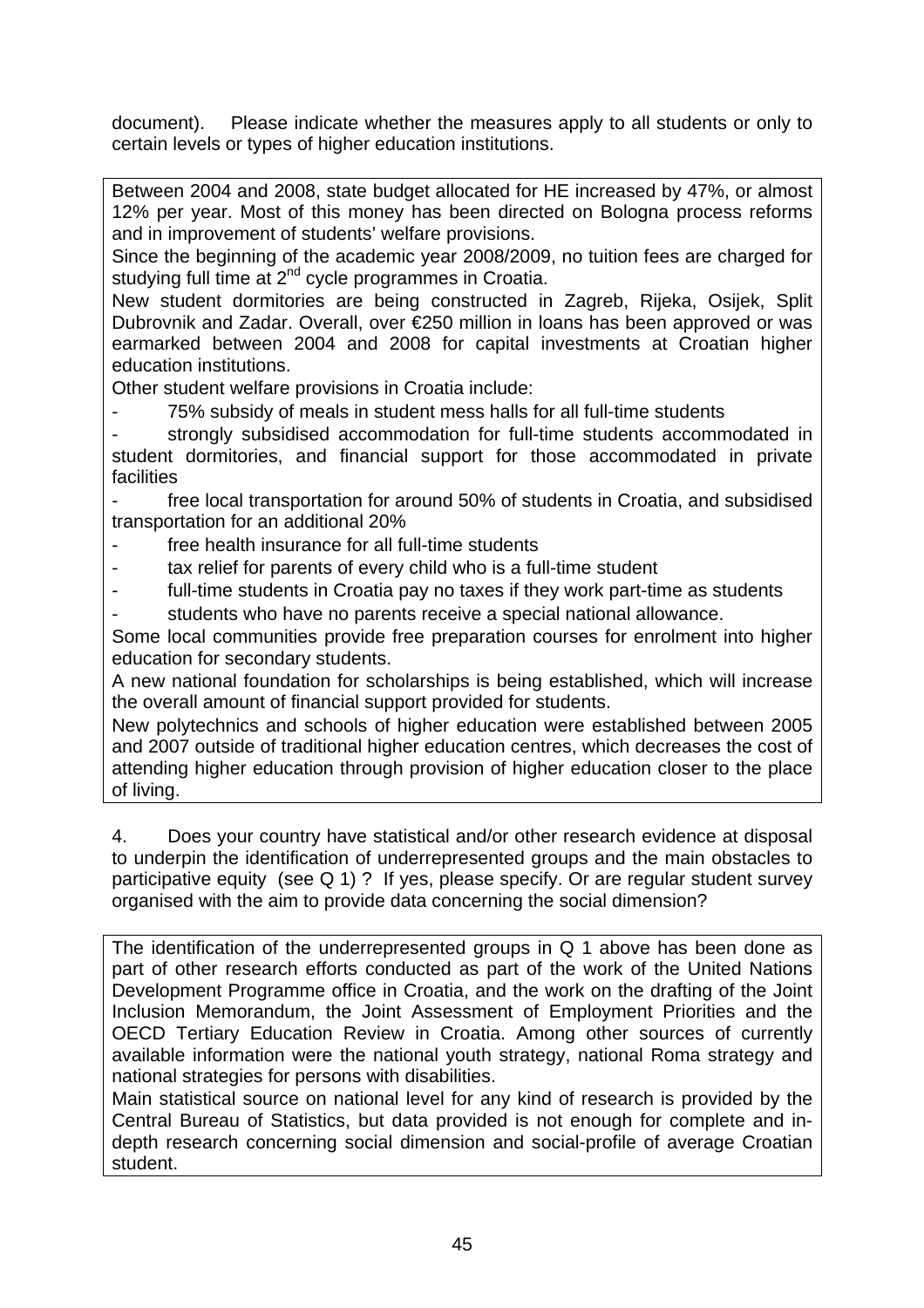document). Please indicate whether the measures apply to all students or only to certain levels or types of higher education institutions.

Between 2004 and 2008, state budget allocated for HE increased by 47%, or almost 12% per year. Most of this money has been directed on Bologna process reforms and in improvement of students' welfare provisions.

Since the beginning of the academic year 2008/2009, no tuition fees are charged for studying full time at 2nd cycle programmes in Croatia.

New student dormitories are being constructed in Zagreb, Rijeka, Osijek, Split Dubrovnik and Zadar. Overall, over €250 million in loans has been approved or was earmarked between 2004 and 2008 for capital investments at Croatian higher education institutions.

Other student welfare provisions in Croatia include:

- 75% subsidy of meals in student mess halls for all full-time students
- strongly subsidised accommodation for full-time students accommodated in student dormitories, and financial support for those accommodated in private facilities
- free local transportation for around 50% of students in Croatia, and subsidised transportation for an additional 20%
- free health insurance for all full-time students
- tax relief for parents of every child who is a full-time student
- full-time students in Croatia pay no taxes if they work part-time as students
- students who have no parents receive a special national allowance.

Some local communities provide free preparation courses for enrolment into higher education for secondary students.

A new national foundation for scholarships is being established, which will increase the overall amount of financial support provided for students.

New polytechnics and schools of higher education were established between 2005 and 2007 outside of traditional higher education centres, which decreases the cost of attending higher education through provision of higher education closer to the place of living.

4. Does your country have statistical and/or other research evidence at disposal to underpin the identification of underrepresented groups and the main obstacles to participative equity (see Q 1) ? If yes, please specify. Or are regular student survey organised with the aim to provide data concerning the social dimension?

The identification of the underrepresented groups in Q 1 above has been done as part of other research efforts conducted as part of the work of the United Nations Development Programme office in Croatia, and the work on the drafting of the Joint Inclusion Memorandum, the Joint Assessment of Employment Priorities and the OECD Tertiary Education Review in Croatia. Among other sources of currently available information were the national youth strategy, national Roma strategy and national strategies for persons with disabilities.

Main statistical source on national level for any kind of research is provided by the Central Bureau of Statistics, but data provided is not enough for complete and in-depth research concerning social dimension and social-profile of average Croatian student.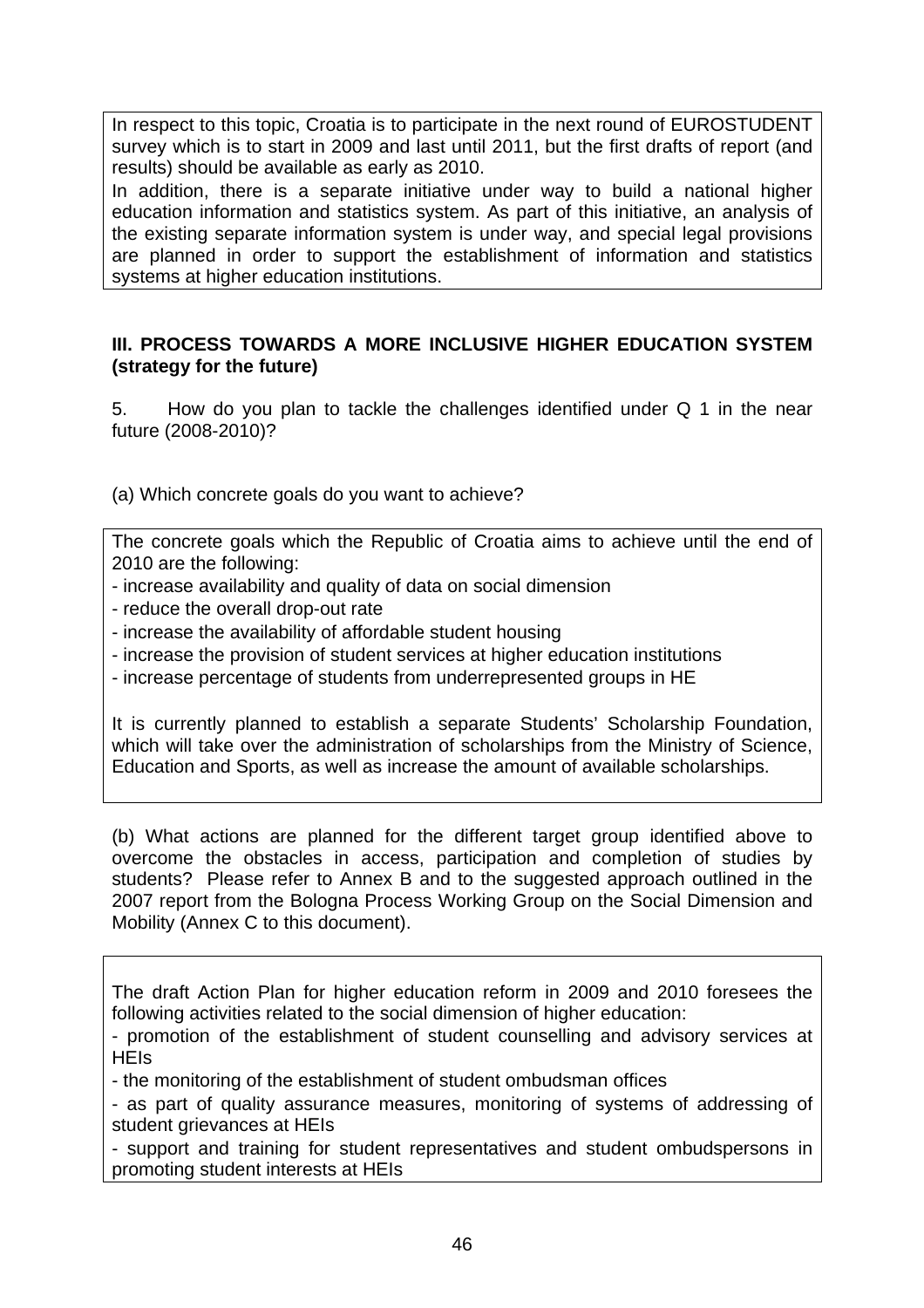In respect to this topic, Croatia is to participate in the next round of EUROSTUDENT survey which is to start in 2009 and last until 2011, but the first drafts of report (and results) should be available as early as 2010.

In addition, there is a separate initiative under way to build a national higher education information and statistics system. As part of this initiative, an analysis of the existing separate information system is under way, and special legal provisions are planned in order to support the establishment of information and statistics systems at higher education institutions.

**III. PROCESS TOWARDS A MORE INCLUSIVE HIGHER EDUCATION SYSTEM (strategy for the future)**

5. How do you plan to tackle the challenges identified under Q 1 in the near future (2008-2010)?

(a) Which concrete goals do you want to achieve?

The concrete goals which the Republic of Croatia aims to achieve until the end of 2010 are the following:

- increase availability and quality of data on social dimension
- reduce the overall drop-out rate
- increase the availability of affordable student housing
- increase the provision of student services at higher education institutions
- increase percentage of students from underrepresented groups in HE

It is currently planned to establish a separate Students' Scholarship Foundation, which will take over the administration of scholarships from the Ministry of Science, Education and Sports, as well as increase the amount of available scholarships.

(b) What actions are planned for the different target group identified above to overcome the obstacles in access, participation and completion of studies by students? Please refer to Annex B and to the suggested approach outlined in the 2007 report from the Bologna Process Working Group on the Social Dimension and Mobility (Annex C to this document).

The draft Action Plan for higher education reform in 2009 and 2010 foresees the following activities related to the social dimension of higher education:

- promotion of the establishment of student counselling and advisory services at HEIs
- the monitoring of the establishment of student ombudsman offices
- as part of quality assurance measures, monitoring of systems of addressing of student grievances at HEIs
- support and training for student representatives and student ombudspersons in promoting student interests at HEIs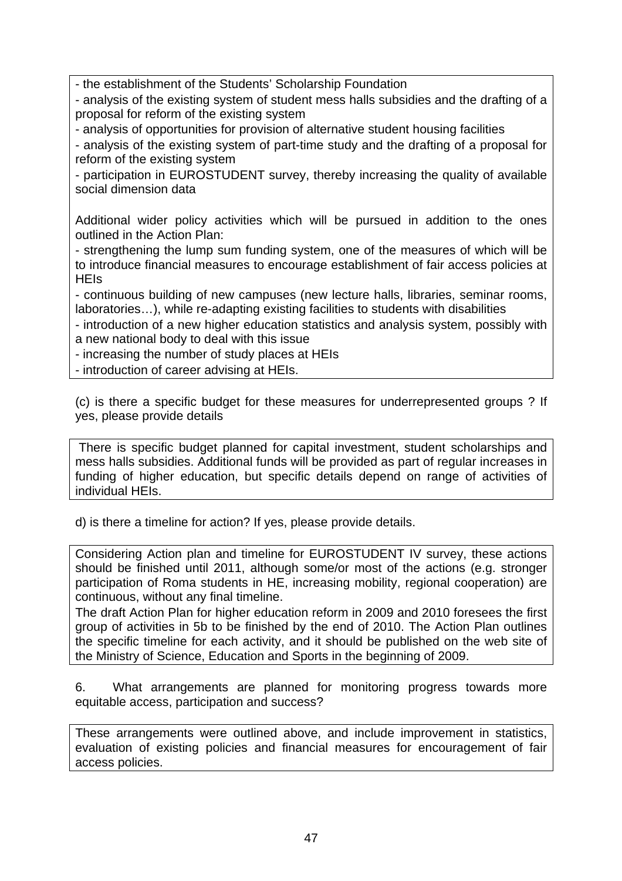- the establishment of the Students' Scholarship Foundation
- analysis of the existing system of student mess halls subsidies and the drafting of a proposal for reform of the existing system
- analysis of opportunities for provision of alternative student housing facilities
- analysis of the existing system of part-time study and the drafting of a proposal for reform of the existing system
- participation in EUROSTUDENT survey, thereby increasing the quality of available social dimension data

Additional wider policy activities which will be pursued in addition to the ones outlined in the Action Plan:

- strengthening the lump sum funding system, one of the measures of which will be to introduce financial measures to encourage establishment of fair access policies at HEIs
- continuous building of new campuses (new lecture halls, libraries, seminar rooms, laboratories…), while re-adapting existing facilities to students with disabilities
- introduction of a new higher education statistics and analysis system, possibly with a new national body to deal with this issue
- increasing the number of study places at HEIs
- introduction of career advising at HEIs.

(c) is there a specific budget for these measures for underrepresented groups ? If yes, please provide details

There is specific budget planned for capital investment, student scholarships and mess halls subsidies. Additional funds will be provided as part of regular increases in funding of higher education, but specific details depend on range of activities of individual HEIs.

d) is there a timeline for action? If yes, please provide details.

Considering Action plan and timeline for EUROSTUDENT IV survey, these actions should be finished until 2011, although some/or most of the actions (e.g. stronger participation of Roma students in HE, increasing mobility, regional cooperation) are continuous, without any final timeline.

The draft Action Plan for higher education reform in 2009 and 2010 foresees the first group of activities in 5b to be finished by the end of 2010. The Action Plan outlines the specific timeline for each activity, and it should be published on the web site of the Ministry of Science, Education and Sports in the beginning of 2009.

6. What arrangements are planned for monitoring progress towards more equitable access, participation and success?

These arrangements were outlined above, and include improvement in statistics, evaluation of existing policies and financial measures for encouragement of fair access policies.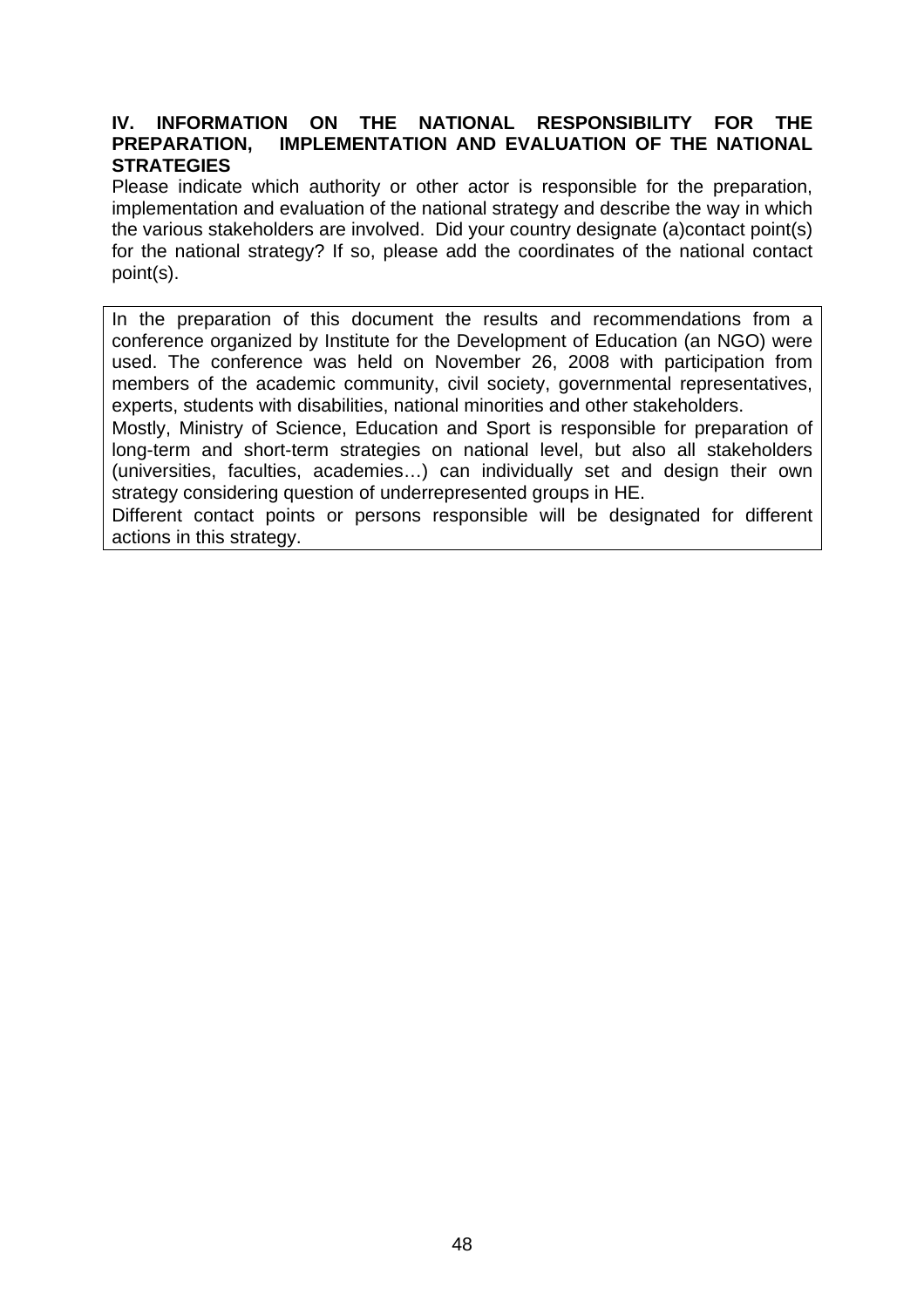## IV. INFORMATION ON THE NATIONAL RESPONSIBILITY FOR THE PREPARATION, IMPLEMENTATION AND EVALUATION OF THE NATIONAL STRATEGIES

Please indicate which authority or other actor is responsible for the preparation, implementation and evaluation of the national strategy and describe the way in which the various stakeholders are involved. Did your country designate (a)contact point(s) for the national strategy? If so, please add the coordinates of the national contact point(s).

In the preparation of this document the results and recommendations from a conference organized by Institute for the Development of Education (an NGO) were used. The conference was held on November 26, 2008 with participation from members of the academic community, civil society, governmental representatives, experts, students with disabilities, national minorities and other stakeholders.

Mostly, Ministry of Science, Education and Sport is responsible for preparation of long-term and short-term strategies on national level, but also all stakeholders (universities, faculties, academies…) can individually set and design their own strategy considering question of underrepresented groups in HE.

Different contact points or persons responsible will be designated for different actions in this strategy.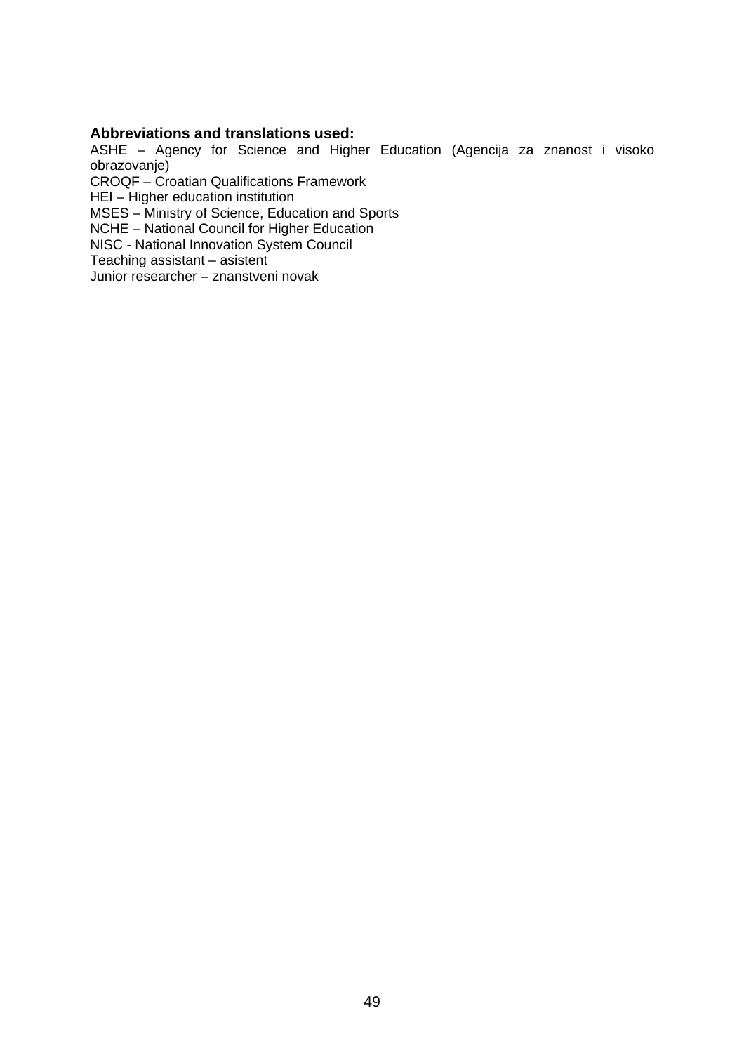**Abbreviations and translations used:**

ASHE – Agency for Science and Higher Education (Agencija za znanost i visoko obrazovanje)
CROQF – Croatian Qualifications Framework
HEI – Higher education institution
MSES – Ministry of Science, Education and Sports
NCHE – National Council for Higher Education
NISC - National Innovation System Council
Teaching assistant – asistent
Junior researcher – znanstveni novak